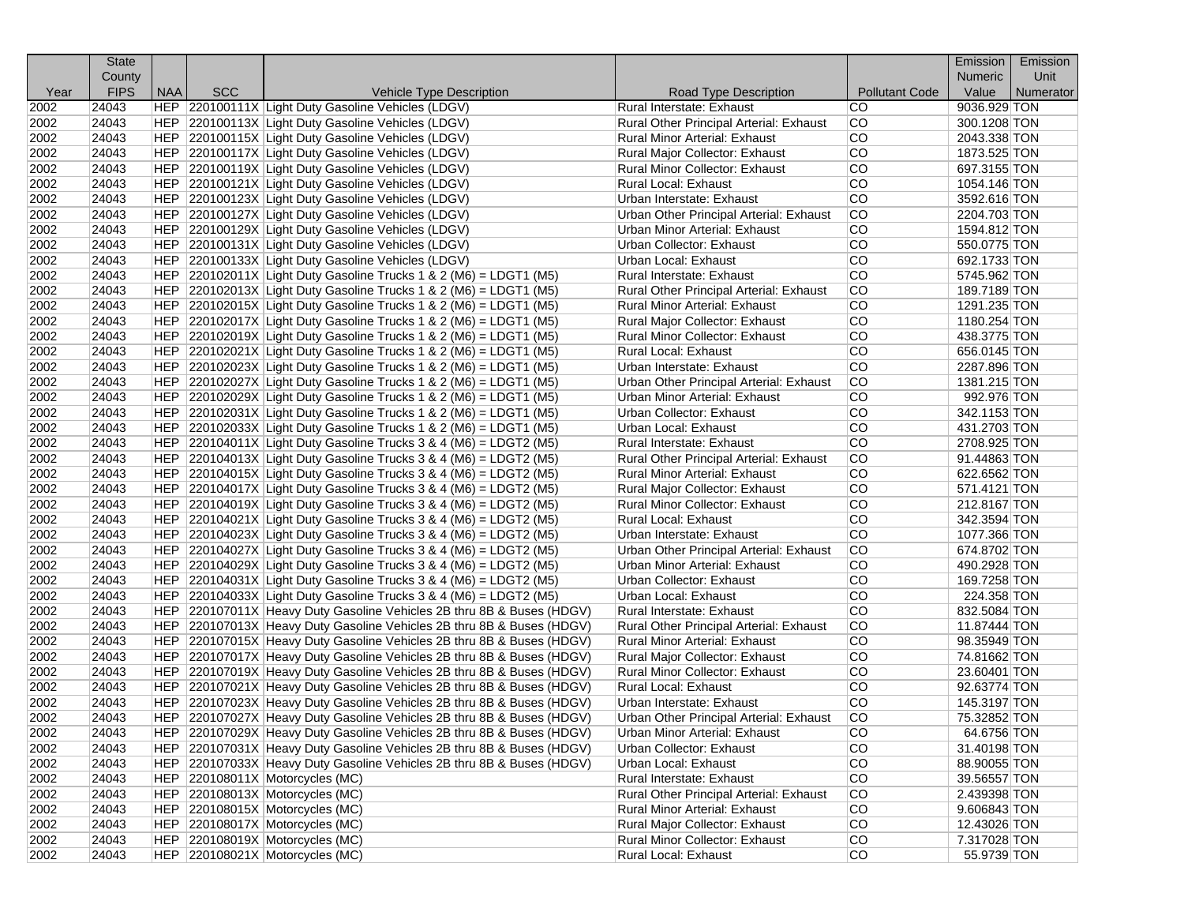| Year | State County FIPS | NAA | SCC | Vehicle Type Description | Road Type Description | Pollutant Code | Emission Numeric Value | Emission Unit Numerator |
|---|---|---|---|---|---|---|---|---|
| 2002 | 24043 | HEP | 220100111X | Light Duty Gasoline Vehicles (LDGV) | Rural Interstate: Exhaust | CO | 9036.929 | TON |
| 2002 | 24043 | HEP | 220100113X | Light Duty Gasoline Vehicles (LDGV) | Rural Other Principal Arterial: Exhaust | CO | 300.1208 | TON |
| 2002 | 24043 | HEP | 220100115X | Light Duty Gasoline Vehicles (LDGV) | Rural Minor Arterial: Exhaust | CO | 2043.338 | TON |
| 2002 | 24043 | HEP | 220100117X | Light Duty Gasoline Vehicles (LDGV) | Rural Major Collector: Exhaust | CO | 1873.525 | TON |
| 2002 | 24043 | HEP | 220100119X | Light Duty Gasoline Vehicles (LDGV) | Rural Minor Collector: Exhaust | CO | 697.3155 | TON |
| 2002 | 24043 | HEP | 220100121X | Light Duty Gasoline Vehicles (LDGV) | Rural Local: Exhaust | CO | 1054.146 | TON |
| 2002 | 24043 | HEP | 220100123X | Light Duty Gasoline Vehicles (LDGV) | Urban Interstate: Exhaust | CO | 3592.616 | TON |
| 2002 | 24043 | HEP | 220100127X | Light Duty Gasoline Vehicles (LDGV) | Urban Other Principal Arterial: Exhaust | CO | 2204.703 | TON |
| 2002 | 24043 | HEP | 220100129X | Light Duty Gasoline Vehicles (LDGV) | Urban Minor Arterial: Exhaust | CO | 1594.812 | TON |
| 2002 | 24043 | HEP | 220100131X | Light Duty Gasoline Vehicles (LDGV) | Urban Collector: Exhaust | CO | 550.0775 | TON |
| 2002 | 24043 | HEP | 220100133X | Light Duty Gasoline Vehicles (LDGV) | Urban Local: Exhaust | CO | 692.1733 | TON |
| 2002 | 24043 | HEP | 220102011X | Light Duty Gasoline Trucks 1 & 2 (M6) = LDGT1 (M5) | Rural Interstate: Exhaust | CO | 5745.962 | TON |
| 2002 | 24043 | HEP | 220102013X | Light Duty Gasoline Trucks 1 & 2 (M6) = LDGT1 (M5) | Rural Other Principal Arterial: Exhaust | CO | 189.7189 | TON |
| 2002 | 24043 | HEP | 220102015X | Light Duty Gasoline Trucks 1 & 2 (M6) = LDGT1 (M5) | Rural Minor Arterial: Exhaust | CO | 1291.235 | TON |
| 2002 | 24043 | HEP | 220102017X | Light Duty Gasoline Trucks 1 & 2 (M6) = LDGT1 (M5) | Rural Major Collector: Exhaust | CO | 1180.254 | TON |
| 2002 | 24043 | HEP | 220102019X | Light Duty Gasoline Trucks 1 & 2 (M6) = LDGT1 (M5) | Rural Minor Collector: Exhaust | CO | 438.3775 | TON |
| 2002 | 24043 | HEP | 220102021X | Light Duty Gasoline Trucks 1 & 2 (M6) = LDGT1 (M5) | Rural Local: Exhaust | CO | 656.0145 | TON |
| 2002 | 24043 | HEP | 220102023X | Light Duty Gasoline Trucks 1 & 2 (M6) = LDGT1 (M5) | Urban Interstate: Exhaust | CO | 2287.896 | TON |
| 2002 | 24043 | HEP | 220102027X | Light Duty Gasoline Trucks 1 & 2 (M6) = LDGT1 (M5) | Urban Other Principal Arterial: Exhaust | CO | 1381.215 | TON |
| 2002 | 24043 | HEP | 220102029X | Light Duty Gasoline Trucks 1 & 2 (M6) = LDGT1 (M5) | Urban Minor Arterial: Exhaust | CO | 992.976 | TON |
| 2002 | 24043 | HEP | 220102031X | Light Duty Gasoline Trucks 1 & 2 (M6) = LDGT1 (M5) | Urban Collector: Exhaust | CO | 342.1153 | TON |
| 2002 | 24043 | HEP | 220102033X | Light Duty Gasoline Trucks 1 & 2 (M6) = LDGT1 (M5) | Urban Local: Exhaust | CO | 431.2703 | TON |
| 2002 | 24043 | HEP | 220104011X | Light Duty Gasoline Trucks 3 & 4 (M6) = LDGT2 (M5) | Rural Interstate: Exhaust | CO | 2708.925 | TON |
| 2002 | 24043 | HEP | 220104013X | Light Duty Gasoline Trucks 3 & 4 (M6) = LDGT2 (M5) | Rural Other Principal Arterial: Exhaust | CO | 91.44863 | TON |
| 2002 | 24043 | HEP | 220104015X | Light Duty Gasoline Trucks 3 & 4 (M6) = LDGT2 (M5) | Rural Minor Arterial: Exhaust | CO | 622.6562 | TON |
| 2002 | 24043 | HEP | 220104017X | Light Duty Gasoline Trucks 3 & 4 (M6) = LDGT2 (M5) | Rural Major Collector: Exhaust | CO | 571.4121 | TON |
| 2002 | 24043 | HEP | 220104019X | Light Duty Gasoline Trucks 3 & 4 (M6) = LDGT2 (M5) | Rural Minor Collector: Exhaust | CO | 212.8167 | TON |
| 2002 | 24043 | HEP | 220104021X | Light Duty Gasoline Trucks 3 & 4 (M6) = LDGT2 (M5) | Rural Local: Exhaust | CO | 342.3594 | TON |
| 2002 | 24043 | HEP | 220104023X | Light Duty Gasoline Trucks 3 & 4 (M6) = LDGT2 (M5) | Urban Interstate: Exhaust | CO | 1077.366 | TON |
| 2002 | 24043 | HEP | 220104027X | Light Duty Gasoline Trucks 3 & 4 (M6) = LDGT2 (M5) | Urban Other Principal Arterial: Exhaust | CO | 674.8702 | TON |
| 2002 | 24043 | HEP | 220104029X | Light Duty Gasoline Trucks 3 & 4 (M6) = LDGT2 (M5) | Urban Minor Arterial: Exhaust | CO | 490.2928 | TON |
| 2002 | 24043 | HEP | 220104031X | Light Duty Gasoline Trucks 3 & 4 (M6) = LDGT2 (M5) | Urban Collector: Exhaust | CO | 169.7258 | TON |
| 2002 | 24043 | HEP | 220104033X | Light Duty Gasoline Trucks 3 & 4 (M6) = LDGT2 (M5) | Urban Local: Exhaust | CO | 224.358 | TON |
| 2002 | 24043 | HEP | 220107011X | Heavy Duty Gasoline Vehicles 2B thru 8B & Buses (HDGV) | Rural Interstate: Exhaust | CO | 832.5084 | TON |
| 2002 | 24043 | HEP | 220107013X | Heavy Duty Gasoline Vehicles 2B thru 8B & Buses (HDGV) | Rural Other Principal Arterial: Exhaust | CO | 11.87444 | TON |
| 2002 | 24043 | HEP | 220107015X | Heavy Duty Gasoline Vehicles 2B thru 8B & Buses (HDGV) | Rural Minor Arterial: Exhaust | CO | 98.35949 | TON |
| 2002 | 24043 | HEP | 220107017X | Heavy Duty Gasoline Vehicles 2B thru 8B & Buses (HDGV) | Rural Major Collector: Exhaust | CO | 74.81662 | TON |
| 2002 | 24043 | HEP | 220107019X | Heavy Duty Gasoline Vehicles 2B thru 8B & Buses (HDGV) | Rural Minor Collector: Exhaust | CO | 23.60401 | TON |
| 2002 | 24043 | HEP | 220107021X | Heavy Duty Gasoline Vehicles 2B thru 8B & Buses (HDGV) | Rural Local: Exhaust | CO | 92.63774 | TON |
| 2002 | 24043 | HEP | 220107023X | Heavy Duty Gasoline Vehicles 2B thru 8B & Buses (HDGV) | Urban Interstate: Exhaust | CO | 145.3197 | TON |
| 2002 | 24043 | HEP | 220107027X | Heavy Duty Gasoline Vehicles 2B thru 8B & Buses (HDGV) | Urban Other Principal Arterial: Exhaust | CO | 75.32852 | TON |
| 2002 | 24043 | HEP | 220107029X | Heavy Duty Gasoline Vehicles 2B thru 8B & Buses (HDGV) | Urban Minor Arterial: Exhaust | CO | 64.6756 | TON |
| 2002 | 24043 | HEP | 220107031X | Heavy Duty Gasoline Vehicles 2B thru 8B & Buses (HDGV) | Urban Collector: Exhaust | CO | 31.40198 | TON |
| 2002 | 24043 | HEP | 220107033X | Heavy Duty Gasoline Vehicles 2B thru 8B & Buses (HDGV) | Urban Local: Exhaust | CO | 88.90055 | TON |
| 2002 | 24043 | HEP | 220108011X | Motorcycles (MC) | Rural Interstate: Exhaust | CO | 39.56557 | TON |
| 2002 | 24043 | HEP | 220108013X | Motorcycles (MC) | Rural Other Principal Arterial: Exhaust | CO | 2.439398 | TON |
| 2002 | 24043 | HEP | 220108015X | Motorcycles (MC) | Rural Minor Arterial: Exhaust | CO | 9.606843 | TON |
| 2002 | 24043 | HEP | 220108017X | Motorcycles (MC) | Rural Major Collector: Exhaust | CO | 12.43026 | TON |
| 2002 | 24043 | HEP | 220108019X | Motorcycles (MC) | Rural Minor Collector: Exhaust | CO | 7.317028 | TON |
| 2002 | 24043 | HEP | 220108021X | Motorcycles (MC) | Rural Local: Exhaust | CO | 55.9739 | TON |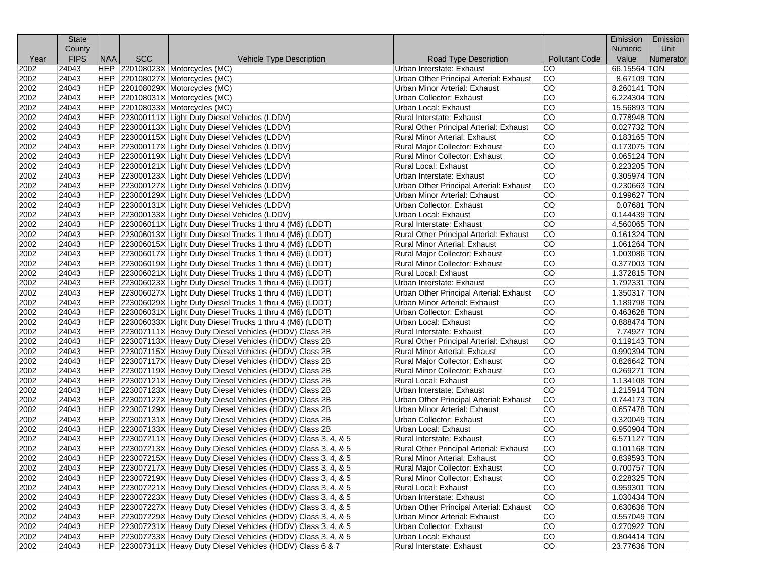| Year | State County FIPS | NAA | SCC | Vehicle Type Description | Road Type Description | Pollutant Code | Emission Numeric Value | Emission Unit Numerator |
|---|---|---|---|---|---|---|---|---|
| 2002 | 24043 | HEP | 220108023X | Motorcycles (MC) | Urban Interstate: Exhaust | CO | 66.15564 | TON |
| 2002 | 24043 | HEP | 220108027X | Motorcycles (MC) | Urban Other Principal Arterial: Exhaust | CO | 8.67109 | TON |
| 2002 | 24043 | HEP | 220108029X | Motorcycles (MC) | Urban Minor Arterial: Exhaust | CO | 8.260141 | TON |
| 2002 | 24043 | HEP | 220108031X | Motorcycles (MC) | Urban Collector: Exhaust | CO | 6.224304 | TON |
| 2002 | 24043 | HEP | 220108033X | Motorcycles (MC) | Urban Local: Exhaust | CO | 15.56893 | TON |
| 2002 | 24043 | HEP | 223000111X | Light Duty Diesel Vehicles (LDDV) | Rural Interstate: Exhaust | CO | 0.778948 | TON |
| 2002 | 24043 | HEP | 223000113X | Light Duty Diesel Vehicles (LDDV) | Rural Other Principal Arterial: Exhaust | CO | 0.027732 | TON |
| 2002 | 24043 | HEP | 223000115X | Light Duty Diesel Vehicles (LDDV) | Rural Minor Arterial: Exhaust | CO | 0.183165 | TON |
| 2002 | 24043 | HEP | 223000117X | Light Duty Diesel Vehicles (LDDV) | Rural Major Collector: Exhaust | CO | 0.173075 | TON |
| 2002 | 24043 | HEP | 223000119X | Light Duty Diesel Vehicles (LDDV) | Rural Minor Collector: Exhaust | CO | 0.065124 | TON |
| 2002 | 24043 | HEP | 223000121X | Light Duty Diesel Vehicles (LDDV) | Rural Local: Exhaust | CO | 0.223205 | TON |
| 2002 | 24043 | HEP | 223000123X | Light Duty Diesel Vehicles (LDDV) | Urban Interstate: Exhaust | CO | 0.305974 | TON |
| 2002 | 24043 | HEP | 223000127X | Light Duty Diesel Vehicles (LDDV) | Urban Other Principal Arterial: Exhaust | CO | 0.230663 | TON |
| 2002 | 24043 | HEP | 223000129X | Light Duty Diesel Vehicles (LDDV) | Urban Minor Arterial: Exhaust | CO | 0.199627 | TON |
| 2002 | 24043 | HEP | 223000131X | Light Duty Diesel Vehicles (LDDV) | Urban Collector: Exhaust | CO | 0.07681 | TON |
| 2002 | 24043 | HEP | 223000133X | Light Duty Diesel Vehicles (LDDV) | Urban Local: Exhaust | CO | 0.144439 | TON |
| 2002 | 24043 | HEP | 223006011X | Light Duty Diesel Trucks 1 thru 4 (M6) (LDDT) | Rural Interstate: Exhaust | CO | 4.560065 | TON |
| 2002 | 24043 | HEP | 223006013X | Light Duty Diesel Trucks 1 thru 4 (M6) (LDDT) | Rural Other Principal Arterial: Exhaust | CO | 0.161324 | TON |
| 2002 | 24043 | HEP | 223006015X | Light Duty Diesel Trucks 1 thru 4 (M6) (LDDT) | Rural Minor Arterial: Exhaust | CO | 1.061264 | TON |
| 2002 | 24043 | HEP | 223006017X | Light Duty Diesel Trucks 1 thru 4 (M6) (LDDT) | Rural Major Collector: Exhaust | CO | 1.003086 | TON |
| 2002 | 24043 | HEP | 223006019X | Light Duty Diesel Trucks 1 thru 4 (M6) (LDDT) | Rural Minor Collector: Exhaust | CO | 0.377003 | TON |
| 2002 | 24043 | HEP | 223006021X | Light Duty Diesel Trucks 1 thru 4 (M6) (LDDT) | Rural Local: Exhaust | CO | 1.372815 | TON |
| 2002 | 24043 | HEP | 223006023X | Light Duty Diesel Trucks 1 thru 4 (M6) (LDDT) | Urban Interstate: Exhaust | CO | 1.792331 | TON |
| 2002 | 24043 | HEP | 223006027X | Light Duty Diesel Trucks 1 thru 4 (M6) (LDDT) | Urban Other Principal Arterial: Exhaust | CO | 1.350317 | TON |
| 2002 | 24043 | HEP | 223006029X | Light Duty Diesel Trucks 1 thru 4 (M6) (LDDT) | Urban Minor Arterial: Exhaust | CO | 1.189798 | TON |
| 2002 | 24043 | HEP | 223006031X | Light Duty Diesel Trucks 1 thru 4 (M6) (LDDT) | Urban Collector: Exhaust | CO | 0.463628 | TON |
| 2002 | 24043 | HEP | 223006033X | Light Duty Diesel Trucks 1 thru 4 (M6) (LDDT) | Urban Local: Exhaust | CO | 0.888474 | TON |
| 2002 | 24043 | HEP | 223007111X | Heavy Duty Diesel Vehicles (HDDV) Class 2B | Rural Interstate: Exhaust | CO | 7.74927 | TON |
| 2002 | 24043 | HEP | 223007113X | Heavy Duty Diesel Vehicles (HDDV) Class 2B | Rural Other Principal Arterial: Exhaust | CO | 0.119143 | TON |
| 2002 | 24043 | HEP | 223007115X | Heavy Duty Diesel Vehicles (HDDV) Class 2B | Rural Minor Arterial: Exhaust | CO | 0.990394 | TON |
| 2002 | 24043 | HEP | 223007117X | Heavy Duty Diesel Vehicles (HDDV) Class 2B | Rural Major Collector: Exhaust | CO | 0.826642 | TON |
| 2002 | 24043 | HEP | 223007119X | Heavy Duty Diesel Vehicles (HDDV) Class 2B | Rural Minor Collector: Exhaust | CO | 0.269271 | TON |
| 2002 | 24043 | HEP | 223007121X | Heavy Duty Diesel Vehicles (HDDV) Class 2B | Rural Local: Exhaust | CO | 1.134108 | TON |
| 2002 | 24043 | HEP | 223007123X | Heavy Duty Diesel Vehicles (HDDV) Class 2B | Urban Interstate: Exhaust | CO | 1.215914 | TON |
| 2002 | 24043 | HEP | 223007127X | Heavy Duty Diesel Vehicles (HDDV) Class 2B | Urban Other Principal Arterial: Exhaust | CO | 0.744173 | TON |
| 2002 | 24043 | HEP | 223007129X | Heavy Duty Diesel Vehicles (HDDV) Class 2B | Urban Minor Arterial: Exhaust | CO | 0.657478 | TON |
| 2002 | 24043 | HEP | 223007131X | Heavy Duty Diesel Vehicles (HDDV) Class 2B | Urban Collector: Exhaust | CO | 0.320049 | TON |
| 2002 | 24043 | HEP | 223007133X | Heavy Duty Diesel Vehicles (HDDV) Class 2B | Urban Local: Exhaust | CO | 0.950904 | TON |
| 2002 | 24043 | HEP | 223007211X | Heavy Duty Diesel Vehicles (HDDV) Class 3, 4, & 5 | Rural Interstate: Exhaust | CO | 6.571127 | TON |
| 2002 | 24043 | HEP | 223007213X | Heavy Duty Diesel Vehicles (HDDV) Class 3, 4, & 5 | Rural Other Principal Arterial: Exhaust | CO | 0.101168 | TON |
| 2002 | 24043 | HEP | 223007215X | Heavy Duty Diesel Vehicles (HDDV) Class 3, 4, & 5 | Rural Minor Arterial: Exhaust | CO | 0.839593 | TON |
| 2002 | 24043 | HEP | 223007217X | Heavy Duty Diesel Vehicles (HDDV) Class 3, 4, & 5 | Rural Major Collector: Exhaust | CO | 0.700757 | TON |
| 2002 | 24043 | HEP | 223007219X | Heavy Duty Diesel Vehicles (HDDV) Class 3, 4, & 5 | Rural Minor Collector: Exhaust | CO | 0.228325 | TON |
| 2002 | 24043 | HEP | 223007221X | Heavy Duty Diesel Vehicles (HDDV) Class 3, 4, & 5 | Rural Local: Exhaust | CO | 0.959301 | TON |
| 2002 | 24043 | HEP | 223007223X | Heavy Duty Diesel Vehicles (HDDV) Class 3, 4, & 5 | Urban Interstate: Exhaust | CO | 1.030434 | TON |
| 2002 | 24043 | HEP | 223007227X | Heavy Duty Diesel Vehicles (HDDV) Class 3, 4, & 5 | Urban Other Principal Arterial: Exhaust | CO | 0.630636 | TON |
| 2002 | 24043 | HEP | 223007229X | Heavy Duty Diesel Vehicles (HDDV) Class 3, 4, & 5 | Urban Minor Arterial: Exhaust | CO | 0.557049 | TON |
| 2002 | 24043 | HEP | 223007231X | Heavy Duty Diesel Vehicles (HDDV) Class 3, 4, & 5 | Urban Collector: Exhaust | CO | 0.270922 | TON |
| 2002 | 24043 | HEP | 223007233X | Heavy Duty Diesel Vehicles (HDDV) Class 3, 4, & 5 | Urban Local: Exhaust | CO | 0.804414 | TON |
| 2002 | 24043 | HEP | 223007311X | Heavy Duty Diesel Vehicles (HDDV) Class 6 & 7 | Rural Interstate: Exhaust | CO | 23.77636 | TON |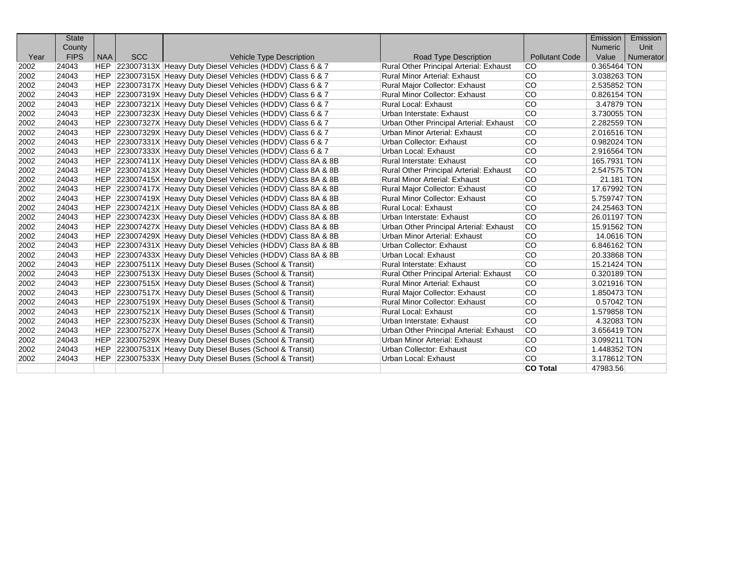| Year | State County FIPS | NAA | SCC | Vehicle Type Description | Road Type Description | Pollutant Code | Emission Numeric Value | Emission Unit Numerator |
|---|---|---|---|---|---|---|---|---|
| 2002 | 24043 | HEP | 223007313X | Heavy Duty Diesel Vehicles (HDDV) Class 6 & 7 | Rural Other Principal Arterial: Exhaust | CO | 0.365464 | TON |
| 2002 | 24043 | HEP | 223007315X | Heavy Duty Diesel Vehicles (HDDV) Class 6 & 7 | Rural Minor Arterial: Exhaust | CO | 3.038263 | TON |
| 2002 | 24043 | HEP | 223007317X | Heavy Duty Diesel Vehicles (HDDV) Class 6 & 7 | Rural Major Collector: Exhaust | CO | 2.535852 | TON |
| 2002 | 24043 | HEP | 223007319X | Heavy Duty Diesel Vehicles (HDDV) Class 6 & 7 | Rural Minor Collector: Exhaust | CO | 0.826154 | TON |
| 2002 | 24043 | HEP | 223007321X | Heavy Duty Diesel Vehicles (HDDV) Class 6 & 7 | Rural Local: Exhaust | CO | 3.47879 | TON |
| 2002 | 24043 | HEP | 223007323X | Heavy Duty Diesel Vehicles (HDDV) Class 6 & 7 | Urban Interstate: Exhaust | CO | 3.730055 | TON |
| 2002 | 24043 | HEP | 223007327X | Heavy Duty Diesel Vehicles (HDDV) Class 6 & 7 | Urban Other Principal Arterial: Exhaust | CO | 2.282559 | TON |
| 2002 | 24043 | HEP | 223007329X | Heavy Duty Diesel Vehicles (HDDV) Class 6 & 7 | Urban Minor Arterial: Exhaust | CO | 2.016516 | TON |
| 2002 | 24043 | HEP | 223007331X | Heavy Duty Diesel Vehicles (HDDV) Class 6 & 7 | Urban Collector: Exhaust | CO | 0.982024 | TON |
| 2002 | 24043 | HEP | 223007333X | Heavy Duty Diesel Vehicles (HDDV) Class 6 & 7 | Urban Local: Exhaust | CO | 2.916564 | TON |
| 2002 | 24043 | HEP | 223007411X | Heavy Duty Diesel Vehicles (HDDV) Class 8A & 8B | Rural Interstate: Exhaust | CO | 165.7931 | TON |
| 2002 | 24043 | HEP | 223007413X | Heavy Duty Diesel Vehicles (HDDV) Class 8A & 8B | Rural Other Principal Arterial: Exhaust | CO | 2.547575 | TON |
| 2002 | 24043 | HEP | 223007415X | Heavy Duty Diesel Vehicles (HDDV) Class 8A & 8B | Rural Minor Arterial: Exhaust | CO | 21.181 | TON |
| 2002 | 24043 | HEP | 223007417X | Heavy Duty Diesel Vehicles (HDDV) Class 8A & 8B | Rural Major Collector: Exhaust | CO | 17.67992 | TON |
| 2002 | 24043 | HEP | 223007419X | Heavy Duty Diesel Vehicles (HDDV) Class 8A & 8B | Rural Minor Collector: Exhaust | CO | 5.759747 | TON |
| 2002 | 24043 | HEP | 223007421X | Heavy Duty Diesel Vehicles (HDDV) Class 8A & 8B | Rural Local: Exhaust | CO | 24.25463 | TON |
| 2002 | 24043 | HEP | 223007423X | Heavy Duty Diesel Vehicles (HDDV) Class 8A & 8B | Urban Interstate: Exhaust | CO | 26.01197 | TON |
| 2002 | 24043 | HEP | 223007427X | Heavy Duty Diesel Vehicles (HDDV) Class 8A & 8B | Urban Other Principal Arterial: Exhaust | CO | 15.91562 | TON |
| 2002 | 24043 | HEP | 223007429X | Heavy Duty Diesel Vehicles (HDDV) Class 8A & 8B | Urban Minor Arterial: Exhaust | CO | 14.0616 | TON |
| 2002 | 24043 | HEP | 223007431X | Heavy Duty Diesel Vehicles (HDDV) Class 8A & 8B | Urban Collector: Exhaust | CO | 6.846162 | TON |
| 2002 | 24043 | HEP | 223007433X | Heavy Duty Diesel Vehicles (HDDV) Class 8A & 8B | Urban Local: Exhaust | CO | 20.33868 | TON |
| 2002 | 24043 | HEP | 223007511X | Heavy Duty Diesel Buses (School & Transit) | Rural Interstate: Exhaust | CO | 15.21424 | TON |
| 2002 | 24043 | HEP | 223007513X | Heavy Duty Diesel Buses (School & Transit) | Rural Other Principal Arterial: Exhaust | CO | 0.320189 | TON |
| 2002 | 24043 | HEP | 223007515X | Heavy Duty Diesel Buses (School & Transit) | Rural Minor Arterial: Exhaust | CO | 3.021916 | TON |
| 2002 | 24043 | HEP | 223007517X | Heavy Duty Diesel Buses (School & Transit) | Rural Major Collector: Exhaust | CO | 1.850473 | TON |
| 2002 | 24043 | HEP | 223007519X | Heavy Duty Diesel Buses (School & Transit) | Rural Minor Collector: Exhaust | CO | 0.57042 | TON |
| 2002 | 24043 | HEP | 223007521X | Heavy Duty Diesel Buses (School & Transit) | Rural Local: Exhaust | CO | 1.579858 | TON |
| 2002 | 24043 | HEP | 223007523X | Heavy Duty Diesel Buses (School & Transit) | Urban Interstate: Exhaust | CO | 4.32083 | TON |
| 2002 | 24043 | HEP | 223007527X | Heavy Duty Diesel Buses (School & Transit) | Urban Other Principal Arterial: Exhaust | CO | 3.656419 | TON |
| 2002 | 24043 | HEP | 223007529X | Heavy Duty Diesel Buses (School & Transit) | Urban Minor Arterial: Exhaust | CO | 3.099211 | TON |
| 2002 | 24043 | HEP | 223007531X | Heavy Duty Diesel Buses (School & Transit) | Urban Collector: Exhaust | CO | 1.448352 | TON |
| 2002 | 24043 | HEP | 223007533X | Heavy Duty Diesel Buses (School & Transit) | Urban Local: Exhaust | CO | 3.178612 | TON |
| | | | | | | **CO Total** | 47983.56 | |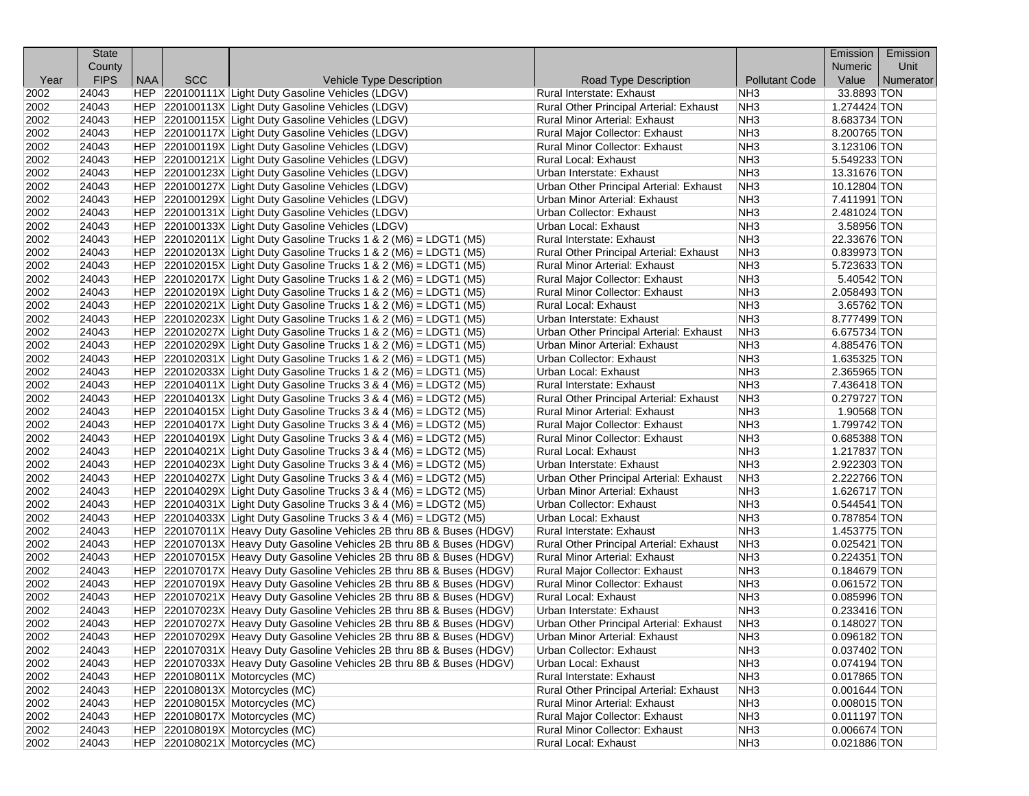| Year | State County FIPS | NAA | SCC | Vehicle Type Description | Road Type Description | Pollutant Code | Emission Numeric Value | Emission Unit Numerator |
|---|---|---|---|---|---|---|---|---|
| 2002 | 24043 | HEP | 220100111X | Light Duty Gasoline Vehicles (LDGV) | Rural Interstate: Exhaust | NH3 | 33.8893 | TON |
| 2002 | 24043 | HEP | 220100113X | Light Duty Gasoline Vehicles (LDGV) | Rural Other Principal Arterial: Exhaust | NH3 | 1.274424 | TON |
| 2002 | 24043 | HEP | 220100115X | Light Duty Gasoline Vehicles (LDGV) | Rural Minor Arterial: Exhaust | NH3 | 8.683734 | TON |
| 2002 | 24043 | HEP | 220100117X | Light Duty Gasoline Vehicles (LDGV) | Rural Major Collector: Exhaust | NH3 | 8.200765 | TON |
| 2002 | 24043 | HEP | 220100119X | Light Duty Gasoline Vehicles (LDGV) | Rural Minor Collector: Exhaust | NH3 | 3.123106 | TON |
| 2002 | 24043 | HEP | 220100121X | Light Duty Gasoline Vehicles (LDGV) | Rural Local: Exhaust | NH3 | 5.549233 | TON |
| 2002 | 24043 | HEP | 220100123X | Light Duty Gasoline Vehicles (LDGV) | Urban Interstate: Exhaust | NH3 | 13.31676 | TON |
| 2002 | 24043 | HEP | 220100127X | Light Duty Gasoline Vehicles (LDGV) | Urban Other Principal Arterial: Exhaust | NH3 | 10.12804 | TON |
| 2002 | 24043 | HEP | 220100129X | Light Duty Gasoline Vehicles (LDGV) | Urban Minor Arterial: Exhaust | NH3 | 7.411991 | TON |
| 2002 | 24043 | HEP | 220100131X | Light Duty Gasoline Vehicles (LDGV) | Urban Collector: Exhaust | NH3 | 2.481024 | TON |
| 2002 | 24043 | HEP | 220100133X | Light Duty Gasoline Vehicles (LDGV) | Urban Local: Exhaust | NH3 | 3.58956 | TON |
| 2002 | 24043 | HEP | 220102011X | Light Duty Gasoline Trucks 1 & 2 (M6) = LDGT1 (M5) | Rural Interstate: Exhaust | NH3 | 22.33676 | TON |
| 2002 | 24043 | HEP | 220102013X | Light Duty Gasoline Trucks 1 & 2 (M6) = LDGT1 (M5) | Rural Other Principal Arterial: Exhaust | NH3 | 0.839973 | TON |
| 2002 | 24043 | HEP | 220102015X | Light Duty Gasoline Trucks 1 & 2 (M6) = LDGT1 (M5) | Rural Minor Arterial: Exhaust | NH3 | 5.723633 | TON |
| 2002 | 24043 | HEP | 220102017X | Light Duty Gasoline Trucks 1 & 2 (M6) = LDGT1 (M5) | Rural Major Collector: Exhaust | NH3 | 5.40542 | TON |
| 2002 | 24043 | HEP | 220102019X | Light Duty Gasoline Trucks 1 & 2 (M6) = LDGT1 (M5) | Rural Minor Collector: Exhaust | NH3 | 2.058493 | TON |
| 2002 | 24043 | HEP | 220102021X | Light Duty Gasoline Trucks 1 & 2 (M6) = LDGT1 (M5) | Rural Local: Exhaust | NH3 | 3.65762 | TON |
| 2002 | 24043 | HEP | 220102023X | Light Duty Gasoline Trucks 1 & 2 (M6) = LDGT1 (M5) | Urban Interstate: Exhaust | NH3 | 8.777499 | TON |
| 2002 | 24043 | HEP | 220102027X | Light Duty Gasoline Trucks 1 & 2 (M6) = LDGT1 (M5) | Urban Other Principal Arterial: Exhaust | NH3 | 6.675734 | TON |
| 2002 | 24043 | HEP | 220102029X | Light Duty Gasoline Trucks 1 & 2 (M6) = LDGT1 (M5) | Urban Minor Arterial: Exhaust | NH3 | 4.885476 | TON |
| 2002 | 24043 | HEP | 220102031X | Light Duty Gasoline Trucks 1 & 2 (M6) = LDGT1 (M5) | Urban Collector: Exhaust | NH3 | 1.635325 | TON |
| 2002 | 24043 | HEP | 220102033X | Light Duty Gasoline Trucks 1 & 2 (M6) = LDGT1 (M5) | Urban Local: Exhaust | NH3 | 2.365965 | TON |
| 2002 | 24043 | HEP | 220104011X | Light Duty Gasoline Trucks 3 & 4 (M6) = LDGT2 (M5) | Rural Interstate: Exhaust | NH3 | 7.436418 | TON |
| 2002 | 24043 | HEP | 220104013X | Light Duty Gasoline Trucks 3 & 4 (M6) = LDGT2 (M5) | Rural Other Principal Arterial: Exhaust | NH3 | 0.279727 | TON |
| 2002 | 24043 | HEP | 220104015X | Light Duty Gasoline Trucks 3 & 4 (M6) = LDGT2 (M5) | Rural Minor Arterial: Exhaust | NH3 | 1.90568 | TON |
| 2002 | 24043 | HEP | 220104017X | Light Duty Gasoline Trucks 3 & 4 (M6) = LDGT2 (M5) | Rural Major Collector: Exhaust | NH3 | 1.799742 | TON |
| 2002 | 24043 | HEP | 220104019X | Light Duty Gasoline Trucks 3 & 4 (M6) = LDGT2 (M5) | Rural Minor Collector: Exhaust | NH3 | 0.685388 | TON |
| 2002 | 24043 | HEP | 220104021X | Light Duty Gasoline Trucks 3 & 4 (M6) = LDGT2 (M5) | Rural Local: Exhaust | NH3 | 1.217837 | TON |
| 2002 | 24043 | HEP | 220104023X | Light Duty Gasoline Trucks 3 & 4 (M6) = LDGT2 (M5) | Urban Interstate: Exhaust | NH3 | 2.922303 | TON |
| 2002 | 24043 | HEP | 220104027X | Light Duty Gasoline Trucks 3 & 4 (M6) = LDGT2 (M5) | Urban Other Principal Arterial: Exhaust | NH3 | 2.222766 | TON |
| 2002 | 24043 | HEP | 220104029X | Light Duty Gasoline Trucks 3 & 4 (M6) = LDGT2 (M5) | Urban Minor Arterial: Exhaust | NH3 | 1.626717 | TON |
| 2002 | 24043 | HEP | 220104031X | Light Duty Gasoline Trucks 3 & 4 (M6) = LDGT2 (M5) | Urban Collector: Exhaust | NH3 | 0.544541 | TON |
| 2002 | 24043 | HEP | 220104033X | Light Duty Gasoline Trucks 3 & 4 (M6) = LDGT2 (M5) | Urban Local: Exhaust | NH3 | 0.787854 | TON |
| 2002 | 24043 | HEP | 220107011X | Heavy Duty Gasoline Vehicles 2B thru 8B & Buses (HDGV) | Rural Interstate: Exhaust | NH3 | 1.453775 | TON |
| 2002 | 24043 | HEP | 220107013X | Heavy Duty Gasoline Vehicles 2B thru 8B & Buses (HDGV) | Rural Other Principal Arterial: Exhaust | NH3 | 0.025421 | TON |
| 2002 | 24043 | HEP | 220107015X | Heavy Duty Gasoline Vehicles 2B thru 8B & Buses (HDGV) | Rural Minor Arterial: Exhaust | NH3 | 0.224351 | TON |
| 2002 | 24043 | HEP | 220107017X | Heavy Duty Gasoline Vehicles 2B thru 8B & Buses (HDGV) | Rural Major Collector: Exhaust | NH3 | 0.184679 | TON |
| 2002 | 24043 | HEP | 220107019X | Heavy Duty Gasoline Vehicles 2B thru 8B & Buses (HDGV) | Rural Minor Collector: Exhaust | NH3 | 0.061572 | TON |
| 2002 | 24043 | HEP | 220107021X | Heavy Duty Gasoline Vehicles 2B thru 8B & Buses (HDGV) | Rural Local: Exhaust | NH3 | 0.085996 | TON |
| 2002 | 24043 | HEP | 220107023X | Heavy Duty Gasoline Vehicles 2B thru 8B & Buses (HDGV) | Urban Interstate: Exhaust | NH3 | 0.233416 | TON |
| 2002 | 24043 | HEP | 220107027X | Heavy Duty Gasoline Vehicles 2B thru 8B & Buses (HDGV) | Urban Other Principal Arterial: Exhaust | NH3 | 0.148027 | TON |
| 2002 | 24043 | HEP | 220107029X | Heavy Duty Gasoline Vehicles 2B thru 8B & Buses (HDGV) | Urban Minor Arterial: Exhaust | NH3 | 0.096182 | TON |
| 2002 | 24043 | HEP | 220107031X | Heavy Duty Gasoline Vehicles 2B thru 8B & Buses (HDGV) | Urban Collector: Exhaust | NH3 | 0.037402 | TON |
| 2002 | 24043 | HEP | 220107033X | Heavy Duty Gasoline Vehicles 2B thru 8B & Buses (HDGV) | Urban Local: Exhaust | NH3 | 0.074194 | TON |
| 2002 | 24043 | HEP | 220108011X | Motorcycles (MC) | Rural Interstate: Exhaust | NH3 | 0.017865 | TON |
| 2002 | 24043 | HEP | 220108013X | Motorcycles (MC) | Rural Other Principal Arterial: Exhaust | NH3 | 0.001644 | TON |
| 2002 | 24043 | HEP | 220108015X | Motorcycles (MC) | Rural Minor Arterial: Exhaust | NH3 | 0.008015 | TON |
| 2002 | 24043 | HEP | 220108017X | Motorcycles (MC) | Rural Major Collector: Exhaust | NH3 | 0.011197 | TON |
| 2002 | 24043 | HEP | 220108019X | Motorcycles (MC) | Rural Minor Collector: Exhaust | NH3 | 0.006674 | TON |
| 2002 | 24043 | HEP | 220108021X | Motorcycles (MC) | Rural Local: Exhaust | NH3 | 0.021886 | TON |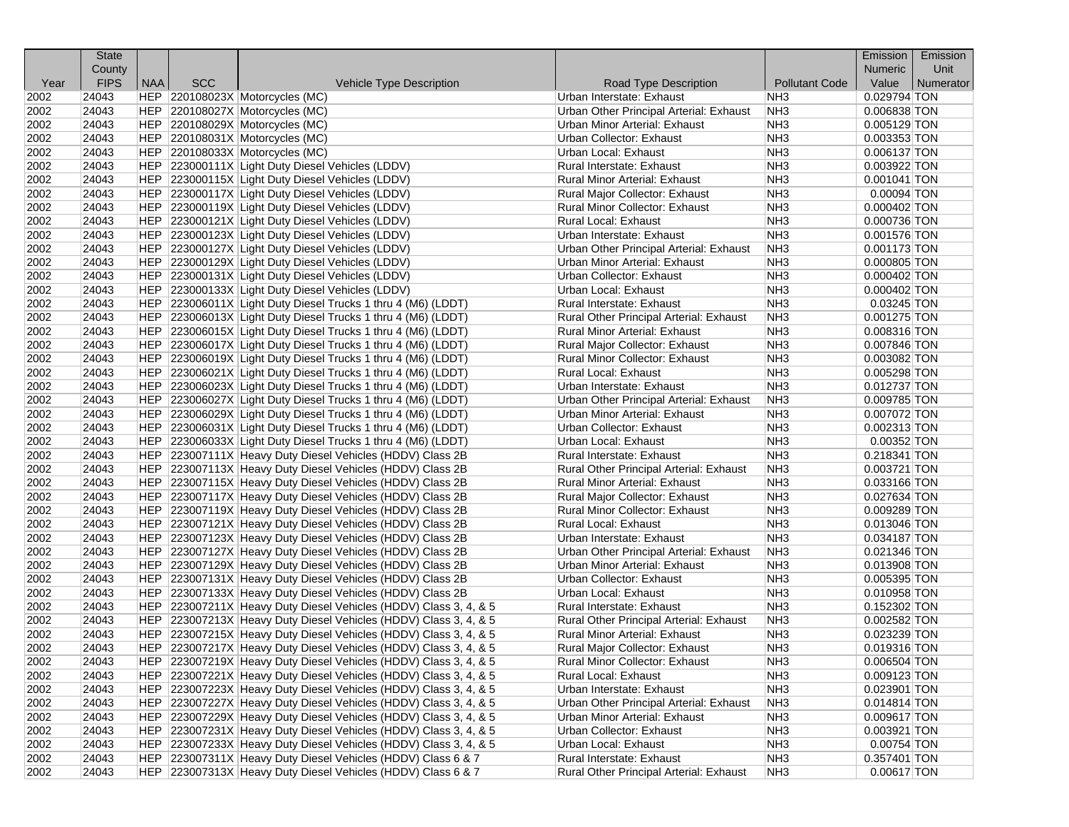| Year | State County FIPS | NAA | SCC | Vehicle Type Description | Road Type Description | Pollutant Code | Emission Numeric Value | Emission Unit Numerator |
|---|---|---|---|---|---|---|---|---|
| 2002 | 24043 | HEP | 220108023X | Motorcycles (MC) | Urban Interstate: Exhaust | NH3 | 0.029794 | TON |
| 2002 | 24043 | HEP | 220108027X | Motorcycles (MC) | Urban Other Principal Arterial: Exhaust | NH3 | 0.006838 | TON |
| 2002 | 24043 | HEP | 220108029X | Motorcycles (MC) | Urban Minor Arterial: Exhaust | NH3 | 0.005129 | TON |
| 2002 | 24043 | HEP | 220108031X | Motorcycles (MC) | Urban Collector: Exhaust | NH3 | 0.003353 | TON |
| 2002 | 24043 | HEP | 220108033X | Motorcycles (MC) | Urban Local: Exhaust | NH3 | 0.006137 | TON |
| 2002 | 24043 | HEP | 223000111X | Light Duty Diesel Vehicles (LDDV) | Rural Interstate: Exhaust | NH3 | 0.003922 | TON |
| 2002 | 24043 | HEP | 223000115X | Light Duty Diesel Vehicles (LDDV) | Rural Minor Arterial: Exhaust | NH3 | 0.001041 | TON |
| 2002 | 24043 | HEP | 223000117X | Light Duty Diesel Vehicles (LDDV) | Rural Major Collector: Exhaust | NH3 | 0.00094 | TON |
| 2002 | 24043 | HEP | 223000119X | Light Duty Diesel Vehicles (LDDV) | Rural Minor Collector: Exhaust | NH3 | 0.000402 | TON |
| 2002 | 24043 | HEP | 223000121X | Light Duty Diesel Vehicles (LDDV) | Rural Local: Exhaust | NH3 | 0.000736 | TON |
| 2002 | 24043 | HEP | 223000123X | Light Duty Diesel Vehicles (LDDV) | Urban Interstate: Exhaust | NH3 | 0.001576 | TON |
| 2002 | 24043 | HEP | 223000127X | Light Duty Diesel Vehicles (LDDV) | Urban Other Principal Arterial: Exhaust | NH3 | 0.001173 | TON |
| 2002 | 24043 | HEP | 223000129X | Light Duty Diesel Vehicles (LDDV) | Urban Minor Arterial: Exhaust | NH3 | 0.000805 | TON |
| 2002 | 24043 | HEP | 223000131X | Light Duty Diesel Vehicles (LDDV) | Urban Collector: Exhaust | NH3 | 0.000402 | TON |
| 2002 | 24043 | HEP | 223000133X | Light Duty Diesel Vehicles (LDDV) | Urban Local: Exhaust | NH3 | 0.000402 | TON |
| 2002 | 24043 | HEP | 223006011X | Light Duty Diesel Trucks 1 thru 4 (M6) (LDDT) | Rural Interstate: Exhaust | NH3 | 0.03245 | TON |
| 2002 | 24043 | HEP | 223006013X | Light Duty Diesel Trucks 1 thru 4 (M6) (LDDT) | Rural Other Principal Arterial: Exhaust | NH3 | 0.001275 | TON |
| 2002 | 24043 | HEP | 223006015X | Light Duty Diesel Trucks 1 thru 4 (M6) (LDDT) | Rural Minor Arterial: Exhaust | NH3 | 0.008316 | TON |
| 2002 | 24043 | HEP | 223006017X | Light Duty Diesel Trucks 1 thru 4 (M6) (LDDT) | Rural Major Collector: Exhaust | NH3 | 0.007846 | TON |
| 2002 | 24043 | HEP | 223006019X | Light Duty Diesel Trucks 1 thru 4 (M6) (LDDT) | Rural Minor Collector: Exhaust | NH3 | 0.003082 | TON |
| 2002 | 24043 | HEP | 223006021X | Light Duty Diesel Trucks 1 thru 4 (M6) (LDDT) | Rural Local: Exhaust | NH3 | 0.005298 | TON |
| 2002 | 24043 | HEP | 223006023X | Light Duty Diesel Trucks 1 thru 4 (M6) (LDDT) | Urban Interstate: Exhaust | NH3 | 0.012737 | TON |
| 2002 | 24043 | HEP | 223006027X | Light Duty Diesel Trucks 1 thru 4 (M6) (LDDT) | Urban Other Principal Arterial: Exhaust | NH3 | 0.009785 | TON |
| 2002 | 24043 | HEP | 223006029X | Light Duty Diesel Trucks 1 thru 4 (M6) (LDDT) | Urban Minor Arterial: Exhaust | NH3 | 0.007072 | TON |
| 2002 | 24043 | HEP | 223006031X | Light Duty Diesel Trucks 1 thru 4 (M6) (LDDT) | Urban Collector: Exhaust | NH3 | 0.002313 | TON |
| 2002 | 24043 | HEP | 223006033X | Light Duty Diesel Trucks 1 thru 4 (M6) (LDDT) | Urban Local: Exhaust | NH3 | 0.00352 | TON |
| 2002 | 24043 | HEP | 223007111X | Heavy Duty Diesel Vehicles (HDDV) Class 2B | Rural Interstate: Exhaust | NH3 | 0.218341 | TON |
| 2002 | 24043 | HEP | 223007113X | Heavy Duty Diesel Vehicles (HDDV) Class 2B | Rural Other Principal Arterial: Exhaust | NH3 | 0.003721 | TON |
| 2002 | 24043 | HEP | 223007115X | Heavy Duty Diesel Vehicles (HDDV) Class 2B | Rural Minor Arterial: Exhaust | NH3 | 0.033166 | TON |
| 2002 | 24043 | HEP | 223007117X | Heavy Duty Diesel Vehicles (HDDV) Class 2B | Rural Major Collector: Exhaust | NH3 | 0.027634 | TON |
| 2002 | 24043 | HEP | 223007119X | Heavy Duty Diesel Vehicles (HDDV) Class 2B | Rural Minor Collector: Exhaust | NH3 | 0.009289 | TON |
| 2002 | 24043 | HEP | 223007121X | Heavy Duty Diesel Vehicles (HDDV) Class 2B | Rural Local: Exhaust | NH3 | 0.013046 | TON |
| 2002 | 24043 | HEP | 223007123X | Heavy Duty Diesel Vehicles (HDDV) Class 2B | Urban Interstate: Exhaust | NH3 | 0.034187 | TON |
| 2002 | 24043 | HEP | 223007127X | Heavy Duty Diesel Vehicles (HDDV) Class 2B | Urban Other Principal Arterial: Exhaust | NH3 | 0.021346 | TON |
| 2002 | 24043 | HEP | 223007129X | Heavy Duty Diesel Vehicles (HDDV) Class 2B | Urban Minor Arterial: Exhaust | NH3 | 0.013908 | TON |
| 2002 | 24043 | HEP | 223007131X | Heavy Duty Diesel Vehicles (HDDV) Class 2B | Urban Collector: Exhaust | NH3 | 0.005395 | TON |
| 2002 | 24043 | HEP | 223007133X | Heavy Duty Diesel Vehicles (HDDV) Class 2B | Urban Local: Exhaust | NH3 | 0.010958 | TON |
| 2002 | 24043 | HEP | 223007211X | Heavy Duty Diesel Vehicles (HDDV) Class 3, 4, & 5 | Rural Interstate: Exhaust | NH3 | 0.152302 | TON |
| 2002 | 24043 | HEP | 223007213X | Heavy Duty Diesel Vehicles (HDDV) Class 3, 4, & 5 | Rural Other Principal Arterial: Exhaust | NH3 | 0.002582 | TON |
| 2002 | 24043 | HEP | 223007215X | Heavy Duty Diesel Vehicles (HDDV) Class 3, 4, & 5 | Rural Minor Arterial: Exhaust | NH3 | 0.023239 | TON |
| 2002 | 24043 | HEP | 223007217X | Heavy Duty Diesel Vehicles (HDDV) Class 3, 4, & 5 | Rural Major Collector: Exhaust | NH3 | 0.019316 | TON |
| 2002 | 24043 | HEP | 223007219X | Heavy Duty Diesel Vehicles (HDDV) Class 3, 4, & 5 | Rural Minor Collector: Exhaust | NH3 | 0.006504 | TON |
| 2002 | 24043 | HEP | 223007221X | Heavy Duty Diesel Vehicles (HDDV) Class 3, 4, & 5 | Rural Local: Exhaust | NH3 | 0.009123 | TON |
| 2002 | 24043 | HEP | 223007223X | Heavy Duty Diesel Vehicles (HDDV) Class 3, 4, & 5 | Urban Interstate: Exhaust | NH3 | 0.023901 | TON |
| 2002 | 24043 | HEP | 223007227X | Heavy Duty Diesel Vehicles (HDDV) Class 3, 4, & 5 | Urban Other Principal Arterial: Exhaust | NH3 | 0.014814 | TON |
| 2002 | 24043 | HEP | 223007229X | Heavy Duty Diesel Vehicles (HDDV) Class 3, 4, & 5 | Urban Minor Arterial: Exhaust | NH3 | 0.009617 | TON |
| 2002 | 24043 | HEP | 223007231X | Heavy Duty Diesel Vehicles (HDDV) Class 3, 4, & 5 | Urban Collector: Exhaust | NH3 | 0.003921 | TON |
| 2002 | 24043 | HEP | 223007233X | Heavy Duty Diesel Vehicles (HDDV) Class 3, 4, & 5 | Urban Local: Exhaust | NH3 | 0.00754 | TON |
| 2002 | 24043 | HEP | 223007311X | Heavy Duty Diesel Vehicles (HDDV) Class 6 & 7 | Rural Interstate: Exhaust | NH3 | 0.357401 | TON |
| 2002 | 24043 | HEP | 223007313X | Heavy Duty Diesel Vehicles (HDDV) Class 6 & 7 | Rural Other Principal Arterial: Exhaust | NH3 | 0.00617 | TON |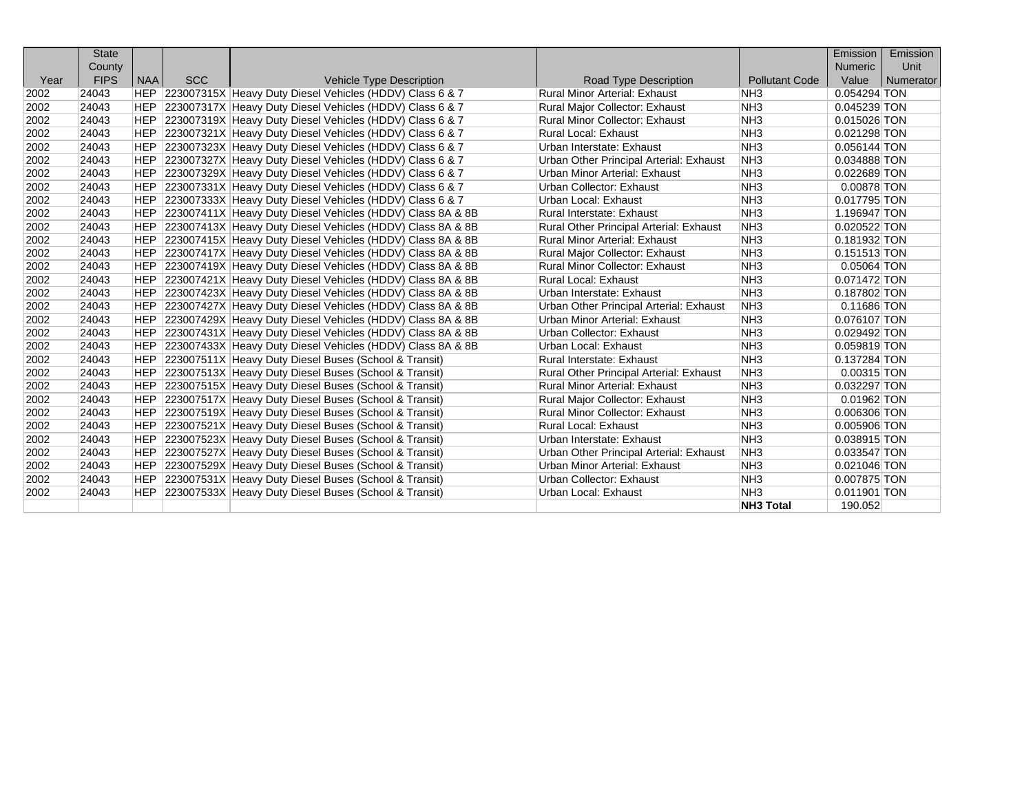| Year | State County FIPS | NAA | SCC | Vehicle Type Description | Road Type Description | Pollutant Code | Emission Numeric Value | Emission Unit Numerator |
|---|---|---|---|---|---|---|---|---|
| 2002 | 24043 | HEP | 223007315X | Heavy Duty Diesel Vehicles (HDDV) Class 6 & 7 | Rural Minor Arterial: Exhaust | NH3 | 0.054294 | TON |
| 2002 | 24043 | HEP | 223007317X | Heavy Duty Diesel Vehicles (HDDV) Class 6 & 7 | Rural Major Collector: Exhaust | NH3 | 0.045239 | TON |
| 2002 | 24043 | HEP | 223007319X | Heavy Duty Diesel Vehicles (HDDV) Class 6 & 7 | Rural Minor Collector: Exhaust | NH3 | 0.015026 | TON |
| 2002 | 24043 | HEP | 223007321X | Heavy Duty Diesel Vehicles (HDDV) Class 6 & 7 | Rural Local: Exhaust | NH3 | 0.021298 | TON |
| 2002 | 24043 | HEP | 223007323X | Heavy Duty Diesel Vehicles (HDDV) Class 6 & 7 | Urban Interstate: Exhaust | NH3 | 0.056144 | TON |
| 2002 | 24043 | HEP | 223007327X | Heavy Duty Diesel Vehicles (HDDV) Class 6 & 7 | Urban Other Principal Arterial: Exhaust | NH3 | 0.034888 | TON |
| 2002 | 24043 | HEP | 223007329X | Heavy Duty Diesel Vehicles (HDDV) Class 6 & 7 | Urban Minor Arterial: Exhaust | NH3 | 0.022689 | TON |
| 2002 | 24043 | HEP | 223007331X | Heavy Duty Diesel Vehicles (HDDV) Class 6 & 7 | Urban Collector: Exhaust | NH3 | 0.00878 | TON |
| 2002 | 24043 | HEP | 223007333X | Heavy Duty Diesel Vehicles (HDDV) Class 6 & 7 | Urban Local: Exhaust | NH3 | 0.017795 | TON |
| 2002 | 24043 | HEP | 223007411X | Heavy Duty Diesel Vehicles (HDDV) Class 8A & 8B | Rural Interstate: Exhaust | NH3 | 1.196947 | TON |
| 2002 | 24043 | HEP | 223007413X | Heavy Duty Diesel Vehicles (HDDV) Class 8A & 8B | Rural Other Principal Arterial: Exhaust | NH3 | 0.020522 | TON |
| 2002 | 24043 | HEP | 223007415X | Heavy Duty Diesel Vehicles (HDDV) Class 8A & 8B | Rural Minor Arterial: Exhaust | NH3 | 0.181932 | TON |
| 2002 | 24043 | HEP | 223007417X | Heavy Duty Diesel Vehicles (HDDV) Class 8A & 8B | Rural Major Collector: Exhaust | NH3 | 0.151513 | TON |
| 2002 | 24043 | HEP | 223007419X | Heavy Duty Diesel Vehicles (HDDV) Class 8A & 8B | Rural Minor Collector: Exhaust | NH3 | 0.05064 | TON |
| 2002 | 24043 | HEP | 223007421X | Heavy Duty Diesel Vehicles (HDDV) Class 8A & 8B | Rural Local: Exhaust | NH3 | 0.071472 | TON |
| 2002 | 24043 | HEP | 223007423X | Heavy Duty Diesel Vehicles (HDDV) Class 8A & 8B | Urban Interstate: Exhaust | NH3 | 0.187802 | TON |
| 2002 | 24043 | HEP | 223007427X | Heavy Duty Diesel Vehicles (HDDV) Class 8A & 8B | Urban Other Principal Arterial: Exhaust | NH3 | 0.11686 | TON |
| 2002 | 24043 | HEP | 223007429X | Heavy Duty Diesel Vehicles (HDDV) Class 8A & 8B | Urban Minor Arterial: Exhaust | NH3 | 0.076107 | TON |
| 2002 | 24043 | HEP | 223007431X | Heavy Duty Diesel Vehicles (HDDV) Class 8A & 8B | Urban Collector: Exhaust | NH3 | 0.029492 | TON |
| 2002 | 24043 | HEP | 223007433X | Heavy Duty Diesel Vehicles (HDDV) Class 8A & 8B | Urban Local: Exhaust | NH3 | 0.059819 | TON |
| 2002 | 24043 | HEP | 223007511X | Heavy Duty Diesel Buses (School & Transit) | Rural Interstate: Exhaust | NH3 | 0.137284 | TON |
| 2002 | 24043 | HEP | 223007513X | Heavy Duty Diesel Buses (School & Transit) | Rural Other Principal Arterial: Exhaust | NH3 | 0.00315 | TON |
| 2002 | 24043 | HEP | 223007515X | Heavy Duty Diesel Buses (School & Transit) | Rural Minor Arterial: Exhaust | NH3 | 0.032297 | TON |
| 2002 | 24043 | HEP | 223007517X | Heavy Duty Diesel Buses (School & Transit) | Rural Major Collector: Exhaust | NH3 | 0.01962 | TON |
| 2002 | 24043 | HEP | 223007519X | Heavy Duty Diesel Buses (School & Transit) | Rural Minor Collector: Exhaust | NH3 | 0.006306 | TON |
| 2002 | 24043 | HEP | 223007521X | Heavy Duty Diesel Buses (School & Transit) | Rural Local: Exhaust | NH3 | 0.005906 | TON |
| 2002 | 24043 | HEP | 223007523X | Heavy Duty Diesel Buses (School & Transit) | Urban Interstate: Exhaust | NH3 | 0.038915 | TON |
| 2002 | 24043 | HEP | 223007527X | Heavy Duty Diesel Buses (School & Transit) | Urban Other Principal Arterial: Exhaust | NH3 | 0.033547 | TON |
| 2002 | 24043 | HEP | 223007529X | Heavy Duty Diesel Buses (School & Transit) | Urban Minor Arterial: Exhaust | NH3 | 0.021046 | TON |
| 2002 | 24043 | HEP | 223007531X | Heavy Duty Diesel Buses (School & Transit) | Urban Collector: Exhaust | NH3 | 0.007875 | TON |
| 2002 | 24043 | HEP | 223007533X | Heavy Duty Diesel Buses (School & Transit) | Urban Local: Exhaust | NH3 | 0.011901 | TON |
| | | | | | | **NH3 Total** | 190.052 | |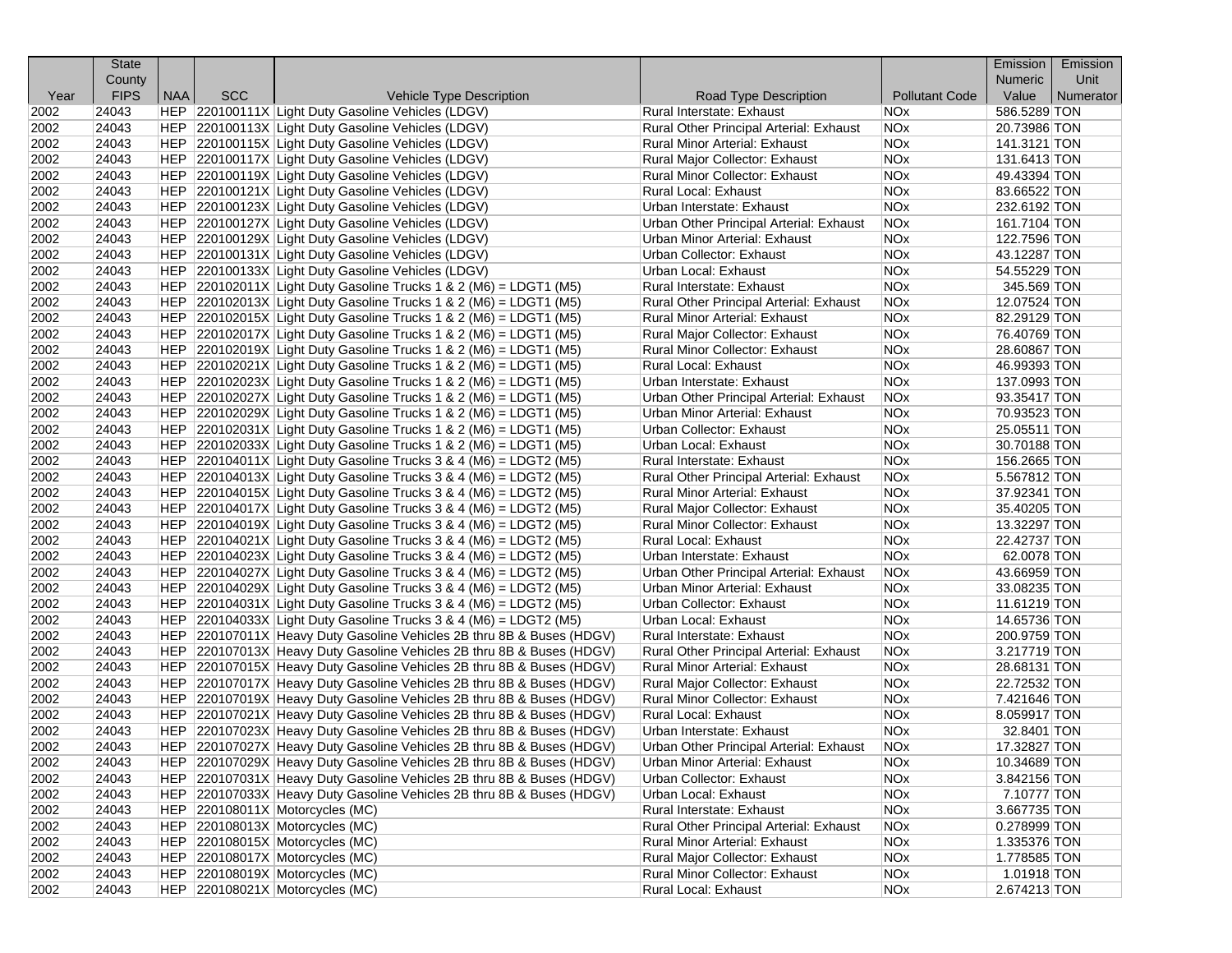| Year | State County FIPS | NAA | SCC | Vehicle Type Description | Road Type Description | Pollutant Code | Emission Numeric Value | Emission Unit Numerator |
|---|---|---|---|---|---|---|---|---|
| 2002 | 24043 | HEP | 220100111X | Light Duty Gasoline Vehicles (LDGV) | Rural Interstate: Exhaust | NOx | 586.5289 | TON |
| 2002 | 24043 | HEP | 220100113X | Light Duty Gasoline Vehicles (LDGV) | Rural Other Principal Arterial: Exhaust | NOx | 20.73986 | TON |
| 2002 | 24043 | HEP | 220100115X | Light Duty Gasoline Vehicles (LDGV) | Rural Minor Arterial: Exhaust | NOx | 141.3121 | TON |
| 2002 | 24043 | HEP | 220100117X | Light Duty Gasoline Vehicles (LDGV) | Rural Major Collector: Exhaust | NOx | 131.6413 | TON |
| 2002 | 24043 | HEP | 220100119X | Light Duty Gasoline Vehicles (LDGV) | Rural Minor Collector: Exhaust | NOx | 49.43394 | TON |
| 2002 | 24043 | HEP | 220100121X | Light Duty Gasoline Vehicles (LDGV) | Rural Local: Exhaust | NOx | 83.66522 | TON |
| 2002 | 24043 | HEP | 220100123X | Light Duty Gasoline Vehicles (LDGV) | Urban Interstate: Exhaust | NOx | 232.6192 | TON |
| 2002 | 24043 | HEP | 220100127X | Light Duty Gasoline Vehicles (LDGV) | Urban Other Principal Arterial: Exhaust | NOx | 161.7104 | TON |
| 2002 | 24043 | HEP | 220100129X | Light Duty Gasoline Vehicles (LDGV) | Urban Minor Arterial: Exhaust | NOx | 122.7596 | TON |
| 2002 | 24043 | HEP | 220100131X | Light Duty Gasoline Vehicles (LDGV) | Urban Collector: Exhaust | NOx | 43.12287 | TON |
| 2002 | 24043 | HEP | 220100133X | Light Duty Gasoline Vehicles (LDGV) | Urban Local: Exhaust | NOx | 54.55229 | TON |
| 2002 | 24043 | HEP | 220102011X | Light Duty Gasoline Trucks 1 & 2 (M6) = LDGT1 (M5) | Rural Interstate: Exhaust | NOx | 345.569 | TON |
| 2002 | 24043 | HEP | 220102013X | Light Duty Gasoline Trucks 1 & 2 (M6) = LDGT1 (M5) | Rural Other Principal Arterial: Exhaust | NOx | 12.07524 | TON |
| 2002 | 24043 | HEP | 220102015X | Light Duty Gasoline Trucks 1 & 2 (M6) = LDGT1 (M5) | Rural Minor Arterial: Exhaust | NOx | 82.29129 | TON |
| 2002 | 24043 | HEP | 220102017X | Light Duty Gasoline Trucks 1 & 2 (M6) = LDGT1 (M5) | Rural Major Collector: Exhaust | NOx | 76.40769 | TON |
| 2002 | 24043 | HEP | 220102019X | Light Duty Gasoline Trucks 1 & 2 (M6) = LDGT1 (M5) | Rural Minor Collector: Exhaust | NOx | 28.60867 | TON |
| 2002 | 24043 | HEP | 220102021X | Light Duty Gasoline Trucks 1 & 2 (M6) = LDGT1 (M5) | Rural Local: Exhaust | NOx | 46.99393 | TON |
| 2002 | 24043 | HEP | 220102023X | Light Duty Gasoline Trucks 1 & 2 (M6) = LDGT1 (M5) | Urban Interstate: Exhaust | NOx | 137.0993 | TON |
| 2002 | 24043 | HEP | 220102027X | Light Duty Gasoline Trucks 1 & 2 (M6) = LDGT1 (M5) | Urban Other Principal Arterial: Exhaust | NOx | 93.35417 | TON |
| 2002 | 24043 | HEP | 220102029X | Light Duty Gasoline Trucks 1 & 2 (M6) = LDGT1 (M5) | Urban Minor Arterial: Exhaust | NOx | 70.93523 | TON |
| 2002 | 24043 | HEP | 220102031X | Light Duty Gasoline Trucks 1 & 2 (M6) = LDGT1 (M5) | Urban Collector: Exhaust | NOx | 25.05511 | TON |
| 2002 | 24043 | HEP | 220102033X | Light Duty Gasoline Trucks 1 & 2 (M6) = LDGT1 (M5) | Urban Local: Exhaust | NOx | 30.70188 | TON |
| 2002 | 24043 | HEP | 220104011X | Light Duty Gasoline Trucks 3 & 4 (M6) = LDGT2 (M5) | Rural Interstate: Exhaust | NOx | 156.2665 | TON |
| 2002 | 24043 | HEP | 220104013X | Light Duty Gasoline Trucks 3 & 4 (M6) = LDGT2 (M5) | Rural Other Principal Arterial: Exhaust | NOx | 5.567812 | TON |
| 2002 | 24043 | HEP | 220104015X | Light Duty Gasoline Trucks 3 & 4 (M6) = LDGT2 (M5) | Rural Minor Arterial: Exhaust | NOx | 37.92341 | TON |
| 2002 | 24043 | HEP | 220104017X | Light Duty Gasoline Trucks 3 & 4 (M6) = LDGT2 (M5) | Rural Major Collector: Exhaust | NOx | 35.40205 | TON |
| 2002 | 24043 | HEP | 220104019X | Light Duty Gasoline Trucks 3 & 4 (M6) = LDGT2 (M5) | Rural Minor Collector: Exhaust | NOx | 13.32297 | TON |
| 2002 | 24043 | HEP | 220104021X | Light Duty Gasoline Trucks 3 & 4 (M6) = LDGT2 (M5) | Rural Local: Exhaust | NOx | 22.42737 | TON |
| 2002 | 24043 | HEP | 220104023X | Light Duty Gasoline Trucks 3 & 4 (M6) = LDGT2 (M5) | Urban Interstate: Exhaust | NOx | 62.0078 | TON |
| 2002 | 24043 | HEP | 220104027X | Light Duty Gasoline Trucks 3 & 4 (M6) = LDGT2 (M5) | Urban Other Principal Arterial: Exhaust | NOx | 43.66959 | TON |
| 2002 | 24043 | HEP | 220104029X | Light Duty Gasoline Trucks 3 & 4 (M6) = LDGT2 (M5) | Urban Minor Arterial: Exhaust | NOx | 33.08235 | TON |
| 2002 | 24043 | HEP | 220104031X | Light Duty Gasoline Trucks 3 & 4 (M6) = LDGT2 (M5) | Urban Collector: Exhaust | NOx | 11.61219 | TON |
| 2002 | 24043 | HEP | 220104033X | Light Duty Gasoline Trucks 3 & 4 (M6) = LDGT2 (M5) | Urban Local: Exhaust | NOx | 14.65736 | TON |
| 2002 | 24043 | HEP | 220107011X | Heavy Duty Gasoline Vehicles 2B thru 8B & Buses (HDGV) | Rural Interstate: Exhaust | NOx | 200.9759 | TON |
| 2002 | 24043 | HEP | 220107013X | Heavy Duty Gasoline Vehicles 2B thru 8B & Buses (HDGV) | Rural Other Principal Arterial: Exhaust | NOx | 3.217719 | TON |
| 2002 | 24043 | HEP | 220107015X | Heavy Duty Gasoline Vehicles 2B thru 8B & Buses (HDGV) | Rural Minor Arterial: Exhaust | NOx | 28.68131 | TON |
| 2002 | 24043 | HEP | 220107017X | Heavy Duty Gasoline Vehicles 2B thru 8B & Buses (HDGV) | Rural Major Collector: Exhaust | NOx | 22.72532 | TON |
| 2002 | 24043 | HEP | 220107019X | Heavy Duty Gasoline Vehicles 2B thru 8B & Buses (HDGV) | Rural Minor Collector: Exhaust | NOx | 7.421646 | TON |
| 2002 | 24043 | HEP | 220107021X | Heavy Duty Gasoline Vehicles 2B thru 8B & Buses (HDGV) | Rural Local: Exhaust | NOx | 8.059917 | TON |
| 2002 | 24043 | HEP | 220107023X | Heavy Duty Gasoline Vehicles 2B thru 8B & Buses (HDGV) | Urban Interstate: Exhaust | NOx | 32.8401 | TON |
| 2002 | 24043 | HEP | 220107027X | Heavy Duty Gasoline Vehicles 2B thru 8B & Buses (HDGV) | Urban Other Principal Arterial: Exhaust | NOx | 17.32827 | TON |
| 2002 | 24043 | HEP | 220107029X | Heavy Duty Gasoline Vehicles 2B thru 8B & Buses (HDGV) | Urban Minor Arterial: Exhaust | NOx | 10.34689 | TON |
| 2002 | 24043 | HEP | 220107031X | Heavy Duty Gasoline Vehicles 2B thru 8B & Buses (HDGV) | Urban Collector: Exhaust | NOx | 3.842156 | TON |
| 2002 | 24043 | HEP | 220107033X | Heavy Duty Gasoline Vehicles 2B thru 8B & Buses (HDGV) | Urban Local: Exhaust | NOx | 7.10777 | TON |
| 2002 | 24043 | HEP | 220108011X | Motorcycles (MC) | Rural Interstate: Exhaust | NOx | 3.667735 | TON |
| 2002 | 24043 | HEP | 220108013X | Motorcycles (MC) | Rural Other Principal Arterial: Exhaust | NOx | 0.278999 | TON |
| 2002 | 24043 | HEP | 220108015X | Motorcycles (MC) | Rural Minor Arterial: Exhaust | NOx | 1.335376 | TON |
| 2002 | 24043 | HEP | 220108017X | Motorcycles (MC) | Rural Major Collector: Exhaust | NOx | 1.778585 | TON |
| 2002 | 24043 | HEP | 220108019X | Motorcycles (MC) | Rural Minor Collector: Exhaust | NOx | 1.01918 | TON |
| 2002 | 24043 | HEP | 220108021X | Motorcycles (MC) | Rural Local: Exhaust | NOx | 2.674213 | TON |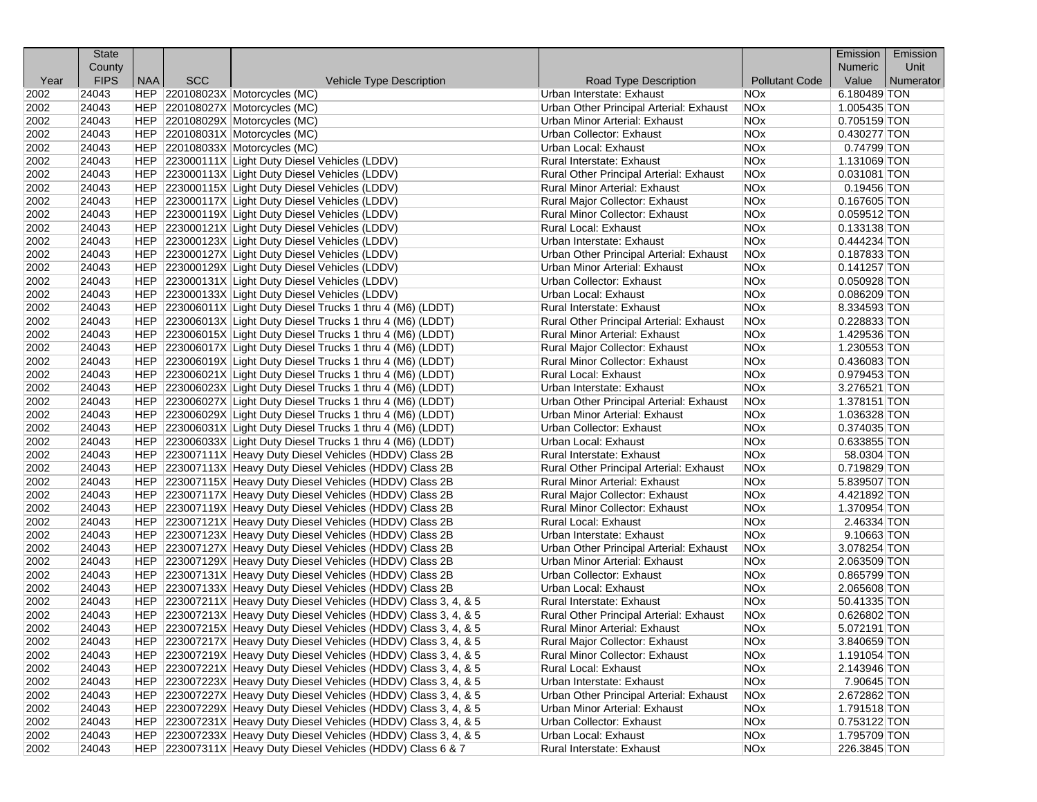| Year | State County FIPS | NAA | SCC | Vehicle Type Description | Road Type Description | Pollutant Code | Emission Numeric Value | Emission Unit Numerator |
|---|---|---|---|---|---|---|---|---|
| 2002 | 24043 | HEP | 220108023X | Motorcycles (MC) | Urban Interstate: Exhaust | NOx | 6.180489 | TON |
| 2002 | 24043 | HEP | 220108027X | Motorcycles (MC) | Urban Other Principal Arterial: Exhaust | NOx | 1.005435 | TON |
| 2002 | 24043 | HEP | 220108029X | Motorcycles (MC) | Urban Minor Arterial: Exhaust | NOx | 0.705159 | TON |
| 2002 | 24043 | HEP | 220108031X | Motorcycles (MC) | Urban Collector: Exhaust | NOx | 0.430277 | TON |
| 2002 | 24043 | HEP | 220108033X | Motorcycles (MC) | Urban Local: Exhaust | NOx | 0.74799 | TON |
| 2002 | 24043 | HEP | 223000111X | Light Duty Diesel Vehicles (LDDV) | Rural Interstate: Exhaust | NOx | 1.131069 | TON |
| 2002 | 24043 | HEP | 223000113X | Light Duty Diesel Vehicles (LDDV) | Rural Other Principal Arterial: Exhaust | NOx | 0.031081 | TON |
| 2002 | 24043 | HEP | 223000115X | Light Duty Diesel Vehicles (LDDV) | Rural Minor Arterial: Exhaust | NOx | 0.19456 | TON |
| 2002 | 24043 | HEP | 223000117X | Light Duty Diesel Vehicles (LDDV) | Rural Major Collector: Exhaust | NOx | 0.167605 | TON |
| 2002 | 24043 | HEP | 223000119X | Light Duty Diesel Vehicles (LDDV) | Rural Minor Collector: Exhaust | NOx | 0.059512 | TON |
| 2002 | 24043 | HEP | 223000121X | Light Duty Diesel Vehicles (LDDV) | Rural Local: Exhaust | NOx | 0.133138 | TON |
| 2002 | 24043 | HEP | 223000123X | Light Duty Diesel Vehicles (LDDV) | Urban Interstate: Exhaust | NOx | 0.444234 | TON |
| 2002 | 24043 | HEP | 223000127X | Light Duty Diesel Vehicles (LDDV) | Urban Other Principal Arterial: Exhaust | NOx | 0.187833 | TON |
| 2002 | 24043 | HEP | 223000129X | Light Duty Diesel Vehicles (LDDV) | Urban Minor Arterial: Exhaust | NOx | 0.141257 | TON |
| 2002 | 24043 | HEP | 223000131X | Light Duty Diesel Vehicles (LDDV) | Urban Collector: Exhaust | NOx | 0.050928 | TON |
| 2002 | 24043 | HEP | 223000133X | Light Duty Diesel Vehicles (LDDV) | Urban Local: Exhaust | NOx | 0.086209 | TON |
| 2002 | 24043 | HEP | 223006011X | Light Duty Diesel Trucks 1 thru 4 (M6) (LDDT) | Rural Interstate: Exhaust | NOx | 8.334593 | TON |
| 2002 | 24043 | HEP | 223006013X | Light Duty Diesel Trucks 1 thru 4 (M6) (LDDT) | Rural Other Principal Arterial: Exhaust | NOx | 0.228833 | TON |
| 2002 | 24043 | HEP | 223006015X | Light Duty Diesel Trucks 1 thru 4 (M6) (LDDT) | Rural Minor Arterial: Exhaust | NOx | 1.429536 | TON |
| 2002 | 24043 | HEP | 223006017X | Light Duty Diesel Trucks 1 thru 4 (M6) (LDDT) | Rural Major Collector: Exhaust | NOx | 1.230553 | TON |
| 2002 | 24043 | HEP | 223006019X | Light Duty Diesel Trucks 1 thru 4 (M6) (LDDT) | Rural Minor Collector: Exhaust | NOx | 0.436083 | TON |
| 2002 | 24043 | HEP | 223006021X | Light Duty Diesel Trucks 1 thru 4 (M6) (LDDT) | Rural Local: Exhaust | NOx | 0.979453 | TON |
| 2002 | 24043 | HEP | 223006023X | Light Duty Diesel Trucks 1 thru 4 (M6) (LDDT) | Urban Interstate: Exhaust | NOx | 3.276521 | TON |
| 2002 | 24043 | HEP | 223006027X | Light Duty Diesel Trucks 1 thru 4 (M6) (LDDT) | Urban Other Principal Arterial: Exhaust | NOx | 1.378151 | TON |
| 2002 | 24043 | HEP | 223006029X | Light Duty Diesel Trucks 1 thru 4 (M6) (LDDT) | Urban Minor Arterial: Exhaust | NOx | 1.036328 | TON |
| 2002 | 24043 | HEP | 223006031X | Light Duty Diesel Trucks 1 thru 4 (M6) (LDDT) | Urban Collector: Exhaust | NOx | 0.374035 | TON |
| 2002 | 24043 | HEP | 223006033X | Light Duty Diesel Trucks 1 thru 4 (M6) (LDDT) | Urban Local: Exhaust | NOx | 0.633855 | TON |
| 2002 | 24043 | HEP | 223007111X | Heavy Duty Diesel Vehicles (HDDV) Class 2B | Rural Interstate: Exhaust | NOx | 58.0304 | TON |
| 2002 | 24043 | HEP | 223007113X | Heavy Duty Diesel Vehicles (HDDV) Class 2B | Rural Other Principal Arterial: Exhaust | NOx | 0.719829 | TON |
| 2002 | 24043 | HEP | 223007115X | Heavy Duty Diesel Vehicles (HDDV) Class 2B | Rural Minor Arterial: Exhaust | NOx | 5.839507 | TON |
| 2002 | 24043 | HEP | 223007117X | Heavy Duty Diesel Vehicles (HDDV) Class 2B | Rural Major Collector: Exhaust | NOx | 4.421892 | TON |
| 2002 | 24043 | HEP | 223007119X | Heavy Duty Diesel Vehicles (HDDV) Class 2B | Rural Minor Collector: Exhaust | NOx | 1.370954 | TON |
| 2002 | 24043 | HEP | 223007121X | Heavy Duty Diesel Vehicles (HDDV) Class 2B | Rural Local: Exhaust | NOx | 2.46334 | TON |
| 2002 | 24043 | HEP | 223007123X | Heavy Duty Diesel Vehicles (HDDV) Class 2B | Urban Interstate: Exhaust | NOx | 9.10663 | TON |
| 2002 | 24043 | HEP | 223007127X | Heavy Duty Diesel Vehicles (HDDV) Class 2B | Urban Other Principal Arterial: Exhaust | NOx | 3.078254 | TON |
| 2002 | 24043 | HEP | 223007129X | Heavy Duty Diesel Vehicles (HDDV) Class 2B | Urban Minor Arterial: Exhaust | NOx | 2.063509 | TON |
| 2002 | 24043 | HEP | 223007131X | Heavy Duty Diesel Vehicles (HDDV) Class 2B | Urban Collector: Exhaust | NOx | 0.865799 | TON |
| 2002 | 24043 | HEP | 223007133X | Heavy Duty Diesel Vehicles (HDDV) Class 2B | Urban Local: Exhaust | NOx | 2.065608 | TON |
| 2002 | 24043 | HEP | 223007211X | Heavy Duty Diesel Vehicles (HDDV) Class 3, 4, & 5 | Rural Interstate: Exhaust | NOx | 50.41335 | TON |
| 2002 | 24043 | HEP | 223007213X | Heavy Duty Diesel Vehicles (HDDV) Class 3, 4, & 5 | Rural Other Principal Arterial: Exhaust | NOx | 0.626802 | TON |
| 2002 | 24043 | HEP | 223007215X | Heavy Duty Diesel Vehicles (HDDV) Class 3, 4, & 5 | Rural Minor Arterial: Exhaust | NOx | 5.072191 | TON |
| 2002 | 24043 | HEP | 223007217X | Heavy Duty Diesel Vehicles (HDDV) Class 3, 4, & 5 | Rural Major Collector: Exhaust | NOx | 3.840659 | TON |
| 2002 | 24043 | HEP | 223007219X | Heavy Duty Diesel Vehicles (HDDV) Class 3, 4, & 5 | Rural Minor Collector: Exhaust | NOx | 1.191054 | TON |
| 2002 | 24043 | HEP | 223007221X | Heavy Duty Diesel Vehicles (HDDV) Class 3, 4, & 5 | Rural Local: Exhaust | NOx | 2.143946 | TON |
| 2002 | 24043 | HEP | 223007223X | Heavy Duty Diesel Vehicles (HDDV) Class 3, 4, & 5 | Urban Interstate: Exhaust | NOx | 7.90645 | TON |
| 2002 | 24043 | HEP | 223007227X | Heavy Duty Diesel Vehicles (HDDV) Class 3, 4, & 5 | Urban Other Principal Arterial: Exhaust | NOx | 2.672862 | TON |
| 2002 | 24043 | HEP | 223007229X | Heavy Duty Diesel Vehicles (HDDV) Class 3, 4, & 5 | Urban Minor Arterial: Exhaust | NOx | 1.791518 | TON |
| 2002 | 24043 | HEP | 223007231X | Heavy Duty Diesel Vehicles (HDDV) Class 3, 4, & 5 | Urban Collector: Exhaust | NOx | 0.753122 | TON |
| 2002 | 24043 | HEP | 223007233X | Heavy Duty Diesel Vehicles (HDDV) Class 3, 4, & 5 | Urban Local: Exhaust | NOx | 1.795709 | TON |
| 2002 | 24043 | HEP | 223007311X | Heavy Duty Diesel Vehicles (HDDV) Class 6 & 7 | Rural Interstate: Exhaust | NOx | 226.3845 | TON |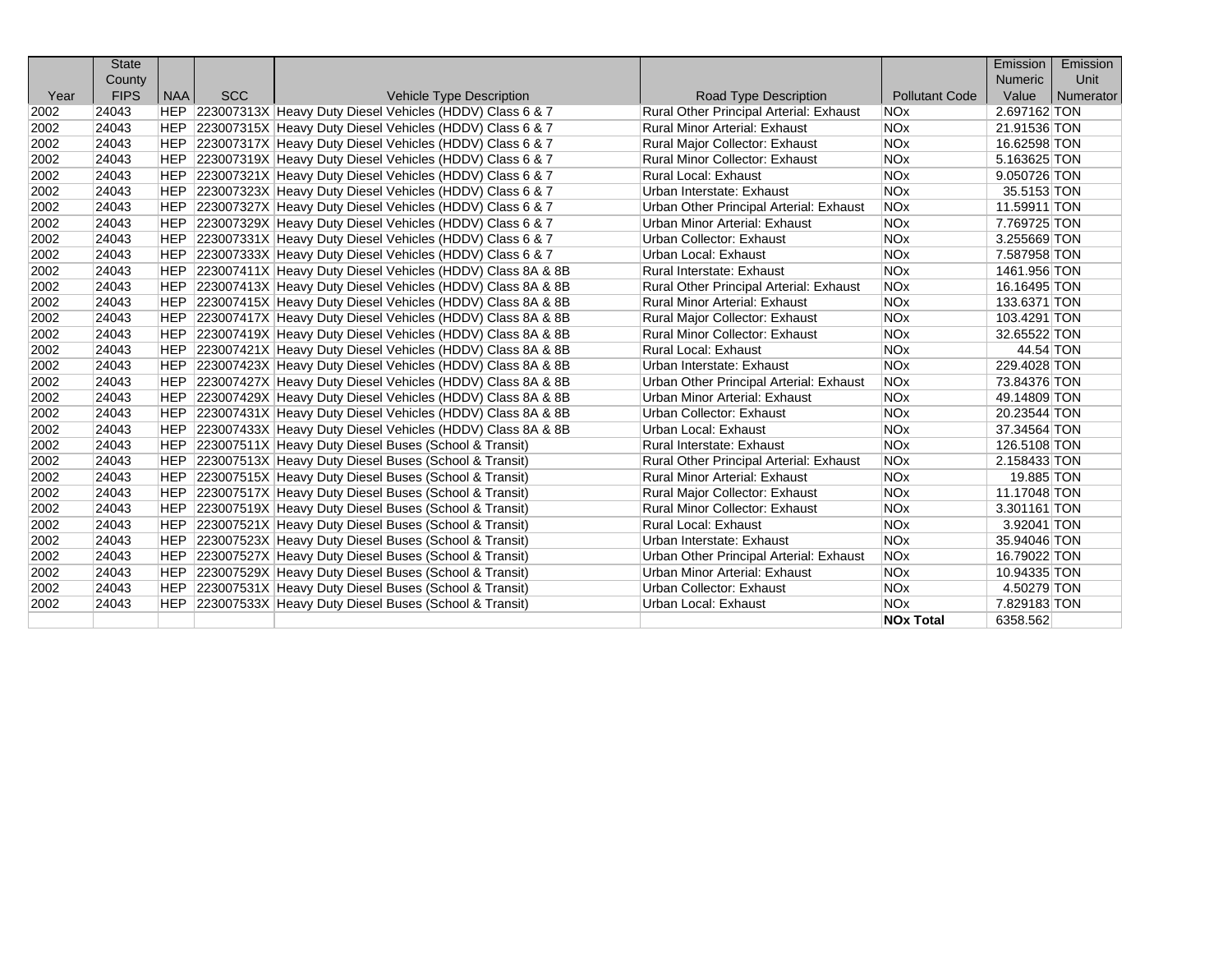| Year | State County FIPS | NAA | SCC | Vehicle Type Description | Road Type Description | Pollutant Code | Emission Numeric Value | Emission Unit Numerator |
|---|---|---|---|---|---|---|---|---|
| 2002 | 24043 | HEP | 223007313X | Heavy Duty Diesel Vehicles (HDDV) Class 6 & 7 | Rural Other Principal Arterial: Exhaust | NOx | 2.697162 | TON |
| 2002 | 24043 | HEP | 223007315X | Heavy Duty Diesel Vehicles (HDDV) Class 6 & 7 | Rural Minor Arterial: Exhaust | NOx | 21.91536 | TON |
| 2002 | 24043 | HEP | 223007317X | Heavy Duty Diesel Vehicles (HDDV) Class 6 & 7 | Rural Major Collector: Exhaust | NOx | 16.62598 | TON |
| 2002 | 24043 | HEP | 223007319X | Heavy Duty Diesel Vehicles (HDDV) Class 6 & 7 | Rural Minor Collector: Exhaust | NOx | 5.163625 | TON |
| 2002 | 24043 | HEP | 223007321X | Heavy Duty Diesel Vehicles (HDDV) Class 6 & 7 | Rural Local: Exhaust | NOx | 9.050726 | TON |
| 2002 | 24043 | HEP | 223007323X | Heavy Duty Diesel Vehicles (HDDV) Class 6 & 7 | Urban Interstate: Exhaust | NOx | 35.5153 | TON |
| 2002 | 24043 | HEP | 223007327X | Heavy Duty Diesel Vehicles (HDDV) Class 6 & 7 | Urban Other Principal Arterial: Exhaust | NOx | 11.59911 | TON |
| 2002 | 24043 | HEP | 223007329X | Heavy Duty Diesel Vehicles (HDDV) Class 6 & 7 | Urban Minor Arterial: Exhaust | NOx | 7.769725 | TON |
| 2002 | 24043 | HEP | 223007331X | Heavy Duty Diesel Vehicles (HDDV) Class 6 & 7 | Urban Collector: Exhaust | NOx | 3.255669 | TON |
| 2002 | 24043 | HEP | 223007333X | Heavy Duty Diesel Vehicles (HDDV) Class 6 & 7 | Urban Local: Exhaust | NOx | 7.587958 | TON |
| 2002 | 24043 | HEP | 223007411X | Heavy Duty Diesel Vehicles (HDDV) Class 8A & 8B | Rural Interstate: Exhaust | NOx | 1461.956 | TON |
| 2002 | 24043 | HEP | 223007413X | Heavy Duty Diesel Vehicles (HDDV) Class 8A & 8B | Rural Other Principal Arterial: Exhaust | NOx | 16.16495 | TON |
| 2002 | 24043 | HEP | 223007415X | Heavy Duty Diesel Vehicles (HDDV) Class 8A & 8B | Rural Minor Arterial: Exhaust | NOx | 133.6371 | TON |
| 2002 | 24043 | HEP | 223007417X | Heavy Duty Diesel Vehicles (HDDV) Class 8A & 8B | Rural Major Collector: Exhaust | NOx | 103.4291 | TON |
| 2002 | 24043 | HEP | 223007419X | Heavy Duty Diesel Vehicles (HDDV) Class 8A & 8B | Rural Minor Collector: Exhaust | NOx | 32.65522 | TON |
| 2002 | 24043 | HEP | 223007421X | Heavy Duty Diesel Vehicles (HDDV) Class 8A & 8B | Rural Local: Exhaust | NOx | 44.54 | TON |
| 2002 | 24043 | HEP | 223007423X | Heavy Duty Diesel Vehicles (HDDV) Class 8A & 8B | Urban Interstate: Exhaust | NOx | 229.4028 | TON |
| 2002 | 24043 | HEP | 223007427X | Heavy Duty Diesel Vehicles (HDDV) Class 8A & 8B | Urban Other Principal Arterial: Exhaust | NOx | 73.84376 | TON |
| 2002 | 24043 | HEP | 223007429X | Heavy Duty Diesel Vehicles (HDDV) Class 8A & 8B | Urban Minor Arterial: Exhaust | NOx | 49.14809 | TON |
| 2002 | 24043 | HEP | 223007431X | Heavy Duty Diesel Vehicles (HDDV) Class 8A & 8B | Urban Collector: Exhaust | NOx | 20.23544 | TON |
| 2002 | 24043 | HEP | 223007433X | Heavy Duty Diesel Vehicles (HDDV) Class 8A & 8B | Urban Local: Exhaust | NOx | 37.34564 | TON |
| 2002 | 24043 | HEP | 223007511X | Heavy Duty Diesel Buses (School & Transit) | Rural Interstate: Exhaust | NOx | 126.5108 | TON |
| 2002 | 24043 | HEP | 223007513X | Heavy Duty Diesel Buses (School & Transit) | Rural Other Principal Arterial: Exhaust | NOx | 2.158433 | TON |
| 2002 | 24043 | HEP | 223007515X | Heavy Duty Diesel Buses (School & Transit) | Rural Minor Arterial: Exhaust | NOx | 19.885 | TON |
| 2002 | 24043 | HEP | 223007517X | Heavy Duty Diesel Buses (School & Transit) | Rural Major Collector: Exhaust | NOx | 11.17048 | TON |
| 2002 | 24043 | HEP | 223007519X | Heavy Duty Diesel Buses (School & Transit) | Rural Minor Collector: Exhaust | NOx | 3.301161 | TON |
| 2002 | 24043 | HEP | 223007521X | Heavy Duty Diesel Buses (School & Transit) | Rural Local: Exhaust | NOx | 3.92041 | TON |
| 2002 | 24043 | HEP | 223007523X | Heavy Duty Diesel Buses (School & Transit) | Urban Interstate: Exhaust | NOx | 35.94046 | TON |
| 2002 | 24043 | HEP | 223007527X | Heavy Duty Diesel Buses (School & Transit) | Urban Other Principal Arterial: Exhaust | NOx | 16.79022 | TON |
| 2002 | 24043 | HEP | 223007529X | Heavy Duty Diesel Buses (School & Transit) | Urban Minor Arterial: Exhaust | NOx | 10.94335 | TON |
| 2002 | 24043 | HEP | 223007531X | Heavy Duty Diesel Buses (School & Transit) | Urban Collector: Exhaust | NOx | 4.50279 | TON |
| 2002 | 24043 | HEP | 223007533X | Heavy Duty Diesel Buses (School & Transit) | Urban Local: Exhaust | NOx | 7.829183 | TON |
| | | | | | | **NOx Total** | 6358.562 | |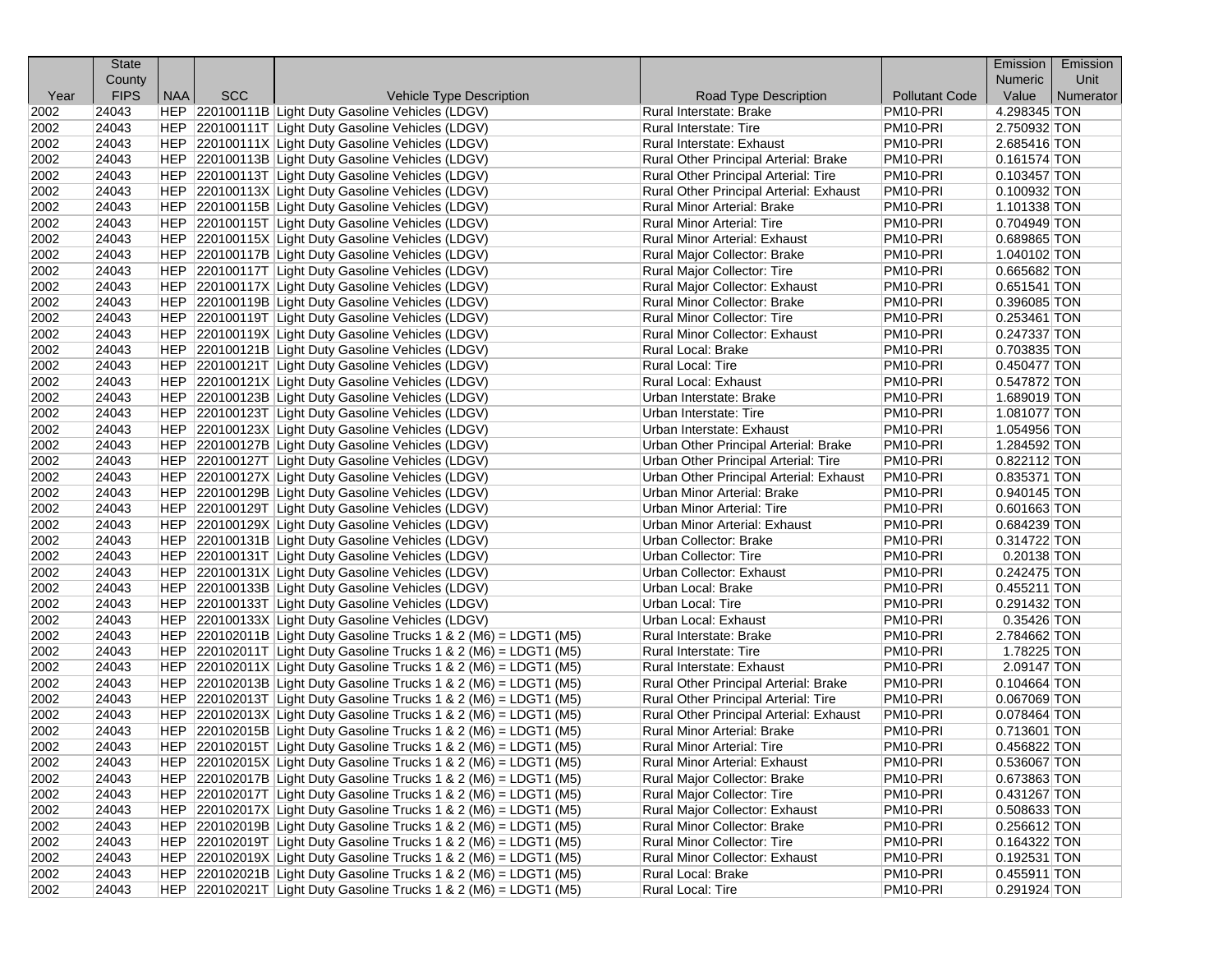| Year | State County FIPS | NAA | SCC | Vehicle Type Description | Road Type Description | Pollutant Code | Emission Numeric Value | Emission Unit Numerator |
|---|---|---|---|---|---|---|---|---|
| 2002 | 24043 | HEP | 220100111B | Light Duty Gasoline Vehicles (LDGV) | Rural Interstate: Brake | PM10-PRI | 4.298345 | TON |
| 2002 | 24043 | HEP | 220100111T | Light Duty Gasoline Vehicles (LDGV) | Rural Interstate: Tire | PM10-PRI | 2.750932 | TON |
| 2002 | 24043 | HEP | 220100111X | Light Duty Gasoline Vehicles (LDGV) | Rural Interstate: Exhaust | PM10-PRI | 2.685416 | TON |
| 2002 | 24043 | HEP | 220100113B | Light Duty Gasoline Vehicles (LDGV) | Rural Other Principal Arterial: Brake | PM10-PRI | 0.161574 | TON |
| 2002 | 24043 | HEP | 220100113T | Light Duty Gasoline Vehicles (LDGV) | Rural Other Principal Arterial: Tire | PM10-PRI | 0.103457 | TON |
| 2002 | 24043 | HEP | 220100113X | Light Duty Gasoline Vehicles (LDGV) | Rural Other Principal Arterial: Exhaust | PM10-PRI | 0.100932 | TON |
| 2002 | 24043 | HEP | 220100115B | Light Duty Gasoline Vehicles (LDGV) | Rural Minor Arterial: Brake | PM10-PRI | 1.101338 | TON |
| 2002 | 24043 | HEP | 220100115T | Light Duty Gasoline Vehicles (LDGV) | Rural Minor Arterial: Tire | PM10-PRI | 0.704949 | TON |
| 2002 | 24043 | HEP | 220100115X | Light Duty Gasoline Vehicles (LDGV) | Rural Minor Arterial: Exhaust | PM10-PRI | 0.689865 | TON |
| 2002 | 24043 | HEP | 220100117B | Light Duty Gasoline Vehicles (LDGV) | Rural Major Collector: Brake | PM10-PRI | 1.040102 | TON |
| 2002 | 24043 | HEP | 220100117T | Light Duty Gasoline Vehicles (LDGV) | Rural Major Collector: Tire | PM10-PRI | 0.665682 | TON |
| 2002 | 24043 | HEP | 220100117X | Light Duty Gasoline Vehicles (LDGV) | Rural Major Collector: Exhaust | PM10-PRI | 0.651541 | TON |
| 2002 | 24043 | HEP | 220100119B | Light Duty Gasoline Vehicles (LDGV) | Rural Minor Collector: Brake | PM10-PRI | 0.396085 | TON |
| 2002 | 24043 | HEP | 220100119T | Light Duty Gasoline Vehicles (LDGV) | Rural Minor Collector: Tire | PM10-PRI | 0.253461 | TON |
| 2002 | 24043 | HEP | 220100119X | Light Duty Gasoline Vehicles (LDGV) | Rural Minor Collector: Exhaust | PM10-PRI | 0.247337 | TON |
| 2002 | 24043 | HEP | 220100121B | Light Duty Gasoline Vehicles (LDGV) | Rural Local: Brake | PM10-PRI | 0.703835 | TON |
| 2002 | 24043 | HEP | 220100121T | Light Duty Gasoline Vehicles (LDGV) | Rural Local: Tire | PM10-PRI | 0.450477 | TON |
| 2002 | 24043 | HEP | 220100121X | Light Duty Gasoline Vehicles (LDGV) | Rural Local: Exhaust | PM10-PRI | 0.547872 | TON |
| 2002 | 24043 | HEP | 220100123B | Light Duty Gasoline Vehicles (LDGV) | Urban Interstate: Brake | PM10-PRI | 1.689019 | TON |
| 2002 | 24043 | HEP | 220100123T | Light Duty Gasoline Vehicles (LDGV) | Urban Interstate: Tire | PM10-PRI | 1.081077 | TON |
| 2002 | 24043 | HEP | 220100123X | Light Duty Gasoline Vehicles (LDGV) | Urban Interstate: Exhaust | PM10-PRI | 1.054956 | TON |
| 2002 | 24043 | HEP | 220100127B | Light Duty Gasoline Vehicles (LDGV) | Urban Other Principal Arterial: Brake | PM10-PRI | 1.284592 | TON |
| 2002 | 24043 | HEP | 220100127T | Light Duty Gasoline Vehicles (LDGV) | Urban Other Principal Arterial: Tire | PM10-PRI | 0.822112 | TON |
| 2002 | 24043 | HEP | 220100127X | Light Duty Gasoline Vehicles (LDGV) | Urban Other Principal Arterial: Exhaust | PM10-PRI | 0.835371 | TON |
| 2002 | 24043 | HEP | 220100129B | Light Duty Gasoline Vehicles (LDGV) | Urban Minor Arterial: Brake | PM10-PRI | 0.940145 | TON |
| 2002 | 24043 | HEP | 220100129T | Light Duty Gasoline Vehicles (LDGV) | Urban Minor Arterial: Tire | PM10-PRI | 0.601663 | TON |
| 2002 | 24043 | HEP | 220100129X | Light Duty Gasoline Vehicles (LDGV) | Urban Minor Arterial: Exhaust | PM10-PRI | 0.684239 | TON |
| 2002 | 24043 | HEP | 220100131B | Light Duty Gasoline Vehicles (LDGV) | Urban Collector: Brake | PM10-PRI | 0.314722 | TON |
| 2002 | 24043 | HEP | 220100131T | Light Duty Gasoline Vehicles (LDGV) | Urban Collector: Tire | PM10-PRI | 0.20138 | TON |
| 2002 | 24043 | HEP | 220100131X | Light Duty Gasoline Vehicles (LDGV) | Urban Collector: Exhaust | PM10-PRI | 0.242475 | TON |
| 2002 | 24043 | HEP | 220100133B | Light Duty Gasoline Vehicles (LDGV) | Urban Local: Brake | PM10-PRI | 0.455211 | TON |
| 2002 | 24043 | HEP | 220100133T | Light Duty Gasoline Vehicles (LDGV) | Urban Local: Tire | PM10-PRI | 0.291432 | TON |
| 2002 | 24043 | HEP | 220100133X | Light Duty Gasoline Vehicles (LDGV) | Urban Local: Exhaust | PM10-PRI | 0.35426 | TON |
| 2002 | 24043 | HEP | 220102011B | Light Duty Gasoline Trucks 1 & 2 (M6) = LDGT1 (M5) | Rural Interstate: Brake | PM10-PRI | 2.784662 | TON |
| 2002 | 24043 | HEP | 220102011T | Light Duty Gasoline Trucks 1 & 2 (M6) = LDGT1 (M5) | Rural Interstate: Tire | PM10-PRI | 1.78225 | TON |
| 2002 | 24043 | HEP | 220102011X | Light Duty Gasoline Trucks 1 & 2 (M6) = LDGT1 (M5) | Rural Interstate: Exhaust | PM10-PRI | 2.09147 | TON |
| 2002 | 24043 | HEP | 220102013B | Light Duty Gasoline Trucks 1 & 2 (M6) = LDGT1 (M5) | Rural Other Principal Arterial: Brake | PM10-PRI | 0.104664 | TON |
| 2002 | 24043 | HEP | 220102013T | Light Duty Gasoline Trucks 1 & 2 (M6) = LDGT1 (M5) | Rural Other Principal Arterial: Tire | PM10-PRI | 0.067069 | TON |
| 2002 | 24043 | HEP | 220102013X | Light Duty Gasoline Trucks 1 & 2 (M6) = LDGT1 (M5) | Rural Other Principal Arterial: Exhaust | PM10-PRI | 0.078464 | TON |
| 2002 | 24043 | HEP | 220102015B | Light Duty Gasoline Trucks 1 & 2 (M6) = LDGT1 (M5) | Rural Minor Arterial: Brake | PM10-PRI | 0.713601 | TON |
| 2002 | 24043 | HEP | 220102015T | Light Duty Gasoline Trucks 1 & 2 (M6) = LDGT1 (M5) | Rural Minor Arterial: Tire | PM10-PRI | 0.456822 | TON |
| 2002 | 24043 | HEP | 220102015X | Light Duty Gasoline Trucks 1 & 2 (M6) = LDGT1 (M5) | Rural Minor Arterial: Exhaust | PM10-PRI | 0.536067 | TON |
| 2002 | 24043 | HEP | 220102017B | Light Duty Gasoline Trucks 1 & 2 (M6) = LDGT1 (M5) | Rural Major Collector: Brake | PM10-PRI | 0.673863 | TON |
| 2002 | 24043 | HEP | 220102017T | Light Duty Gasoline Trucks 1 & 2 (M6) = LDGT1 (M5) | Rural Major Collector: Tire | PM10-PRI | 0.431267 | TON |
| 2002 | 24043 | HEP | 220102017X | Light Duty Gasoline Trucks 1 & 2 (M6) = LDGT1 (M5) | Rural Major Collector: Exhaust | PM10-PRI | 0.508633 | TON |
| 2002 | 24043 | HEP | 220102019B | Light Duty Gasoline Trucks 1 & 2 (M6) = LDGT1 (M5) | Rural Minor Collector: Brake | PM10-PRI | 0.256612 | TON |
| 2002 | 24043 | HEP | 220102019T | Light Duty Gasoline Trucks 1 & 2 (M6) = LDGT1 (M5) | Rural Minor Collector: Tire | PM10-PRI | 0.164322 | TON |
| 2002 | 24043 | HEP | 220102019X | Light Duty Gasoline Trucks 1 & 2 (M6) = LDGT1 (M5) | Rural Minor Collector: Exhaust | PM10-PRI | 0.192531 | TON |
| 2002 | 24043 | HEP | 220102021B | Light Duty Gasoline Trucks 1 & 2 (M6) = LDGT1 (M5) | Rural Local: Brake | PM10-PRI | 0.455911 | TON |
| 2002 | 24043 | HEP | 220102021T | Light Duty Gasoline Trucks 1 & 2 (M6) = LDGT1 (M5) | Rural Local: Tire | PM10-PRI | 0.291924 | TON |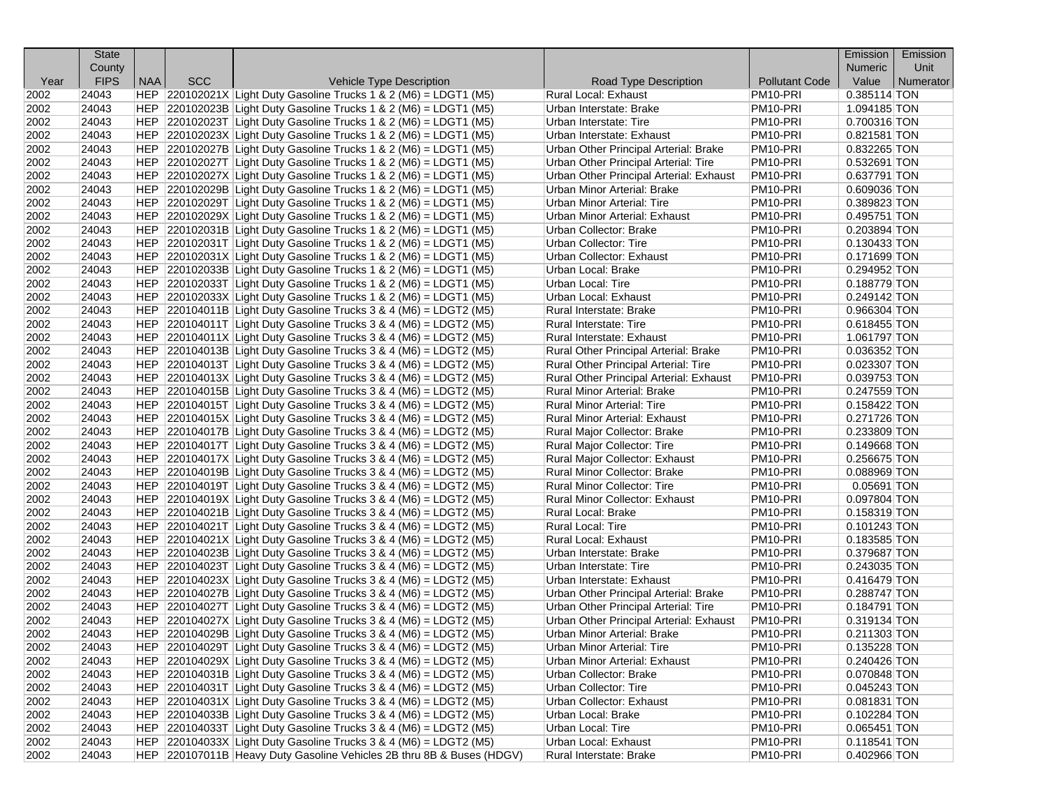| Year | State County FIPS | NAA | SCC | Vehicle Type Description | Road Type Description | Pollutant Code | Emission Numeric Value | Emission Unit Numerator |
|---|---|---|---|---|---|---|---|---|
| 2002 | 24043 | HEP | 220102021X | Light Duty Gasoline Trucks 1 & 2 (M6) = LDGT1 (M5) | Rural Local: Exhaust | PM10-PRI | 0.385114 | TON |
| 2002 | 24043 | HEP | 220102023B | Light Duty Gasoline Trucks 1 & 2 (M6) = LDGT1 (M5) | Urban Interstate: Brake | PM10-PRI | 1.094185 | TON |
| 2002 | 24043 | HEP | 220102023T | Light Duty Gasoline Trucks 1 & 2 (M6) = LDGT1 (M5) | Urban Interstate: Tire | PM10-PRI | 0.700316 | TON |
| 2002 | 24043 | HEP | 220102023X | Light Duty Gasoline Trucks 1 & 2 (M6) = LDGT1 (M5) | Urban Interstate: Exhaust | PM10-PRI | 0.821581 | TON |
| 2002 | 24043 | HEP | 220102027B | Light Duty Gasoline Trucks 1 & 2 (M6) = LDGT1 (M5) | Urban Other Principal Arterial: Brake | PM10-PRI | 0.832265 | TON |
| 2002 | 24043 | HEP | 220102027T | Light Duty Gasoline Trucks 1 & 2 (M6) = LDGT1 (M5) | Urban Other Principal Arterial: Tire | PM10-PRI | 0.532691 | TON |
| 2002 | 24043 | HEP | 220102027X | Light Duty Gasoline Trucks 1 & 2 (M6) = LDGT1 (M5) | Urban Other Principal Arterial: Exhaust | PM10-PRI | 0.637791 | TON |
| 2002 | 24043 | HEP | 220102029B | Light Duty Gasoline Trucks 1 & 2 (M6) = LDGT1 (M5) | Urban Minor Arterial: Brake | PM10-PRI | 0.609036 | TON |
| 2002 | 24043 | HEP | 220102029T | Light Duty Gasoline Trucks 1 & 2 (M6) = LDGT1 (M5) | Urban Minor Arterial: Tire | PM10-PRI | 0.389823 | TON |
| 2002 | 24043 | HEP | 220102029X | Light Duty Gasoline Trucks 1 & 2 (M6) = LDGT1 (M5) | Urban Minor Arterial: Exhaust | PM10-PRI | 0.495751 | TON |
| 2002 | 24043 | HEP | 220102031B | Light Duty Gasoline Trucks 1 & 2 (M6) = LDGT1 (M5) | Urban Collector: Brake | PM10-PRI | 0.203894 | TON |
| 2002 | 24043 | HEP | 220102031T | Light Duty Gasoline Trucks 1 & 2 (M6) = LDGT1 (M5) | Urban Collector: Tire | PM10-PRI | 0.130433 | TON |
| 2002 | 24043 | HEP | 220102031X | Light Duty Gasoline Trucks 1 & 2 (M6) = LDGT1 (M5) | Urban Collector: Exhaust | PM10-PRI | 0.171699 | TON |
| 2002 | 24043 | HEP | 220102033B | Light Duty Gasoline Trucks 1 & 2 (M6) = LDGT1 (M5) | Urban Local: Brake | PM10-PRI | 0.294952 | TON |
| 2002 | 24043 | HEP | 220102033T | Light Duty Gasoline Trucks 1 & 2 (M6) = LDGT1 (M5) | Urban Local: Tire | PM10-PRI | 0.188779 | TON |
| 2002 | 24043 | HEP | 220102033X | Light Duty Gasoline Trucks 1 & 2 (M6) = LDGT1 (M5) | Urban Local: Exhaust | PM10-PRI | 0.249142 | TON |
| 2002 | 24043 | HEP | 220104011B | Light Duty Gasoline Trucks 3 & 4 (M6) = LDGT2 (M5) | Rural Interstate: Brake | PM10-PRI | 0.966304 | TON |
| 2002 | 24043 | HEP | 220104011T | Light Duty Gasoline Trucks 3 & 4 (M6) = LDGT2 (M5) | Rural Interstate: Tire | PM10-PRI | 0.618455 | TON |
| 2002 | 24043 | HEP | 220104011X | Light Duty Gasoline Trucks 3 & 4 (M6) = LDGT2 (M5) | Rural Interstate: Exhaust | PM10-PRI | 1.061797 | TON |
| 2002 | 24043 | HEP | 220104013B | Light Duty Gasoline Trucks 3 & 4 (M6) = LDGT2 (M5) | Rural Other Principal Arterial: Brake | PM10-PRI | 0.036352 | TON |
| 2002 | 24043 | HEP | 220104013T | Light Duty Gasoline Trucks 3 & 4 (M6) = LDGT2 (M5) | Rural Other Principal Arterial: Tire | PM10-PRI | 0.023307 | TON |
| 2002 | 24043 | HEP | 220104013X | Light Duty Gasoline Trucks 3 & 4 (M6) = LDGT2 (M5) | Rural Other Principal Arterial: Exhaust | PM10-PRI | 0.039753 | TON |
| 2002 | 24043 | HEP | 220104015B | Light Duty Gasoline Trucks 3 & 4 (M6) = LDGT2 (M5) | Rural Minor Arterial: Brake | PM10-PRI | 0.247559 | TON |
| 2002 | 24043 | HEP | 220104015T | Light Duty Gasoline Trucks 3 & 4 (M6) = LDGT2 (M5) | Rural Minor Arterial: Tire | PM10-PRI | 0.158422 | TON |
| 2002 | 24043 | HEP | 220104015X | Light Duty Gasoline Trucks 3 & 4 (M6) = LDGT2 (M5) | Rural Minor Arterial: Exhaust | PM10-PRI | 0.271726 | TON |
| 2002 | 24043 | HEP | 220104017B | Light Duty Gasoline Trucks 3 & 4 (M6) = LDGT2 (M5) | Rural Major Collector: Brake | PM10-PRI | 0.233809 | TON |
| 2002 | 24043 | HEP | 220104017T | Light Duty Gasoline Trucks 3 & 4 (M6) = LDGT2 (M5) | Rural Major Collector: Tire | PM10-PRI | 0.149668 | TON |
| 2002 | 24043 | HEP | 220104017X | Light Duty Gasoline Trucks 3 & 4 (M6) = LDGT2 (M5) | Rural Major Collector: Exhaust | PM10-PRI | 0.256675 | TON |
| 2002 | 24043 | HEP | 220104019B | Light Duty Gasoline Trucks 3 & 4 (M6) = LDGT2 (M5) | Rural Minor Collector: Brake | PM10-PRI | 0.088969 | TON |
| 2002 | 24043 | HEP | 220104019T | Light Duty Gasoline Trucks 3 & 4 (M6) = LDGT2 (M5) | Rural Minor Collector: Tire | PM10-PRI | 0.05691 | TON |
| 2002 | 24043 | HEP | 220104019X | Light Duty Gasoline Trucks 3 & 4 (M6) = LDGT2 (M5) | Rural Minor Collector: Exhaust | PM10-PRI | 0.097804 | TON |
| 2002 | 24043 | HEP | 220104021B | Light Duty Gasoline Trucks 3 & 4 (M6) = LDGT2 (M5) | Rural Local: Brake | PM10-PRI | 0.158319 | TON |
| 2002 | 24043 | HEP | 220104021T | Light Duty Gasoline Trucks 3 & 4 (M6) = LDGT2 (M5) | Rural Local: Tire | PM10-PRI | 0.101243 | TON |
| 2002 | 24043 | HEP | 220104021X | Light Duty Gasoline Trucks 3 & 4 (M6) = LDGT2 (M5) | Rural Local: Exhaust | PM10-PRI | 0.183585 | TON |
| 2002 | 24043 | HEP | 220104023B | Light Duty Gasoline Trucks 3 & 4 (M6) = LDGT2 (M5) | Urban Interstate: Brake | PM10-PRI | 0.379687 | TON |
| 2002 | 24043 | HEP | 220104023T | Light Duty Gasoline Trucks 3 & 4 (M6) = LDGT2 (M5) | Urban Interstate: Tire | PM10-PRI | 0.243035 | TON |
| 2002 | 24043 | HEP | 220104023X | Light Duty Gasoline Trucks 3 & 4 (M6) = LDGT2 (M5) | Urban Interstate: Exhaust | PM10-PRI | 0.416479 | TON |
| 2002 | 24043 | HEP | 220104027B | Light Duty Gasoline Trucks 3 & 4 (M6) = LDGT2 (M5) | Urban Other Principal Arterial: Brake | PM10-PRI | 0.288747 | TON |
| 2002 | 24043 | HEP | 220104027T | Light Duty Gasoline Trucks 3 & 4 (M6) = LDGT2 (M5) | Urban Other Principal Arterial: Tire | PM10-PRI | 0.184791 | TON |
| 2002 | 24043 | HEP | 220104027X | Light Duty Gasoline Trucks 3 & 4 (M6) = LDGT2 (M5) | Urban Other Principal Arterial: Exhaust | PM10-PRI | 0.319134 | TON |
| 2002 | 24043 | HEP | 220104029B | Light Duty Gasoline Trucks 3 & 4 (M6) = LDGT2 (M5) | Urban Minor Arterial: Brake | PM10-PRI | 0.211303 | TON |
| 2002 | 24043 | HEP | 220104029T | Light Duty Gasoline Trucks 3 & 4 (M6) = LDGT2 (M5) | Urban Minor Arterial: Tire | PM10-PRI | 0.135228 | TON |
| 2002 | 24043 | HEP | 220104029X | Light Duty Gasoline Trucks 3 & 4 (M6) = LDGT2 (M5) | Urban Minor Arterial: Exhaust | PM10-PRI | 0.240426 | TON |
| 2002 | 24043 | HEP | 220104031B | Light Duty Gasoline Trucks 3 & 4 (M6) = LDGT2 (M5) | Urban Collector: Brake | PM10-PRI | 0.070848 | TON |
| 2002 | 24043 | HEP | 220104031T | Light Duty Gasoline Trucks 3 & 4 (M6) = LDGT2 (M5) | Urban Collector: Tire | PM10-PRI | 0.045243 | TON |
| 2002 | 24043 | HEP | 220104031X | Light Duty Gasoline Trucks 3 & 4 (M6) = LDGT2 (M5) | Urban Collector: Exhaust | PM10-PRI | 0.081831 | TON |
| 2002 | 24043 | HEP | 220104033B | Light Duty Gasoline Trucks 3 & 4 (M6) = LDGT2 (M5) | Urban Local: Brake | PM10-PRI | 0.102284 | TON |
| 2002 | 24043 | HEP | 220104033T | Light Duty Gasoline Trucks 3 & 4 (M6) = LDGT2 (M5) | Urban Local: Tire | PM10-PRI | 0.065451 | TON |
| 2002 | 24043 | HEP | 220104033X | Light Duty Gasoline Trucks 3 & 4 (M6) = LDGT2 (M5) | Urban Local: Exhaust | PM10-PRI | 0.118541 | TON |
| 2002 | 24043 | HEP | 220107011B | Heavy Duty Gasoline Vehicles 2B thru 8B & Buses (HDGV) | Rural Interstate: Brake | PM10-PRI | 0.402966 | TON |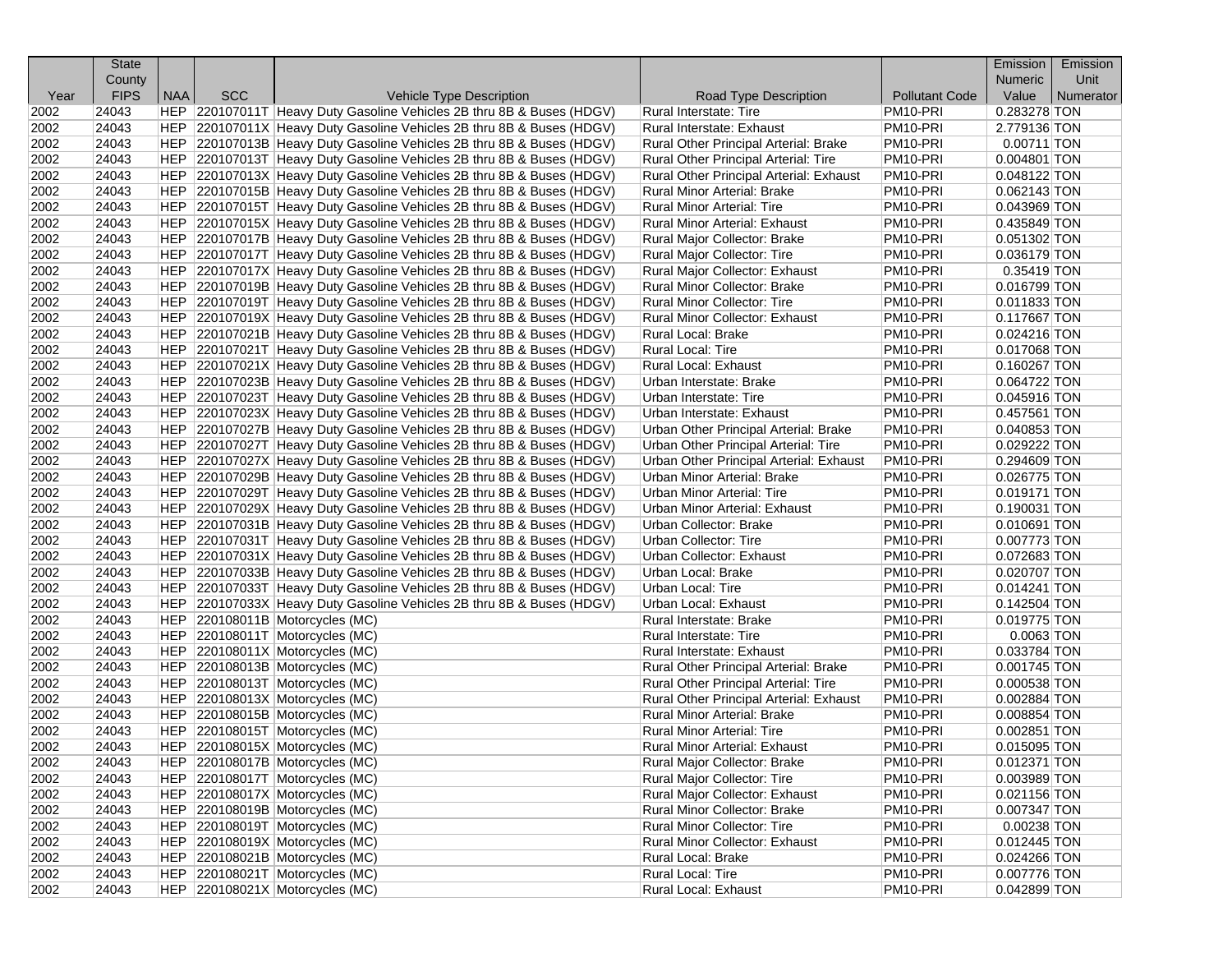| Year | State County FIPS | NAA | SCC | Vehicle Type Description | Road Type Description | Pollutant Code | Emission Numeric Value | Emission Unit Numerator |
|---|---|---|---|---|---|---|---|---|
| 2002 | 24043 | HEP | 220107011T | Heavy Duty Gasoline Vehicles 2B thru 8B & Buses (HDGV) | Rural Interstate: Tire | PM10-PRI | 0.283278 | TON |
| 2002 | 24043 | HEP | 220107011X | Heavy Duty Gasoline Vehicles 2B thru 8B & Buses (HDGV) | Rural Interstate: Exhaust | PM10-PRI | 2.779136 | TON |
| 2002 | 24043 | HEP | 220107013B | Heavy Duty Gasoline Vehicles 2B thru 8B & Buses (HDGV) | Rural Other Principal Arterial: Brake | PM10-PRI | 0.00711 | TON |
| 2002 | 24043 | HEP | 220107013T | Heavy Duty Gasoline Vehicles 2B thru 8B & Buses (HDGV) | Rural Other Principal Arterial: Tire | PM10-PRI | 0.004801 | TON |
| 2002 | 24043 | HEP | 220107013X | Heavy Duty Gasoline Vehicles 2B thru 8B & Buses (HDGV) | Rural Other Principal Arterial: Exhaust | PM10-PRI | 0.048122 | TON |
| 2002 | 24043 | HEP | 220107015B | Heavy Duty Gasoline Vehicles 2B thru 8B & Buses (HDGV) | Rural Minor Arterial: Brake | PM10-PRI | 0.062143 | TON |
| 2002 | 24043 | HEP | 220107015T | Heavy Duty Gasoline Vehicles 2B thru 8B & Buses (HDGV) | Rural Minor Arterial: Tire | PM10-PRI | 0.043969 | TON |
| 2002 | 24043 | HEP | 220107015X | Heavy Duty Gasoline Vehicles 2B thru 8B & Buses (HDGV) | Rural Minor Arterial: Exhaust | PM10-PRI | 0.435849 | TON |
| 2002 | 24043 | HEP | 220107017B | Heavy Duty Gasoline Vehicles 2B thru 8B & Buses (HDGV) | Rural Major Collector: Brake | PM10-PRI | 0.051302 | TON |
| 2002 | 24043 | HEP | 220107017T | Heavy Duty Gasoline Vehicles 2B thru 8B & Buses (HDGV) | Rural Major Collector: Tire | PM10-PRI | 0.036179 | TON |
| 2002 | 24043 | HEP | 220107017X | Heavy Duty Gasoline Vehicles 2B thru 8B & Buses (HDGV) | Rural Major Collector: Exhaust | PM10-PRI | 0.35419 | TON |
| 2002 | 24043 | HEP | 220107019B | Heavy Duty Gasoline Vehicles 2B thru 8B & Buses (HDGV) | Rural Minor Collector: Brake | PM10-PRI | 0.016799 | TON |
| 2002 | 24043 | HEP | 220107019T | Heavy Duty Gasoline Vehicles 2B thru 8B & Buses (HDGV) | Rural Minor Collector: Tire | PM10-PRI | 0.011833 | TON |
| 2002 | 24043 | HEP | 220107019X | Heavy Duty Gasoline Vehicles 2B thru 8B & Buses (HDGV) | Rural Minor Collector: Exhaust | PM10-PRI | 0.117667 | TON |
| 2002 | 24043 | HEP | 220107021B | Heavy Duty Gasoline Vehicles 2B thru 8B & Buses (HDGV) | Rural Local: Brake | PM10-PRI | 0.024216 | TON |
| 2002 | 24043 | HEP | 220107021T | Heavy Duty Gasoline Vehicles 2B thru 8B & Buses (HDGV) | Rural Local: Tire | PM10-PRI | 0.017068 | TON |
| 2002 | 24043 | HEP | 220107021X | Heavy Duty Gasoline Vehicles 2B thru 8B & Buses (HDGV) | Rural Local: Exhaust | PM10-PRI | 0.160267 | TON |
| 2002 | 24043 | HEP | 220107023B | Heavy Duty Gasoline Vehicles 2B thru 8B & Buses (HDGV) | Urban Interstate: Brake | PM10-PRI | 0.064722 | TON |
| 2002 | 24043 | HEP | 220107023T | Heavy Duty Gasoline Vehicles 2B thru 8B & Buses (HDGV) | Urban Interstate: Tire | PM10-PRI | 0.045916 | TON |
| 2002 | 24043 | HEP | 220107023X | Heavy Duty Gasoline Vehicles 2B thru 8B & Buses (HDGV) | Urban Interstate: Exhaust | PM10-PRI | 0.457561 | TON |
| 2002 | 24043 | HEP | 220107027B | Heavy Duty Gasoline Vehicles 2B thru 8B & Buses (HDGV) | Urban Other Principal Arterial: Brake | PM10-PRI | 0.040853 | TON |
| 2002 | 24043 | HEP | 220107027T | Heavy Duty Gasoline Vehicles 2B thru 8B & Buses (HDGV) | Urban Other Principal Arterial: Tire | PM10-PRI | 0.029222 | TON |
| 2002 | 24043 | HEP | 220107027X | Heavy Duty Gasoline Vehicles 2B thru 8B & Buses (HDGV) | Urban Other Principal Arterial: Exhaust | PM10-PRI | 0.294609 | TON |
| 2002 | 24043 | HEP | 220107029B | Heavy Duty Gasoline Vehicles 2B thru 8B & Buses (HDGV) | Urban Minor Arterial: Brake | PM10-PRI | 0.026775 | TON |
| 2002 | 24043 | HEP | 220107029T | Heavy Duty Gasoline Vehicles 2B thru 8B & Buses (HDGV) | Urban Minor Arterial: Tire | PM10-PRI | 0.019171 | TON |
| 2002 | 24043 | HEP | 220107029X | Heavy Duty Gasoline Vehicles 2B thru 8B & Buses (HDGV) | Urban Minor Arterial: Exhaust | PM10-PRI | 0.190031 | TON |
| 2002 | 24043 | HEP | 220107031B | Heavy Duty Gasoline Vehicles 2B thru 8B & Buses (HDGV) | Urban Collector: Brake | PM10-PRI | 0.010691 | TON |
| 2002 | 24043 | HEP | 220107031T | Heavy Duty Gasoline Vehicles 2B thru 8B & Buses (HDGV) | Urban Collector: Tire | PM10-PRI | 0.007773 | TON |
| 2002 | 24043 | HEP | 220107031X | Heavy Duty Gasoline Vehicles 2B thru 8B & Buses (HDGV) | Urban Collector: Exhaust | PM10-PRI | 0.072683 | TON |
| 2002 | 24043 | HEP | 220107033B | Heavy Duty Gasoline Vehicles 2B thru 8B & Buses (HDGV) | Urban Local: Brake | PM10-PRI | 0.020707 | TON |
| 2002 | 24043 | HEP | 220107033T | Heavy Duty Gasoline Vehicles 2B thru 8B & Buses (HDGV) | Urban Local: Tire | PM10-PRI | 0.014241 | TON |
| 2002 | 24043 | HEP | 220107033X | Heavy Duty Gasoline Vehicles 2B thru 8B & Buses (HDGV) | Urban Local: Exhaust | PM10-PRI | 0.142504 | TON |
| 2002 | 24043 | HEP | 220108011B | Motorcycles (MC) | Rural Interstate: Brake | PM10-PRI | 0.019775 | TON |
| 2002 | 24043 | HEP | 220108011T | Motorcycles (MC) | Rural Interstate: Tire | PM10-PRI | 0.0063 | TON |
| 2002 | 24043 | HEP | 220108011X | Motorcycles (MC) | Rural Interstate: Exhaust | PM10-PRI | 0.033784 | TON |
| 2002 | 24043 | HEP | 220108013B | Motorcycles (MC) | Rural Other Principal Arterial: Brake | PM10-PRI | 0.001745 | TON |
| 2002 | 24043 | HEP | 220108013T | Motorcycles (MC) | Rural Other Principal Arterial: Tire | PM10-PRI | 0.000538 | TON |
| 2002 | 24043 | HEP | 220108013X | Motorcycles (MC) | Rural Other Principal Arterial: Exhaust | PM10-PRI | 0.002884 | TON |
| 2002 | 24043 | HEP | 220108015B | Motorcycles (MC) | Rural Minor Arterial: Brake | PM10-PRI | 0.008854 | TON |
| 2002 | 24043 | HEP | 220108015T | Motorcycles (MC) | Rural Minor Arterial: Tire | PM10-PRI | 0.002851 | TON |
| 2002 | 24043 | HEP | 220108015X | Motorcycles (MC) | Rural Minor Arterial: Exhaust | PM10-PRI | 0.015095 | TON |
| 2002 | 24043 | HEP | 220108017B | Motorcycles (MC) | Rural Major Collector: Brake | PM10-PRI | 0.012371 | TON |
| 2002 | 24043 | HEP | 220108017T | Motorcycles (MC) | Rural Major Collector: Tire | PM10-PRI | 0.003989 | TON |
| 2002 | 24043 | HEP | 220108017X | Motorcycles (MC) | Rural Major Collector: Exhaust | PM10-PRI | 0.021156 | TON |
| 2002 | 24043 | HEP | 220108019B | Motorcycles (MC) | Rural Minor Collector: Brake | PM10-PRI | 0.007347 | TON |
| 2002 | 24043 | HEP | 220108019T | Motorcycles (MC) | Rural Minor Collector: Tire | PM10-PRI | 0.00238 | TON |
| 2002 | 24043 | HEP | 220108019X | Motorcycles (MC) | Rural Minor Collector: Exhaust | PM10-PRI | 0.012445 | TON |
| 2002 | 24043 | HEP | 220108021B | Motorcycles (MC) | Rural Local: Brake | PM10-PRI | 0.024266 | TON |
| 2002 | 24043 | HEP | 220108021T | Motorcycles (MC) | Rural Local: Tire | PM10-PRI | 0.007776 | TON |
| 2002 | 24043 | HEP | 220108021X | Motorcycles (MC) | Rural Local: Exhaust | PM10-PRI | 0.042899 | TON |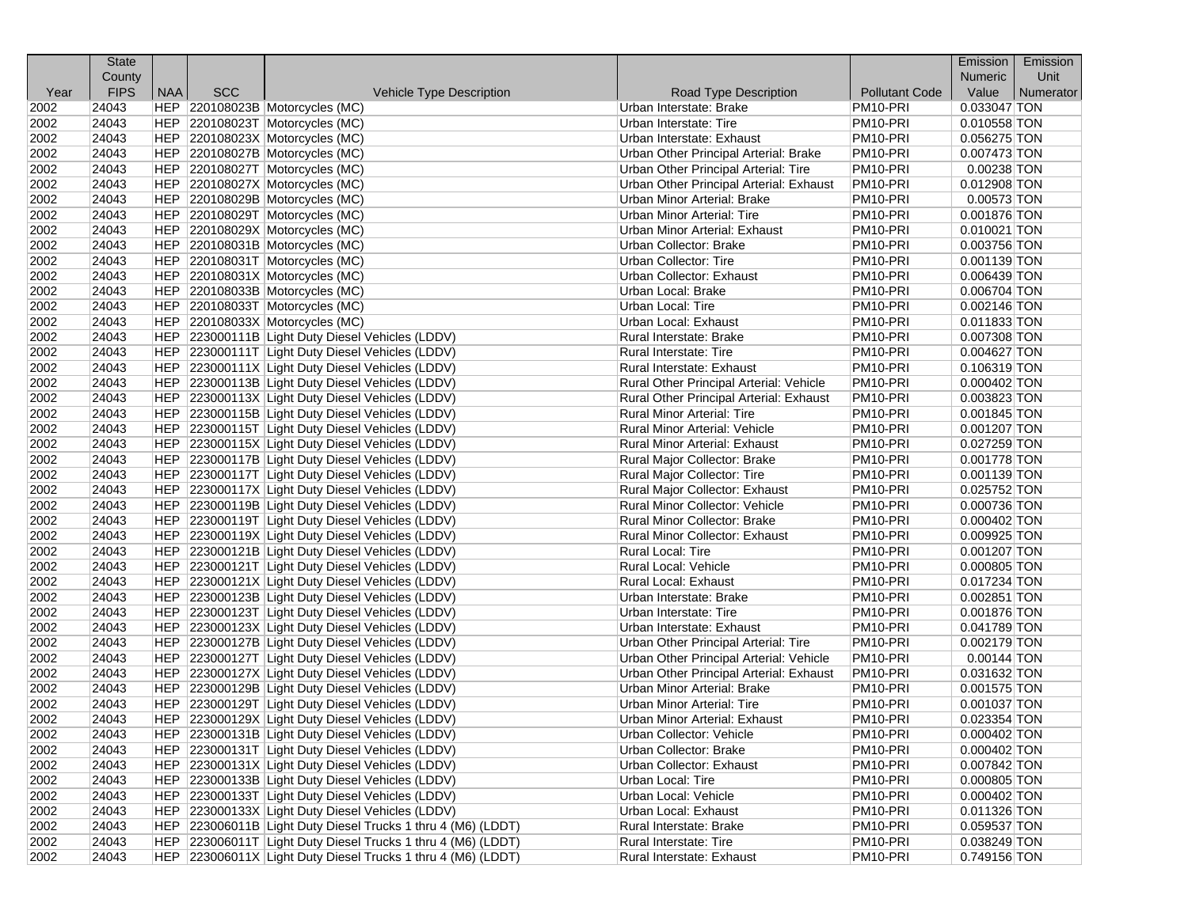| Year | State County FIPS | NAA | SCC | Vehicle Type Description | Road Type Description | Pollutant Code | Emission Numeric Value | Emission Unit Numerator |
|---|---|---|---|---|---|---|---|---|
| 2002 | 24043 | HEP | 220108023B | Motorcycles (MC) | Urban Interstate: Brake | PM10-PRI | 0.033047 | TON |
| 2002 | 24043 | HEP | 220108023T | Motorcycles (MC) | Urban Interstate: Tire | PM10-PRI | 0.010558 | TON |
| 2002 | 24043 | HEP | 220108023X | Motorcycles (MC) | Urban Interstate: Exhaust | PM10-PRI | 0.056275 | TON |
| 2002 | 24043 | HEP | 220108027B | Motorcycles (MC) | Urban Other Principal Arterial: Brake | PM10-PRI | 0.007473 | TON |
| 2002 | 24043 | HEP | 220108027T | Motorcycles (MC) | Urban Other Principal Arterial: Tire | PM10-PRI | 0.00238 | TON |
| 2002 | 24043 | HEP | 220108027X | Motorcycles (MC) | Urban Other Principal Arterial: Exhaust | PM10-PRI | 0.012908 | TON |
| 2002 | 24043 | HEP | 220108029B | Motorcycles (MC) | Urban Minor Arterial: Brake | PM10-PRI | 0.00573 | TON |
| 2002 | 24043 | HEP | 220108029T | Motorcycles (MC) | Urban Minor Arterial: Tire | PM10-PRI | 0.001876 | TON |
| 2002 | 24043 | HEP | 220108029X | Motorcycles (MC) | Urban Minor Arterial: Exhaust | PM10-PRI | 0.010021 | TON |
| 2002 | 24043 | HEP | 220108031B | Motorcycles (MC) | Urban Collector: Brake | PM10-PRI | 0.003756 | TON |
| 2002 | 24043 | HEP | 220108031T | Motorcycles (MC) | Urban Collector: Tire | PM10-PRI | 0.001139 | TON |
| 2002 | 24043 | HEP | 220108031X | Motorcycles (MC) | Urban Collector: Exhaust | PM10-PRI | 0.006439 | TON |
| 2002 | 24043 | HEP | 220108033B | Motorcycles (MC) | Urban Local: Brake | PM10-PRI | 0.006704 | TON |
| 2002 | 24043 | HEP | 220108033T | Motorcycles (MC) | Urban Local: Tire | PM10-PRI | 0.002146 | TON |
| 2002 | 24043 | HEP | 220108033X | Motorcycles (MC) | Urban Local: Exhaust | PM10-PRI | 0.011833 | TON |
| 2002 | 24043 | HEP | 223000111B | Light Duty Diesel Vehicles (LDDV) | Rural Interstate: Brake | PM10-PRI | 0.007308 | TON |
| 2002 | 24043 | HEP | 223000111T | Light Duty Diesel Vehicles (LDDV) | Rural Interstate: Tire | PM10-PRI | 0.004627 | TON |
| 2002 | 24043 | HEP | 223000111X | Light Duty Diesel Vehicles (LDDV) | Rural Interstate: Exhaust | PM10-PRI | 0.106319 | TON |
| 2002 | 24043 | HEP | 223000113B | Light Duty Diesel Vehicles (LDDV) | Rural Other Principal Arterial: Vehicle | PM10-PRI | 0.000402 | TON |
| 2002 | 24043 | HEP | 223000113X | Light Duty Diesel Vehicles (LDDV) | Rural Other Principal Arterial: Exhaust | PM10-PRI | 0.003823 | TON |
| 2002 | 24043 | HEP | 223000115B | Light Duty Diesel Vehicles (LDDV) | Rural Minor Arterial: Tire | PM10-PRI | 0.001845 | TON |
| 2002 | 24043 | HEP | 223000115T | Light Duty Diesel Vehicles (LDDV) | Rural Minor Arterial: Vehicle | PM10-PRI | 0.001207 | TON |
| 2002 | 24043 | HEP | 223000115X | Light Duty Diesel Vehicles (LDDV) | Rural Minor Arterial: Exhaust | PM10-PRI | 0.027259 | TON |
| 2002 | 24043 | HEP | 223000117B | Light Duty Diesel Vehicles (LDDV) | Rural Major Collector: Brake | PM10-PRI | 0.001778 | TON |
| 2002 | 24043 | HEP | 223000117T | Light Duty Diesel Vehicles (LDDV) | Rural Major Collector: Tire | PM10-PRI | 0.001139 | TON |
| 2002 | 24043 | HEP | 223000117X | Light Duty Diesel Vehicles (LDDV) | Rural Major Collector: Exhaust | PM10-PRI | 0.025752 | TON |
| 2002 | 24043 | HEP | 223000119B | Light Duty Diesel Vehicles (LDDV) | Rural Minor Collector: Vehicle | PM10-PRI | 0.000736 | TON |
| 2002 | 24043 | HEP | 223000119T | Light Duty Diesel Vehicles (LDDV) | Rural Minor Collector: Brake | PM10-PRI | 0.000402 | TON |
| 2002 | 24043 | HEP | 223000119X | Light Duty Diesel Vehicles (LDDV) | Rural Minor Collector: Exhaust | PM10-PRI | 0.009925 | TON |
| 2002 | 24043 | HEP | 223000121B | Light Duty Diesel Vehicles (LDDV) | Rural Local: Tire | PM10-PRI | 0.001207 | TON |
| 2002 | 24043 | HEP | 223000121T | Light Duty Diesel Vehicles (LDDV) | Rural Local: Vehicle | PM10-PRI | 0.000805 | TON |
| 2002 | 24043 | HEP | 223000121X | Light Duty Diesel Vehicles (LDDV) | Rural Local: Exhaust | PM10-PRI | 0.017234 | TON |
| 2002 | 24043 | HEP | 223000123B | Light Duty Diesel Vehicles (LDDV) | Urban Interstate: Brake | PM10-PRI | 0.002851 | TON |
| 2002 | 24043 | HEP | 223000123T | Light Duty Diesel Vehicles (LDDV) | Urban Interstate: Tire | PM10-PRI | 0.001876 | TON |
| 2002 | 24043 | HEP | 223000123X | Light Duty Diesel Vehicles (LDDV) | Urban Interstate: Exhaust | PM10-PRI | 0.041789 | TON |
| 2002 | 24043 | HEP | 223000127B | Light Duty Diesel Vehicles (LDDV) | Urban Other Principal Arterial: Tire | PM10-PRI | 0.002179 | TON |
| 2002 | 24043 | HEP | 223000127T | Light Duty Diesel Vehicles (LDDV) | Urban Other Principal Arterial: Vehicle | PM10-PRI | 0.00144 | TON |
| 2002 | 24043 | HEP | 223000127X | Light Duty Diesel Vehicles (LDDV) | Urban Other Principal Arterial: Exhaust | PM10-PRI | 0.031632 | TON |
| 2002 | 24043 | HEP | 223000129B | Light Duty Diesel Vehicles (LDDV) | Urban Minor Arterial: Brake | PM10-PRI | 0.001575 | TON |
| 2002 | 24043 | HEP | 223000129T | Light Duty Diesel Vehicles (LDDV) | Urban Minor Arterial: Tire | PM10-PRI | 0.001037 | TON |
| 2002 | 24043 | HEP | 223000129X | Light Duty Diesel Vehicles (LDDV) | Urban Minor Arterial: Exhaust | PM10-PRI | 0.023354 | TON |
| 2002 | 24043 | HEP | 223000131B | Light Duty Diesel Vehicles (LDDV) | Urban Collector: Vehicle | PM10-PRI | 0.000402 | TON |
| 2002 | 24043 | HEP | 223000131T | Light Duty Diesel Vehicles (LDDV) | Urban Collector: Brake | PM10-PRI | 0.000402 | TON |
| 2002 | 24043 | HEP | 223000131X | Light Duty Diesel Vehicles (LDDV) | Urban Collector: Exhaust | PM10-PRI | 0.007842 | TON |
| 2002 | 24043 | HEP | 223000133B | Light Duty Diesel Vehicles (LDDV) | Urban Local: Tire | PM10-PRI | 0.000805 | TON |
| 2002 | 24043 | HEP | 223000133T | Light Duty Diesel Vehicles (LDDV) | Urban Local: Vehicle | PM10-PRI | 0.000402 | TON |
| 2002 | 24043 | HEP | 223000133X | Light Duty Diesel Vehicles (LDDV) | Urban Local: Exhaust | PM10-PRI | 0.011326 | TON |
| 2002 | 24043 | HEP | 223006011B | Light Duty Diesel Trucks 1 thru 4 (M6) (LDDT) | Rural Interstate: Brake | PM10-PRI | 0.059537 | TON |
| 2002 | 24043 | HEP | 223006011T | Light Duty Diesel Trucks 1 thru 4 (M6) (LDDT) | Rural Interstate: Tire | PM10-PRI | 0.038249 | TON |
| 2002 | 24043 | HEP | 223006011X | Light Duty Diesel Trucks 1 thru 4 (M6) (LDDT) | Rural Interstate: Exhaust | PM10-PRI | 0.749156 | TON |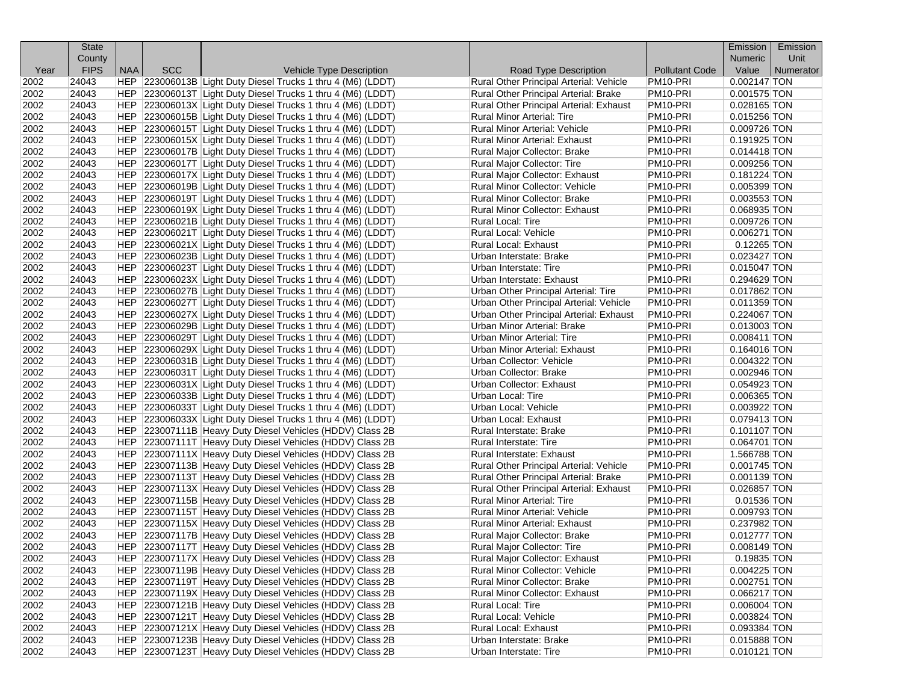| Year | State County FIPS | NAA | SCC | Vehicle Type Description | Road Type Description | Pollutant Code | Emission Numeric Value | Emission Unit Numerator |
|---|---|---|---|---|---|---|---|---|
| 2002 | 24043 | HEP | 223006013B | Light Duty Diesel Trucks 1 thru 4 (M6) (LDDT) | Rural Other Principal Arterial: Vehicle | PM10-PRI | 0.002147 | TON |
| 2002 | 24043 | HEP | 223006013T | Light Duty Diesel Trucks 1 thru 4 (M6) (LDDT) | Rural Other Principal Arterial: Brake | PM10-PRI | 0.001575 | TON |
| 2002 | 24043 | HEP | 223006013X | Light Duty Diesel Trucks 1 thru 4 (M6) (LDDT) | Rural Other Principal Arterial: Exhaust | PM10-PRI | 0.028165 | TON |
| 2002 | 24043 | HEP | 223006015B | Light Duty Diesel Trucks 1 thru 4 (M6) (LDDT) | Rural Minor Arterial: Tire | PM10-PRI | 0.015256 | TON |
| 2002 | 24043 | HEP | 223006015T | Light Duty Diesel Trucks 1 thru 4 (M6) (LDDT) | Rural Minor Arterial: Vehicle | PM10-PRI | 0.009726 | TON |
| 2002 | 24043 | HEP | 223006015X | Light Duty Diesel Trucks 1 thru 4 (M6) (LDDT) | Rural Minor Arterial: Exhaust | PM10-PRI | 0.191925 | TON |
| 2002 | 24043 | HEP | 223006017B | Light Duty Diesel Trucks 1 thru 4 (M6) (LDDT) | Rural Major Collector: Brake | PM10-PRI | 0.014418 | TON |
| 2002 | 24043 | HEP | 223006017T | Light Duty Diesel Trucks 1 thru 4 (M6) (LDDT) | Rural Major Collector: Tire | PM10-PRI | 0.009256 | TON |
| 2002 | 24043 | HEP | 223006017X | Light Duty Diesel Trucks 1 thru 4 (M6) (LDDT) | Rural Major Collector: Exhaust | PM10-PRI | 0.181224 | TON |
| 2002 | 24043 | HEP | 223006019B | Light Duty Diesel Trucks 1 thru 4 (M6) (LDDT) | Rural Minor Collector: Vehicle | PM10-PRI | 0.005399 | TON |
| 2002 | 24043 | HEP | 223006019T | Light Duty Diesel Trucks 1 thru 4 (M6) (LDDT) | Rural Minor Collector: Brake | PM10-PRI | 0.003553 | TON |
| 2002 | 24043 | HEP | 223006019X | Light Duty Diesel Trucks 1 thru 4 (M6) (LDDT) | Rural Minor Collector: Exhaust | PM10-PRI | 0.068935 | TON |
| 2002 | 24043 | HEP | 223006021B | Light Duty Diesel Trucks 1 thru 4 (M6) (LDDT) | Rural Local: Tire | PM10-PRI | 0.009726 | TON |
| 2002 | 24043 | HEP | 223006021T | Light Duty Diesel Trucks 1 thru 4 (M6) (LDDT) | Rural Local: Vehicle | PM10-PRI | 0.006271 | TON |
| 2002 | 24043 | HEP | 223006021X | Light Duty Diesel Trucks 1 thru 4 (M6) (LDDT) | Rural Local: Exhaust | PM10-PRI | 0.12265 | TON |
| 2002 | 24043 | HEP | 223006023B | Light Duty Diesel Trucks 1 thru 4 (M6) (LDDT) | Urban Interstate: Brake | PM10-PRI | 0.023427 | TON |
| 2002 | 24043 | HEP | 223006023T | Light Duty Diesel Trucks 1 thru 4 (M6) (LDDT) | Urban Interstate: Tire | PM10-PRI | 0.015047 | TON |
| 2002 | 24043 | HEP | 223006023X | Light Duty Diesel Trucks 1 thru 4 (M6) (LDDT) | Urban Interstate: Exhaust | PM10-PRI | 0.294629 | TON |
| 2002 | 24043 | HEP | 223006027B | Light Duty Diesel Trucks 1 thru 4 (M6) (LDDT) | Urban Other Principal Arterial: Tire | PM10-PRI | 0.017862 | TON |
| 2002 | 24043 | HEP | 223006027T | Light Duty Diesel Trucks 1 thru 4 (M6) (LDDT) | Urban Other Principal Arterial: Vehicle | PM10-PRI | 0.011359 | TON |
| 2002 | 24043 | HEP | 223006027X | Light Duty Diesel Trucks 1 thru 4 (M6) (LDDT) | Urban Other Principal Arterial: Exhaust | PM10-PRI | 0.224067 | TON |
| 2002 | 24043 | HEP | 223006029B | Light Duty Diesel Trucks 1 thru 4 (M6) (LDDT) | Urban Minor Arterial: Brake | PM10-PRI | 0.013003 | TON |
| 2002 | 24043 | HEP | 223006029T | Light Duty Diesel Trucks 1 thru 4 (M6) (LDDT) | Urban Minor Arterial: Tire | PM10-PRI | 0.008411 | TON |
| 2002 | 24043 | HEP | 223006029X | Light Duty Diesel Trucks 1 thru 4 (M6) (LDDT) | Urban Minor Arterial: Exhaust | PM10-PRI | 0.164016 | TON |
| 2002 | 24043 | HEP | 223006031B | Light Duty Diesel Trucks 1 thru 4 (M6) (LDDT) | Urban Collector: Vehicle | PM10-PRI | 0.004322 | TON |
| 2002 | 24043 | HEP | 223006031T | Light Duty Diesel Trucks 1 thru 4 (M6) (LDDT) | Urban Collector: Brake | PM10-PRI | 0.002946 | TON |
| 2002 | 24043 | HEP | 223006031X | Light Duty Diesel Trucks 1 thru 4 (M6) (LDDT) | Urban Collector: Exhaust | PM10-PRI | 0.054923 | TON |
| 2002 | 24043 | HEP | 223006033B | Light Duty Diesel Trucks 1 thru 4 (M6) (LDDT) | Urban Local: Tire | PM10-PRI | 0.006365 | TON |
| 2002 | 24043 | HEP | 223006033T | Light Duty Diesel Trucks 1 thru 4 (M6) (LDDT) | Urban Local: Vehicle | PM10-PRI | 0.003922 | TON |
| 2002 | 24043 | HEP | 223006033X | Light Duty Diesel Trucks 1 thru 4 (M6) (LDDT) | Urban Local: Exhaust | PM10-PRI | 0.079413 | TON |
| 2002 | 24043 | HEP | 223007111B | Heavy Duty Diesel Vehicles (HDDV) Class 2B | Rural Interstate: Brake | PM10-PRI | 0.101107 | TON |
| 2002 | 24043 | HEP | 223007111T | Heavy Duty Diesel Vehicles (HDDV) Class 2B | Rural Interstate: Tire | PM10-PRI | 0.064701 | TON |
| 2002 | 24043 | HEP | 223007111X | Heavy Duty Diesel Vehicles (HDDV) Class 2B | Rural Interstate: Exhaust | PM10-PRI | 1.566788 | TON |
| 2002 | 24043 | HEP | 223007113B | Heavy Duty Diesel Vehicles (HDDV) Class 2B | Rural Other Principal Arterial: Vehicle | PM10-PRI | 0.001745 | TON |
| 2002 | 24043 | HEP | 223007113T | Heavy Duty Diesel Vehicles (HDDV) Class 2B | Rural Other Principal Arterial: Brake | PM10-PRI | 0.001139 | TON |
| 2002 | 24043 | HEP | 223007113X | Heavy Duty Diesel Vehicles (HDDV) Class 2B | Rural Other Principal Arterial: Exhaust | PM10-PRI | 0.026857 | TON |
| 2002 | 24043 | HEP | 223007115B | Heavy Duty Diesel Vehicles (HDDV) Class 2B | Rural Minor Arterial: Tire | PM10-PRI | 0.01536 | TON |
| 2002 | 24043 | HEP | 223007115T | Heavy Duty Diesel Vehicles (HDDV) Class 2B | Rural Minor Arterial: Vehicle | PM10-PRI | 0.009793 | TON |
| 2002 | 24043 | HEP | 223007115X | Heavy Duty Diesel Vehicles (HDDV) Class 2B | Rural Minor Arterial: Exhaust | PM10-PRI | 0.237982 | TON |
| 2002 | 24043 | HEP | 223007117B | Heavy Duty Diesel Vehicles (HDDV) Class 2B | Rural Major Collector: Brake | PM10-PRI | 0.012777 | TON |
| 2002 | 24043 | HEP | 223007117T | Heavy Duty Diesel Vehicles (HDDV) Class 2B | Rural Major Collector: Tire | PM10-PRI | 0.008149 | TON |
| 2002 | 24043 | HEP | 223007117X | Heavy Duty Diesel Vehicles (HDDV) Class 2B | Rural Major Collector: Exhaust | PM10-PRI | 0.19835 | TON |
| 2002 | 24043 | HEP | 223007119B | Heavy Duty Diesel Vehicles (HDDV) Class 2B | Rural Minor Collector: Vehicle | PM10-PRI | 0.004225 | TON |
| 2002 | 24043 | HEP | 223007119T | Heavy Duty Diesel Vehicles (HDDV) Class 2B | Rural Minor Collector: Brake | PM10-PRI | 0.002751 | TON |
| 2002 | 24043 | HEP | 223007119X | Heavy Duty Diesel Vehicles (HDDV) Class 2B | Rural Minor Collector: Exhaust | PM10-PRI | 0.066217 | TON |
| 2002 | 24043 | HEP | 223007121B | Heavy Duty Diesel Vehicles (HDDV) Class 2B | Rural Local: Tire | PM10-PRI | 0.006004 | TON |
| 2002 | 24043 | HEP | 223007121T | Heavy Duty Diesel Vehicles (HDDV) Class 2B | Rural Local: Vehicle | PM10-PRI | 0.003824 | TON |
| 2002 | 24043 | HEP | 223007121X | Heavy Duty Diesel Vehicles (HDDV) Class 2B | Rural Local: Exhaust | PM10-PRI | 0.093384 | TON |
| 2002 | 24043 | HEP | 223007123B | Heavy Duty Diesel Vehicles (HDDV) Class 2B | Urban Interstate: Brake | PM10-PRI | 0.015888 | TON |
| 2002 | 24043 | HEP | 223007123T | Heavy Duty Diesel Vehicles (HDDV) Class 2B | Urban Interstate: Tire | PM10-PRI | 0.010121 | TON |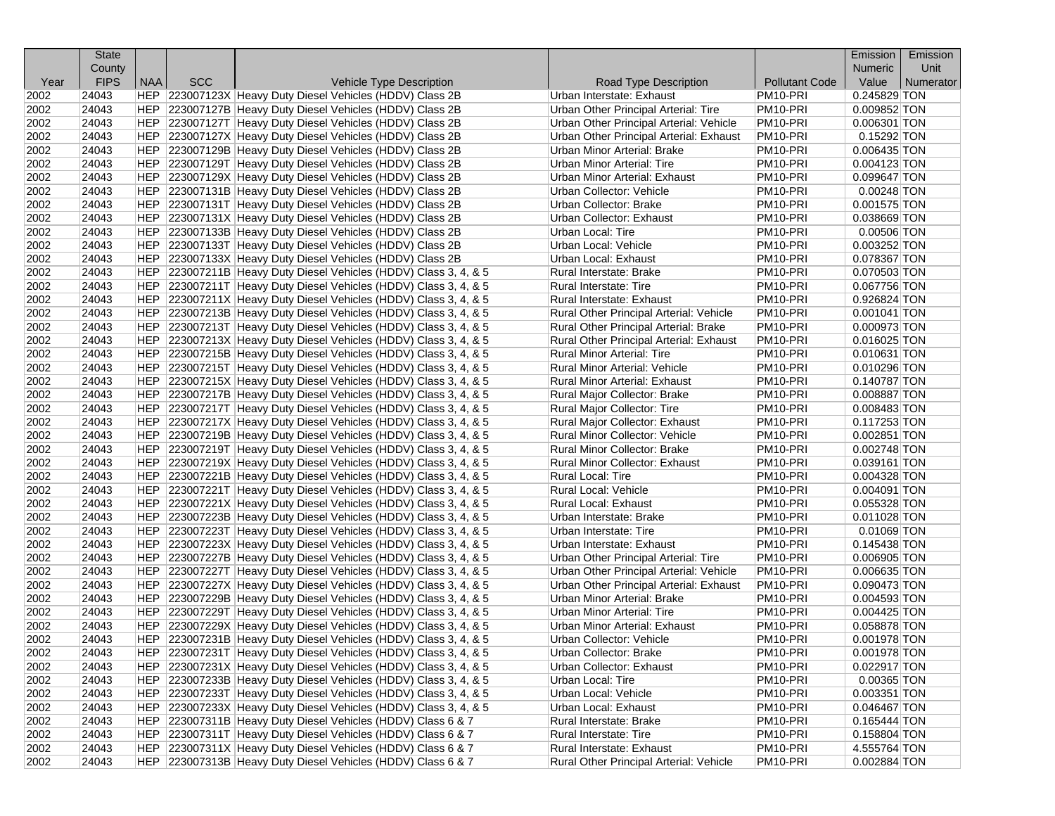| Year | State County FIPS | NAA | SCC | Vehicle Type Description | Road Type Description | Pollutant Code | Emission Numeric Value | Emission Unit Numerator |
|---|---|---|---|---|---|---|---|---|
| 2002 | 24043 | HEP | 223007123X | Heavy Duty Diesel Vehicles (HDDV) Class 2B | Urban Interstate: Exhaust | PM10-PRI | 0.245829 | TON |
| 2002 | 24043 | HEP | 223007127B | Heavy Duty Diesel Vehicles (HDDV) Class 2B | Urban Other Principal Arterial: Tire | PM10-PRI | 0.009852 | TON |
| 2002 | 24043 | HEP | 223007127T | Heavy Duty Diesel Vehicles (HDDV) Class 2B | Urban Other Principal Arterial: Vehicle | PM10-PRI | 0.006301 | TON |
| 2002 | 24043 | HEP | 223007127X | Heavy Duty Diesel Vehicles (HDDV) Class 2B | Urban Other Principal Arterial: Exhaust | PM10-PRI | 0.15292 | TON |
| 2002 | 24043 | HEP | 223007129B | Heavy Duty Diesel Vehicles (HDDV) Class 2B | Urban Minor Arterial: Brake | PM10-PRI | 0.006435 | TON |
| 2002 | 24043 | HEP | 223007129T | Heavy Duty Diesel Vehicles (HDDV) Class 2B | Urban Minor Arterial: Tire | PM10-PRI | 0.004123 | TON |
| 2002 | 24043 | HEP | 223007129X | Heavy Duty Diesel Vehicles (HDDV) Class 2B | Urban Minor Arterial: Exhaust | PM10-PRI | 0.099647 | TON |
| 2002 | 24043 | HEP | 223007131B | Heavy Duty Diesel Vehicles (HDDV) Class 2B | Urban Collector: Vehicle | PM10-PRI | 0.00248 | TON |
| 2002 | 24043 | HEP | 223007131T | Heavy Duty Diesel Vehicles (HDDV) Class 2B | Urban Collector: Brake | PM10-PRI | 0.001575 | TON |
| 2002 | 24043 | HEP | 223007131X | Heavy Duty Diesel Vehicles (HDDV) Class 2B | Urban Collector: Exhaust | PM10-PRI | 0.038669 | TON |
| 2002 | 24043 | HEP | 223007133B | Heavy Duty Diesel Vehicles (HDDV) Class 2B | Urban Local: Tire | PM10-PRI | 0.00506 | TON |
| 2002 | 24043 | HEP | 223007133T | Heavy Duty Diesel Vehicles (HDDV) Class 2B | Urban Local: Vehicle | PM10-PRI | 0.003252 | TON |
| 2002 | 24043 | HEP | 223007133X | Heavy Duty Diesel Vehicles (HDDV) Class 2B | Urban Local: Exhaust | PM10-PRI | 0.078367 | TON |
| 2002 | 24043 | HEP | 223007211B | Heavy Duty Diesel Vehicles (HDDV) Class 3, 4, & 5 | Rural Interstate: Brake | PM10-PRI | 0.070503 | TON |
| 2002 | 24043 | HEP | 223007211T | Heavy Duty Diesel Vehicles (HDDV) Class 3, 4, & 5 | Rural Interstate: Tire | PM10-PRI | 0.067756 | TON |
| 2002 | 24043 | HEP | 223007211X | Heavy Duty Diesel Vehicles (HDDV) Class 3, 4, & 5 | Rural Interstate: Exhaust | PM10-PRI | 0.926824 | TON |
| 2002 | 24043 | HEP | 223007213B | Heavy Duty Diesel Vehicles (HDDV) Class 3, 4, & 5 | Rural Other Principal Arterial: Vehicle | PM10-PRI | 0.001041 | TON |
| 2002 | 24043 | HEP | 223007213T | Heavy Duty Diesel Vehicles (HDDV) Class 3, 4, & 5 | Rural Other Principal Arterial: Brake | PM10-PRI | 0.000973 | TON |
| 2002 | 24043 | HEP | 223007213X | Heavy Duty Diesel Vehicles (HDDV) Class 3, 4, & 5 | Rural Other Principal Arterial: Exhaust | PM10-PRI | 0.016025 | TON |
| 2002 | 24043 | HEP | 223007215B | Heavy Duty Diesel Vehicles (HDDV) Class 3, 4, & 5 | Rural Minor Arterial: Tire | PM10-PRI | 0.010631 | TON |
| 2002 | 24043 | HEP | 223007215T | Heavy Duty Diesel Vehicles (HDDV) Class 3, 4, & 5 | Rural Minor Arterial: Vehicle | PM10-PRI | 0.010296 | TON |
| 2002 | 24043 | HEP | 223007215X | Heavy Duty Diesel Vehicles (HDDV) Class 3, 4, & 5 | Rural Minor Arterial: Exhaust | PM10-PRI | 0.140787 | TON |
| 2002 | 24043 | HEP | 223007217B | Heavy Duty Diesel Vehicles (HDDV) Class 3, 4, & 5 | Rural Major Collector: Brake | PM10-PRI | 0.008887 | TON |
| 2002 | 24043 | HEP | 223007217T | Heavy Duty Diesel Vehicles (HDDV) Class 3, 4, & 5 | Rural Major Collector: Tire | PM10-PRI | 0.008483 | TON |
| 2002 | 24043 | HEP | 223007217X | Heavy Duty Diesel Vehicles (HDDV) Class 3, 4, & 5 | Rural Major Collector: Exhaust | PM10-PRI | 0.117253 | TON |
| 2002 | 24043 | HEP | 223007219B | Heavy Duty Diesel Vehicles (HDDV) Class 3, 4, & 5 | Rural Minor Collector: Vehicle | PM10-PRI | 0.002851 | TON |
| 2002 | 24043 | HEP | 223007219T | Heavy Duty Diesel Vehicles (HDDV) Class 3, 4, & 5 | Rural Minor Collector: Brake | PM10-PRI | 0.002748 | TON |
| 2002 | 24043 | HEP | 223007219X | Heavy Duty Diesel Vehicles (HDDV) Class 3, 4, & 5 | Rural Minor Collector: Exhaust | PM10-PRI | 0.039161 | TON |
| 2002 | 24043 | HEP | 223007221B | Heavy Duty Diesel Vehicles (HDDV) Class 3, 4, & 5 | Rural Local: Tire | PM10-PRI | 0.004328 | TON |
| 2002 | 24043 | HEP | 223007221T | Heavy Duty Diesel Vehicles (HDDV) Class 3, 4, & 5 | Rural Local: Vehicle | PM10-PRI | 0.004091 | TON |
| 2002 | 24043 | HEP | 223007221X | Heavy Duty Diesel Vehicles (HDDV) Class 3, 4, & 5 | Rural Local: Exhaust | PM10-PRI | 0.055328 | TON |
| 2002 | 24043 | HEP | 223007223B | Heavy Duty Diesel Vehicles (HDDV) Class 3, 4, & 5 | Urban Interstate: Brake | PM10-PRI | 0.011028 | TON |
| 2002 | 24043 | HEP | 223007223T | Heavy Duty Diesel Vehicles (HDDV) Class 3, 4, & 5 | Urban Interstate: Tire | PM10-PRI | 0.01069 | TON |
| 2002 | 24043 | HEP | 223007223X | Heavy Duty Diesel Vehicles (HDDV) Class 3, 4, & 5 | Urban Interstate: Exhaust | PM10-PRI | 0.145438 | TON |
| 2002 | 24043 | HEP | 223007227B | Heavy Duty Diesel Vehicles (HDDV) Class 3, 4, & 5 | Urban Other Principal Arterial: Tire | PM10-PRI | 0.006905 | TON |
| 2002 | 24043 | HEP | 223007227T | Heavy Duty Diesel Vehicles (HDDV) Class 3, 4, & 5 | Urban Other Principal Arterial: Vehicle | PM10-PRI | 0.006635 | TON |
| 2002 | 24043 | HEP | 223007227X | Heavy Duty Diesel Vehicles (HDDV) Class 3, 4, & 5 | Urban Other Principal Arterial: Exhaust | PM10-PRI | 0.090473 | TON |
| 2002 | 24043 | HEP | 223007229B | Heavy Duty Diesel Vehicles (HDDV) Class 3, 4, & 5 | Urban Minor Arterial: Brake | PM10-PRI | 0.004593 | TON |
| 2002 | 24043 | HEP | 223007229T | Heavy Duty Diesel Vehicles (HDDV) Class 3, 4, & 5 | Urban Minor Arterial: Tire | PM10-PRI | 0.004425 | TON |
| 2002 | 24043 | HEP | 223007229X | Heavy Duty Diesel Vehicles (HDDV) Class 3, 4, & 5 | Urban Minor Arterial: Exhaust | PM10-PRI | 0.058878 | TON |
| 2002 | 24043 | HEP | 223007231B | Heavy Duty Diesel Vehicles (HDDV) Class 3, 4, & 5 | Urban Collector: Vehicle | PM10-PRI | 0.001978 | TON |
| 2002 | 24043 | HEP | 223007231T | Heavy Duty Diesel Vehicles (HDDV) Class 3, 4, & 5 | Urban Collector: Brake | PM10-PRI | 0.001978 | TON |
| 2002 | 24043 | HEP | 223007231X | Heavy Duty Diesel Vehicles (HDDV) Class 3, 4, & 5 | Urban Collector: Exhaust | PM10-PRI | 0.022917 | TON |
| 2002 | 24043 | HEP | 223007233B | Heavy Duty Diesel Vehicles (HDDV) Class 3, 4, & 5 | Urban Local: Tire | PM10-PRI | 0.00365 | TON |
| 2002 | 24043 | HEP | 223007233T | Heavy Duty Diesel Vehicles (HDDV) Class 3, 4, & 5 | Urban Local: Vehicle | PM10-PRI | 0.003351 | TON |
| 2002 | 24043 | HEP | 223007233X | Heavy Duty Diesel Vehicles (HDDV) Class 3, 4, & 5 | Urban Local: Exhaust | PM10-PRI | 0.046467 | TON |
| 2002 | 24043 | HEP | 223007311B | Heavy Duty Diesel Vehicles (HDDV) Class 6 & 7 | Rural Interstate: Brake | PM10-PRI | 0.165444 | TON |
| 2002 | 24043 | HEP | 223007311T | Heavy Duty Diesel Vehicles (HDDV) Class 6 & 7 | Rural Interstate: Tire | PM10-PRI | 0.158804 | TON |
| 2002 | 24043 | HEP | 223007311X | Heavy Duty Diesel Vehicles (HDDV) Class 6 & 7 | Rural Interstate: Exhaust | PM10-PRI | 4.555764 | TON |
| 2002 | 24043 | HEP | 223007313B | Heavy Duty Diesel Vehicles (HDDV) Class 6 & 7 | Rural Other Principal Arterial: Vehicle | PM10-PRI | 0.002884 | TON |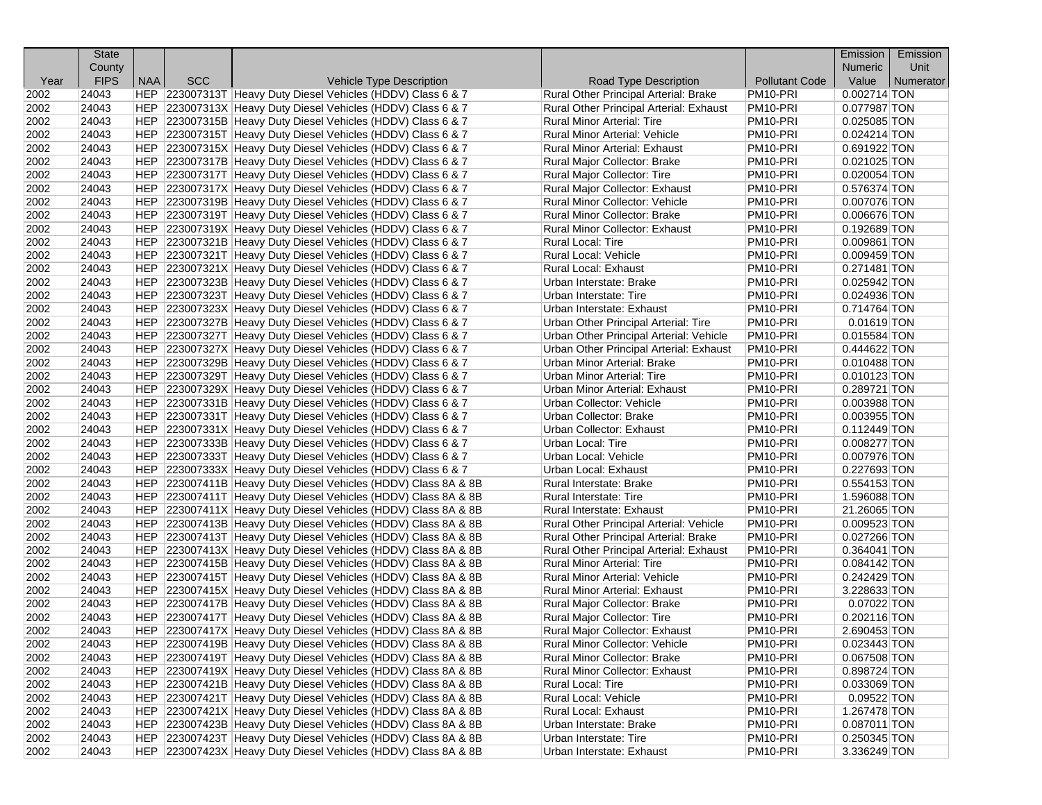| Year | State County FIPS | NAA | SCC | Vehicle Type Description | Road Type Description | Pollutant Code | Emission Numeric Value | Emission Unit Numerator |
|---|---|---|---|---|---|---|---|---|
| 2002 | 24043 | HEP | 223007313T | Heavy Duty Diesel Vehicles (HDDV) Class 6 & 7 | Rural Other Principal Arterial: Brake | PM10-PRI | 0.002714 | TON |
| 2002 | 24043 | HEP | 223007313X | Heavy Duty Diesel Vehicles (HDDV) Class 6 & 7 | Rural Other Principal Arterial: Exhaust | PM10-PRI | 0.077987 | TON |
| 2002 | 24043 | HEP | 223007315B | Heavy Duty Diesel Vehicles (HDDV) Class 6 & 7 | Rural Minor Arterial: Tire | PM10-PRI | 0.025085 | TON |
| 2002 | 24043 | HEP | 223007315T | Heavy Duty Diesel Vehicles (HDDV) Class 6 & 7 | Rural Minor Arterial: Vehicle | PM10-PRI | 0.024214 | TON |
| 2002 | 24043 | HEP | 223007315X | Heavy Duty Diesel Vehicles (HDDV) Class 6 & 7 | Rural Minor Arterial: Exhaust | PM10-PRI | 0.691922 | TON |
| 2002 | 24043 | HEP | 223007317B | Heavy Duty Diesel Vehicles (HDDV) Class 6 & 7 | Rural Major Collector: Brake | PM10-PRI | 0.021025 | TON |
| 2002 | 24043 | HEP | 223007317T | Heavy Duty Diesel Vehicles (HDDV) Class 6 & 7 | Rural Major Collector: Tire | PM10-PRI | 0.020054 | TON |
| 2002 | 24043 | HEP | 223007317X | Heavy Duty Diesel Vehicles (HDDV) Class 6 & 7 | Rural Major Collector: Exhaust | PM10-PRI | 0.576374 | TON |
| 2002 | 24043 | HEP | 223007319B | Heavy Duty Diesel Vehicles (HDDV) Class 6 & 7 | Rural Minor Collector: Vehicle | PM10-PRI | 0.007076 | TON |
| 2002 | 24043 | HEP | 223007319T | Heavy Duty Diesel Vehicles (HDDV) Class 6 & 7 | Rural Minor Collector: Brake | PM10-PRI | 0.006676 | TON |
| 2002 | 24043 | HEP | 223007319X | Heavy Duty Diesel Vehicles (HDDV) Class 6 & 7 | Rural Minor Collector: Exhaust | PM10-PRI | 0.192689 | TON |
| 2002 | 24043 | HEP | 223007321B | Heavy Duty Diesel Vehicles (HDDV) Class 6 & 7 | Rural Local: Tire | PM10-PRI | 0.009861 | TON |
| 2002 | 24043 | HEP | 223007321T | Heavy Duty Diesel Vehicles (HDDV) Class 6 & 7 | Rural Local: Vehicle | PM10-PRI | 0.009459 | TON |
| 2002 | 24043 | HEP | 223007321X | Heavy Duty Diesel Vehicles (HDDV) Class 6 & 7 | Rural Local: Exhaust | PM10-PRI | 0.271481 | TON |
| 2002 | 24043 | HEP | 223007323B | Heavy Duty Diesel Vehicles (HDDV) Class 6 & 7 | Urban Interstate: Brake | PM10-PRI | 0.025942 | TON |
| 2002 | 24043 | HEP | 223007323T | Heavy Duty Diesel Vehicles (HDDV) Class 6 & 7 | Urban Interstate: Tire | PM10-PRI | 0.024936 | TON |
| 2002 | 24043 | HEP | 223007323X | Heavy Duty Diesel Vehicles (HDDV) Class 6 & 7 | Urban Interstate: Exhaust | PM10-PRI | 0.714764 | TON |
| 2002 | 24043 | HEP | 223007327B | Heavy Duty Diesel Vehicles (HDDV) Class 6 & 7 | Urban Other Principal Arterial: Tire | PM10-PRI | 0.01619 | TON |
| 2002 | 24043 | HEP | 223007327T | Heavy Duty Diesel Vehicles (HDDV) Class 6 & 7 | Urban Other Principal Arterial: Vehicle | PM10-PRI | 0.015584 | TON |
| 2002 | 24043 | HEP | 223007327X | Heavy Duty Diesel Vehicles (HDDV) Class 6 & 7 | Urban Other Principal Arterial: Exhaust | PM10-PRI | 0.444622 | TON |
| 2002 | 24043 | HEP | 223007329B | Heavy Duty Diesel Vehicles (HDDV) Class 6 & 7 | Urban Minor Arterial: Brake | PM10-PRI | 0.010488 | TON |
| 2002 | 24043 | HEP | 223007329T | Heavy Duty Diesel Vehicles (HDDV) Class 6 & 7 | Urban Minor Arterial: Tire | PM10-PRI | 0.010123 | TON |
| 2002 | 24043 | HEP | 223007329X | Heavy Duty Diesel Vehicles (HDDV) Class 6 & 7 | Urban Minor Arterial: Exhaust | PM10-PRI | 0.289721 | TON |
| 2002 | 24043 | HEP | 223007331B | Heavy Duty Diesel Vehicles (HDDV) Class 6 & 7 | Urban Collector: Vehicle | PM10-PRI | 0.003988 | TON |
| 2002 | 24043 | HEP | 223007331T | Heavy Duty Diesel Vehicles (HDDV) Class 6 & 7 | Urban Collector: Brake | PM10-PRI | 0.003955 | TON |
| 2002 | 24043 | HEP | 223007331X | Heavy Duty Diesel Vehicles (HDDV) Class 6 & 7 | Urban Collector: Exhaust | PM10-PRI | 0.112449 | TON |
| 2002 | 24043 | HEP | 223007333B | Heavy Duty Diesel Vehicles (HDDV) Class 6 & 7 | Urban Local: Tire | PM10-PRI | 0.008277 | TON |
| 2002 | 24043 | HEP | 223007333T | Heavy Duty Diesel Vehicles (HDDV) Class 6 & 7 | Urban Local: Vehicle | PM10-PRI | 0.007976 | TON |
| 2002 | 24043 | HEP | 223007333X | Heavy Duty Diesel Vehicles (HDDV) Class 6 & 7 | Urban Local: Exhaust | PM10-PRI | 0.227693 | TON |
| 2002 | 24043 | HEP | 223007411B | Heavy Duty Diesel Vehicles (HDDV) Class 8A & 8B | Rural Interstate: Brake | PM10-PRI | 0.554153 | TON |
| 2002 | 24043 | HEP | 223007411T | Heavy Duty Diesel Vehicles (HDDV) Class 8A & 8B | Rural Interstate: Tire | PM10-PRI | 1.596088 | TON |
| 2002 | 24043 | HEP | 223007411X | Heavy Duty Diesel Vehicles (HDDV) Class 8A & 8B | Rural Interstate: Exhaust | PM10-PRI | 21.26065 | TON |
| 2002 | 24043 | HEP | 223007413B | Heavy Duty Diesel Vehicles (HDDV) Class 8A & 8B | Rural Other Principal Arterial: Vehicle | PM10-PRI | 0.009523 | TON |
| 2002 | 24043 | HEP | 223007413T | Heavy Duty Diesel Vehicles (HDDV) Class 8A & 8B | Rural Other Principal Arterial: Brake | PM10-PRI | 0.027266 | TON |
| 2002 | 24043 | HEP | 223007413X | Heavy Duty Diesel Vehicles (HDDV) Class 8A & 8B | Rural Other Principal Arterial: Exhaust | PM10-PRI | 0.364041 | TON |
| 2002 | 24043 | HEP | 223007415B | Heavy Duty Diesel Vehicles (HDDV) Class 8A & 8B | Rural Minor Arterial: Tire | PM10-PRI | 0.084142 | TON |
| 2002 | 24043 | HEP | 223007415T | Heavy Duty Diesel Vehicles (HDDV) Class 8A & 8B | Rural Minor Arterial: Vehicle | PM10-PRI | 0.242429 | TON |
| 2002 | 24043 | HEP | 223007415X | Heavy Duty Diesel Vehicles (HDDV) Class 8A & 8B | Rural Minor Arterial: Exhaust | PM10-PRI | 3.228633 | TON |
| 2002 | 24043 | HEP | 223007417B | Heavy Duty Diesel Vehicles (HDDV) Class 8A & 8B | Rural Major Collector: Brake | PM10-PRI | 0.07022 | TON |
| 2002 | 24043 | HEP | 223007417T | Heavy Duty Diesel Vehicles (HDDV) Class 8A & 8B | Rural Major Collector: Tire | PM10-PRI | 0.202116 | TON |
| 2002 | 24043 | HEP | 223007417X | Heavy Duty Diesel Vehicles (HDDV) Class 8A & 8B | Rural Major Collector: Exhaust | PM10-PRI | 2.690453 | TON |
| 2002 | 24043 | HEP | 223007419B | Heavy Duty Diesel Vehicles (HDDV) Class 8A & 8B | Rural Minor Collector: Vehicle | PM10-PRI | 0.023443 | TON |
| 2002 | 24043 | HEP | 223007419T | Heavy Duty Diesel Vehicles (HDDV) Class 8A & 8B | Rural Minor Collector: Brake | PM10-PRI | 0.067508 | TON |
| 2002 | 24043 | HEP | 223007419X | Heavy Duty Diesel Vehicles (HDDV) Class 8A & 8B | Rural Minor Collector: Exhaust | PM10-PRI | 0.898724 | TON |
| 2002 | 24043 | HEP | 223007421B | Heavy Duty Diesel Vehicles (HDDV) Class 8A & 8B | Rural Local: Tire | PM10-PRI | 0.033069 | TON |
| 2002 | 24043 | HEP | 223007421T | Heavy Duty Diesel Vehicles (HDDV) Class 8A & 8B | Rural Local: Vehicle | PM10-PRI | 0.09522 | TON |
| 2002 | 24043 | HEP | 223007421X | Heavy Duty Diesel Vehicles (HDDV) Class 8A & 8B | Rural Local: Exhaust | PM10-PRI | 1.267478 | TON |
| 2002 | 24043 | HEP | 223007423B | Heavy Duty Diesel Vehicles (HDDV) Class 8A & 8B | Urban Interstate: Brake | PM10-PRI | 0.087011 | TON |
| 2002 | 24043 | HEP | 223007423T | Heavy Duty Diesel Vehicles (HDDV) Class 8A & 8B | Urban Interstate: Tire | PM10-PRI | 0.250345 | TON |
| 2002 | 24043 | HEP | 223007423X | Heavy Duty Diesel Vehicles (HDDV) Class 8A & 8B | Urban Interstate: Exhaust | PM10-PRI | 3.336249 | TON |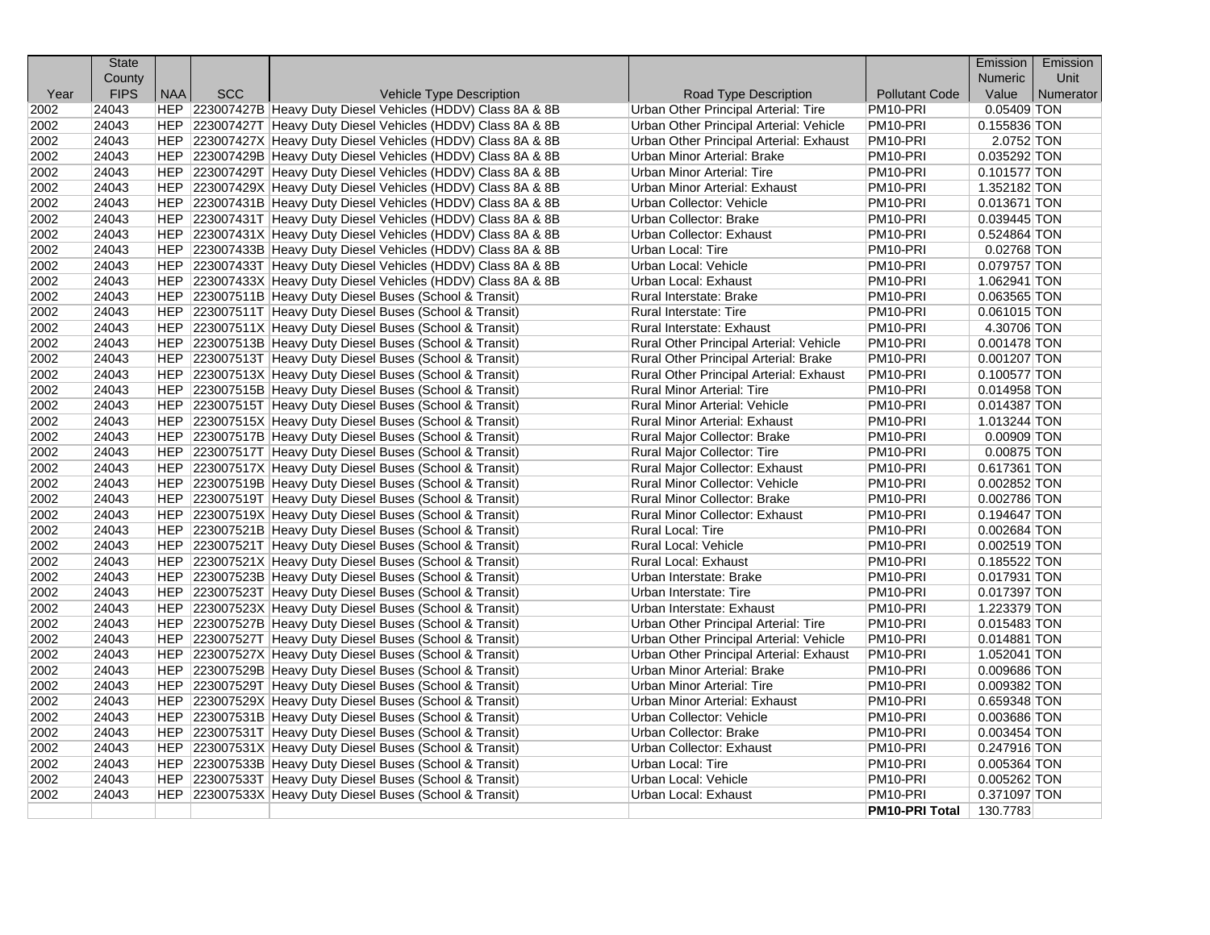| Year | State County FIPS | NAA | SCC | Vehicle Type Description | Road Type Description | Pollutant Code | Emission Numeric Value | Emission Unit Numerator |
|---|---|---|---|---|---|---|---|---|
| 2002 | 24043 | HEP | 223007427B | Heavy Duty Diesel Vehicles (HDDV) Class 8A & 8B | Urban Other Principal Arterial: Tire | PM10-PRI | 0.05409 | TON |
| 2002 | 24043 | HEP | 223007427T | Heavy Duty Diesel Vehicles (HDDV) Class 8A & 8B | Urban Other Principal Arterial: Vehicle | PM10-PRI | 0.155836 | TON |
| 2002 | 24043 | HEP | 223007427X | Heavy Duty Diesel Vehicles (HDDV) Class 8A & 8B | Urban Other Principal Arterial: Exhaust | PM10-PRI | 2.0752 | TON |
| 2002 | 24043 | HEP | 223007429B | Heavy Duty Diesel Vehicles (HDDV) Class 8A & 8B | Urban Minor Arterial: Brake | PM10-PRI | 0.035292 | TON |
| 2002 | 24043 | HEP | 223007429T | Heavy Duty Diesel Vehicles (HDDV) Class 8A & 8B | Urban Minor Arterial: Tire | PM10-PRI | 0.101577 | TON |
| 2002 | 24043 | HEP | 223007429X | Heavy Duty Diesel Vehicles (HDDV) Class 8A & 8B | Urban Minor Arterial: Exhaust | PM10-PRI | 1.352182 | TON |
| 2002 | 24043 | HEP | 223007431B | Heavy Duty Diesel Vehicles (HDDV) Class 8A & 8B | Urban Collector: Vehicle | PM10-PRI | 0.013671 | TON |
| 2002 | 24043 | HEP | 223007431T | Heavy Duty Diesel Vehicles (HDDV) Class 8A & 8B | Urban Collector: Brake | PM10-PRI | 0.039445 | TON |
| 2002 | 24043 | HEP | 223007431X | Heavy Duty Diesel Vehicles (HDDV) Class 8A & 8B | Urban Collector: Exhaust | PM10-PRI | 0.524864 | TON |
| 2002 | 24043 | HEP | 223007433B | Heavy Duty Diesel Vehicles (HDDV) Class 8A & 8B | Urban Local: Tire | PM10-PRI | 0.02768 | TON |
| 2002 | 24043 | HEP | 223007433T | Heavy Duty Diesel Vehicles (HDDV) Class 8A & 8B | Urban Local: Vehicle | PM10-PRI | 0.079757 | TON |
| 2002 | 24043 | HEP | 223007433X | Heavy Duty Diesel Vehicles (HDDV) Class 8A & 8B | Urban Local: Exhaust | PM10-PRI | 1.062941 | TON |
| 2002 | 24043 | HEP | 223007511B | Heavy Duty Diesel Buses (School & Transit) | Rural Interstate: Brake | PM10-PRI | 0.063565 | TON |
| 2002 | 24043 | HEP | 223007511T | Heavy Duty Diesel Buses (School & Transit) | Rural Interstate: Tire | PM10-PRI | 0.061015 | TON |
| 2002 | 24043 | HEP | 223007511X | Heavy Duty Diesel Buses (School & Transit) | Rural Interstate: Exhaust | PM10-PRI | 4.30706 | TON |
| 2002 | 24043 | HEP | 223007513B | Heavy Duty Diesel Buses (School & Transit) | Rural Other Principal Arterial: Vehicle | PM10-PRI | 0.001478 | TON |
| 2002 | 24043 | HEP | 223007513T | Heavy Duty Diesel Buses (School & Transit) | Rural Other Principal Arterial: Brake | PM10-PRI | 0.001207 | TON |
| 2002 | 24043 | HEP | 223007513X | Heavy Duty Diesel Buses (School & Transit) | Rural Other Principal Arterial: Exhaust | PM10-PRI | 0.100577 | TON |
| 2002 | 24043 | HEP | 223007515B | Heavy Duty Diesel Buses (School & Transit) | Rural Minor Arterial: Tire | PM10-PRI | 0.014958 | TON |
| 2002 | 24043 | HEP | 223007515T | Heavy Duty Diesel Buses (School & Transit) | Rural Minor Arterial: Vehicle | PM10-PRI | 0.014387 | TON |
| 2002 | 24043 | HEP | 223007515X | Heavy Duty Diesel Buses (School & Transit) | Rural Minor Arterial: Exhaust | PM10-PRI | 1.013244 | TON |
| 2002 | 24043 | HEP | 223007517B | Heavy Duty Diesel Buses (School & Transit) | Rural Major Collector: Brake | PM10-PRI | 0.00909 | TON |
| 2002 | 24043 | HEP | 223007517T | Heavy Duty Diesel Buses (School & Transit) | Rural Major Collector: Tire | PM10-PRI | 0.00875 | TON |
| 2002 | 24043 | HEP | 223007517X | Heavy Duty Diesel Buses (School & Transit) | Rural Major Collector: Exhaust | PM10-PRI | 0.617361 | TON |
| 2002 | 24043 | HEP | 223007519B | Heavy Duty Diesel Buses (School & Transit) | Rural Minor Collector: Vehicle | PM10-PRI | 0.002852 | TON |
| 2002 | 24043 | HEP | 223007519T | Heavy Duty Diesel Buses (School & Transit) | Rural Minor Collector: Brake | PM10-PRI | 0.002786 | TON |
| 2002 | 24043 | HEP | 223007519X | Heavy Duty Diesel Buses (School & Transit) | Rural Minor Collector: Exhaust | PM10-PRI | 0.194647 | TON |
| 2002 | 24043 | HEP | 223007521B | Heavy Duty Diesel Buses (School & Transit) | Rural Local: Tire | PM10-PRI | 0.002684 | TON |
| 2002 | 24043 | HEP | 223007521T | Heavy Duty Diesel Buses (School & Transit) | Rural Local: Vehicle | PM10-PRI | 0.002519 | TON |
| 2002 | 24043 | HEP | 223007521X | Heavy Duty Diesel Buses (School & Transit) | Rural Local: Exhaust | PM10-PRI | 0.185522 | TON |
| 2002 | 24043 | HEP | 223007523B | Heavy Duty Diesel Buses (School & Transit) | Urban Interstate: Brake | PM10-PRI | 0.017931 | TON |
| 2002 | 24043 | HEP | 223007523T | Heavy Duty Diesel Buses (School & Transit) | Urban Interstate: Tire | PM10-PRI | 0.017397 | TON |
| 2002 | 24043 | HEP | 223007523X | Heavy Duty Diesel Buses (School & Transit) | Urban Interstate: Exhaust | PM10-PRI | 1.223379 | TON |
| 2002 | 24043 | HEP | 223007527B | Heavy Duty Diesel Buses (School & Transit) | Urban Other Principal Arterial: Tire | PM10-PRI | 0.015483 | TON |
| 2002 | 24043 | HEP | 223007527T | Heavy Duty Diesel Buses (School & Transit) | Urban Other Principal Arterial: Vehicle | PM10-PRI | 0.014881 | TON |
| 2002 | 24043 | HEP | 223007527X | Heavy Duty Diesel Buses (School & Transit) | Urban Other Principal Arterial: Exhaust | PM10-PRI | 1.052041 | TON |
| 2002 | 24043 | HEP | 223007529B | Heavy Duty Diesel Buses (School & Transit) | Urban Minor Arterial: Brake | PM10-PRI | 0.009686 | TON |
| 2002 | 24043 | HEP | 223007529T | Heavy Duty Diesel Buses (School & Transit) | Urban Minor Arterial: Tire | PM10-PRI | 0.009382 | TON |
| 2002 | 24043 | HEP | 223007529X | Heavy Duty Diesel Buses (School & Transit) | Urban Minor Arterial: Exhaust | PM10-PRI | 0.659348 | TON |
| 2002 | 24043 | HEP | 223007531B | Heavy Duty Diesel Buses (School & Transit) | Urban Collector: Vehicle | PM10-PRI | 0.003686 | TON |
| 2002 | 24043 | HEP | 223007531T | Heavy Duty Diesel Buses (School & Transit) | Urban Collector: Brake | PM10-PRI | 0.003454 | TON |
| 2002 | 24043 | HEP | 223007531X | Heavy Duty Diesel Buses (School & Transit) | Urban Collector: Exhaust | PM10-PRI | 0.247916 | TON |
| 2002 | 24043 | HEP | 223007533B | Heavy Duty Diesel Buses (School & Transit) | Urban Local: Tire | PM10-PRI | 0.005364 | TON |
| 2002 | 24043 | HEP | 223007533T | Heavy Duty Diesel Buses (School & Transit) | Urban Local: Vehicle | PM10-PRI | 0.005262 | TON |
| 2002 | 24043 | HEP | 223007533X | Heavy Duty Diesel Buses (School & Transit) | Urban Local: Exhaust | PM10-PRI | 0.371097 | TON |
| | | | | | | **PM10-PRI Total** | 130.7783 | |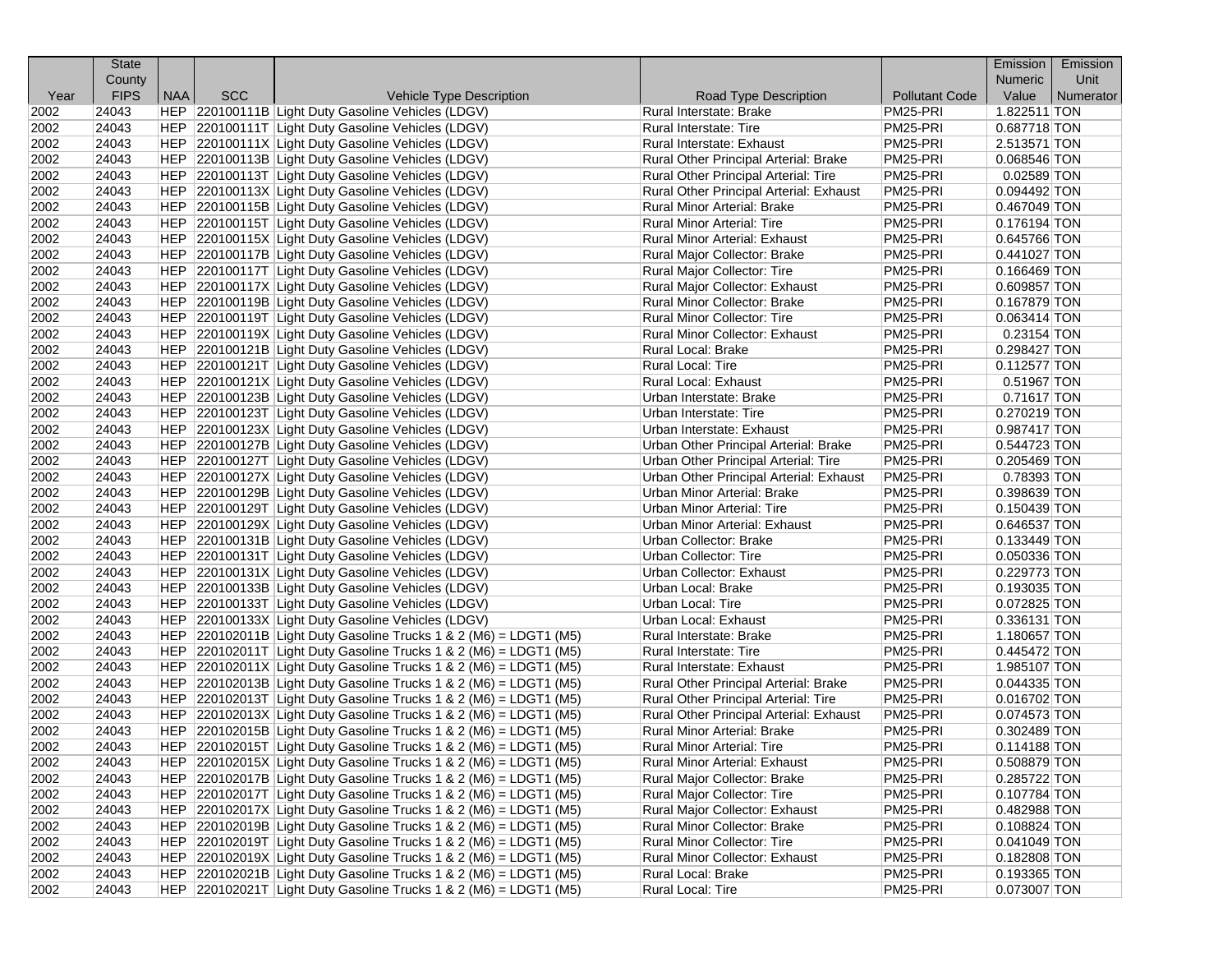| Year | State County FIPS | NAA | SCC | Vehicle Type Description | Road Type Description | Pollutant Code | Emission Numeric Value | Emission Unit Numerator |
|---|---|---|---|---|---|---|---|---|
| 2002 | 24043 | HEP | 220100111B | Light Duty Gasoline Vehicles (LDGV) | Rural Interstate: Brake | PM25-PRI | 1.822511 | TON |
| 2002 | 24043 | HEP | 220100111T | Light Duty Gasoline Vehicles (LDGV) | Rural Interstate: Tire | PM25-PRI | 0.687718 | TON |
| 2002 | 24043 | HEP | 220100111X | Light Duty Gasoline Vehicles (LDGV) | Rural Interstate: Exhaust | PM25-PRI | 2.513571 | TON |
| 2002 | 24043 | HEP | 220100113B | Light Duty Gasoline Vehicles (LDGV) | Rural Other Principal Arterial: Brake | PM25-PRI | 0.068546 | TON |
| 2002 | 24043 | HEP | 220100113T | Light Duty Gasoline Vehicles (LDGV) | Rural Other Principal Arterial: Tire | PM25-PRI | 0.02589 | TON |
| 2002 | 24043 | HEP | 220100113X | Light Duty Gasoline Vehicles (LDGV) | Rural Other Principal Arterial: Exhaust | PM25-PRI | 0.094492 | TON |
| 2002 | 24043 | HEP | 220100115B | Light Duty Gasoline Vehicles (LDGV) | Rural Minor Arterial: Brake | PM25-PRI | 0.467049 | TON |
| 2002 | 24043 | HEP | 220100115T | Light Duty Gasoline Vehicles (LDGV) | Rural Minor Arterial: Tire | PM25-PRI | 0.176194 | TON |
| 2002 | 24043 | HEP | 220100115X | Light Duty Gasoline Vehicles (LDGV) | Rural Minor Arterial: Exhaust | PM25-PRI | 0.645766 | TON |
| 2002 | 24043 | HEP | 220100117B | Light Duty Gasoline Vehicles (LDGV) | Rural Major Collector: Brake | PM25-PRI | 0.441027 | TON |
| 2002 | 24043 | HEP | 220100117T | Light Duty Gasoline Vehicles (LDGV) | Rural Major Collector: Tire | PM25-PRI | 0.166469 | TON |
| 2002 | 24043 | HEP | 220100117X | Light Duty Gasoline Vehicles (LDGV) | Rural Major Collector: Exhaust | PM25-PRI | 0.609857 | TON |
| 2002 | 24043 | HEP | 220100119B | Light Duty Gasoline Vehicles (LDGV) | Rural Minor Collector: Brake | PM25-PRI | 0.167879 | TON |
| 2002 | 24043 | HEP | 220100119T | Light Duty Gasoline Vehicles (LDGV) | Rural Minor Collector: Tire | PM25-PRI | 0.063414 | TON |
| 2002 | 24043 | HEP | 220100119X | Light Duty Gasoline Vehicles (LDGV) | Rural Minor Collector: Exhaust | PM25-PRI | 0.23154 | TON |
| 2002 | 24043 | HEP | 220100121B | Light Duty Gasoline Vehicles (LDGV) | Rural Local: Brake | PM25-PRI | 0.298427 | TON |
| 2002 | 24043 | HEP | 220100121T | Light Duty Gasoline Vehicles (LDGV) | Rural Local: Tire | PM25-PRI | 0.112577 | TON |
| 2002 | 24043 | HEP | 220100121X | Light Duty Gasoline Vehicles (LDGV) | Rural Local: Exhaust | PM25-PRI | 0.51967 | TON |
| 2002 | 24043 | HEP | 220100123B | Light Duty Gasoline Vehicles (LDGV) | Urban Interstate: Brake | PM25-PRI | 0.71617 | TON |
| 2002 | 24043 | HEP | 220100123T | Light Duty Gasoline Vehicles (LDGV) | Urban Interstate: Tire | PM25-PRI | 0.270219 | TON |
| 2002 | 24043 | HEP | 220100123X | Light Duty Gasoline Vehicles (LDGV) | Urban Interstate: Exhaust | PM25-PRI | 0.987417 | TON |
| 2002 | 24043 | HEP | 220100127B | Light Duty Gasoline Vehicles (LDGV) | Urban Other Principal Arterial: Brake | PM25-PRI | 0.544723 | TON |
| 2002 | 24043 | HEP | 220100127T | Light Duty Gasoline Vehicles (LDGV) | Urban Other Principal Arterial: Tire | PM25-PRI | 0.205469 | TON |
| 2002 | 24043 | HEP | 220100127X | Light Duty Gasoline Vehicles (LDGV) | Urban Other Principal Arterial: Exhaust | PM25-PRI | 0.78393 | TON |
| 2002 | 24043 | HEP | 220100129B | Light Duty Gasoline Vehicles (LDGV) | Urban Minor Arterial: Brake | PM25-PRI | 0.398639 | TON |
| 2002 | 24043 | HEP | 220100129T | Light Duty Gasoline Vehicles (LDGV) | Urban Minor Arterial: Tire | PM25-PRI | 0.150439 | TON |
| 2002 | 24043 | HEP | 220100129X | Light Duty Gasoline Vehicles (LDGV) | Urban Minor Arterial: Exhaust | PM25-PRI | 0.646537 | TON |
| 2002 | 24043 | HEP | 220100131B | Light Duty Gasoline Vehicles (LDGV) | Urban Collector: Brake | PM25-PRI | 0.133449 | TON |
| 2002 | 24043 | HEP | 220100131T | Light Duty Gasoline Vehicles (LDGV) | Urban Collector: Tire | PM25-PRI | 0.050336 | TON |
| 2002 | 24043 | HEP | 220100131X | Light Duty Gasoline Vehicles (LDGV) | Urban Collector: Exhaust | PM25-PRI | 0.229773 | TON |
| 2002 | 24043 | HEP | 220100133B | Light Duty Gasoline Vehicles (LDGV) | Urban Local: Brake | PM25-PRI | 0.193035 | TON |
| 2002 | 24043 | HEP | 220100133T | Light Duty Gasoline Vehicles (LDGV) | Urban Local: Tire | PM25-PRI | 0.072825 | TON |
| 2002 | 24043 | HEP | 220100133X | Light Duty Gasoline Vehicles (LDGV) | Urban Local: Exhaust | PM25-PRI | 0.336131 | TON |
| 2002 | 24043 | HEP | 220102011B | Light Duty Gasoline Trucks 1 & 2 (M6) = LDGT1 (M5) | Rural Interstate: Brake | PM25-PRI | 1.180657 | TON |
| 2002 | 24043 | HEP | 220102011T | Light Duty Gasoline Trucks 1 & 2 (M6) = LDGT1 (M5) | Rural Interstate: Tire | PM25-PRI | 0.445472 | TON |
| 2002 | 24043 | HEP | 220102011X | Light Duty Gasoline Trucks 1 & 2 (M6) = LDGT1 (M5) | Rural Interstate: Exhaust | PM25-PRI | 1.985107 | TON |
| 2002 | 24043 | HEP | 220102013B | Light Duty Gasoline Trucks 1 & 2 (M6) = LDGT1 (M5) | Rural Other Principal Arterial: Brake | PM25-PRI | 0.044335 | TON |
| 2002 | 24043 | HEP | 220102013T | Light Duty Gasoline Trucks 1 & 2 (M6) = LDGT1 (M5) | Rural Other Principal Arterial: Tire | PM25-PRI | 0.016702 | TON |
| 2002 | 24043 | HEP | 220102013X | Light Duty Gasoline Trucks 1 & 2 (M6) = LDGT1 (M5) | Rural Other Principal Arterial: Exhaust | PM25-PRI | 0.074573 | TON |
| 2002 | 24043 | HEP | 220102015B | Light Duty Gasoline Trucks 1 & 2 (M6) = LDGT1 (M5) | Rural Minor Arterial: Brake | PM25-PRI | 0.302489 | TON |
| 2002 | 24043 | HEP | 220102015T | Light Duty Gasoline Trucks 1 & 2 (M6) = LDGT1 (M5) | Rural Minor Arterial: Tire | PM25-PRI | 0.114188 | TON |
| 2002 | 24043 | HEP | 220102015X | Light Duty Gasoline Trucks 1 & 2 (M6) = LDGT1 (M5) | Rural Minor Arterial: Exhaust | PM25-PRI | 0.508879 | TON |
| 2002 | 24043 | HEP | 220102017B | Light Duty Gasoline Trucks 1 & 2 (M6) = LDGT1 (M5) | Rural Major Collector: Brake | PM25-PRI | 0.285722 | TON |
| 2002 | 24043 | HEP | 220102017T | Light Duty Gasoline Trucks 1 & 2 (M6) = LDGT1 (M5) | Rural Major Collector: Tire | PM25-PRI | 0.107784 | TON |
| 2002 | 24043 | HEP | 220102017X | Light Duty Gasoline Trucks 1 & 2 (M6) = LDGT1 (M5) | Rural Major Collector: Exhaust | PM25-PRI | 0.482988 | TON |
| 2002 | 24043 | HEP | 220102019B | Light Duty Gasoline Trucks 1 & 2 (M6) = LDGT1 (M5) | Rural Minor Collector: Brake | PM25-PRI | 0.108824 | TON |
| 2002 | 24043 | HEP | 220102019T | Light Duty Gasoline Trucks 1 & 2 (M6) = LDGT1 (M5) | Rural Minor Collector: Tire | PM25-PRI | 0.041049 | TON |
| 2002 | 24043 | HEP | 220102019X | Light Duty Gasoline Trucks 1 & 2 (M6) = LDGT1 (M5) | Rural Minor Collector: Exhaust | PM25-PRI | 0.182808 | TON |
| 2002 | 24043 | HEP | 220102021B | Light Duty Gasoline Trucks 1 & 2 (M6) = LDGT1 (M5) | Rural Local: Brake | PM25-PRI | 0.193365 | TON |
| 2002 | 24043 | HEP | 220102021T | Light Duty Gasoline Trucks 1 & 2 (M6) = LDGT1 (M5) | Rural Local: Tire | PM25-PRI | 0.073007 | TON |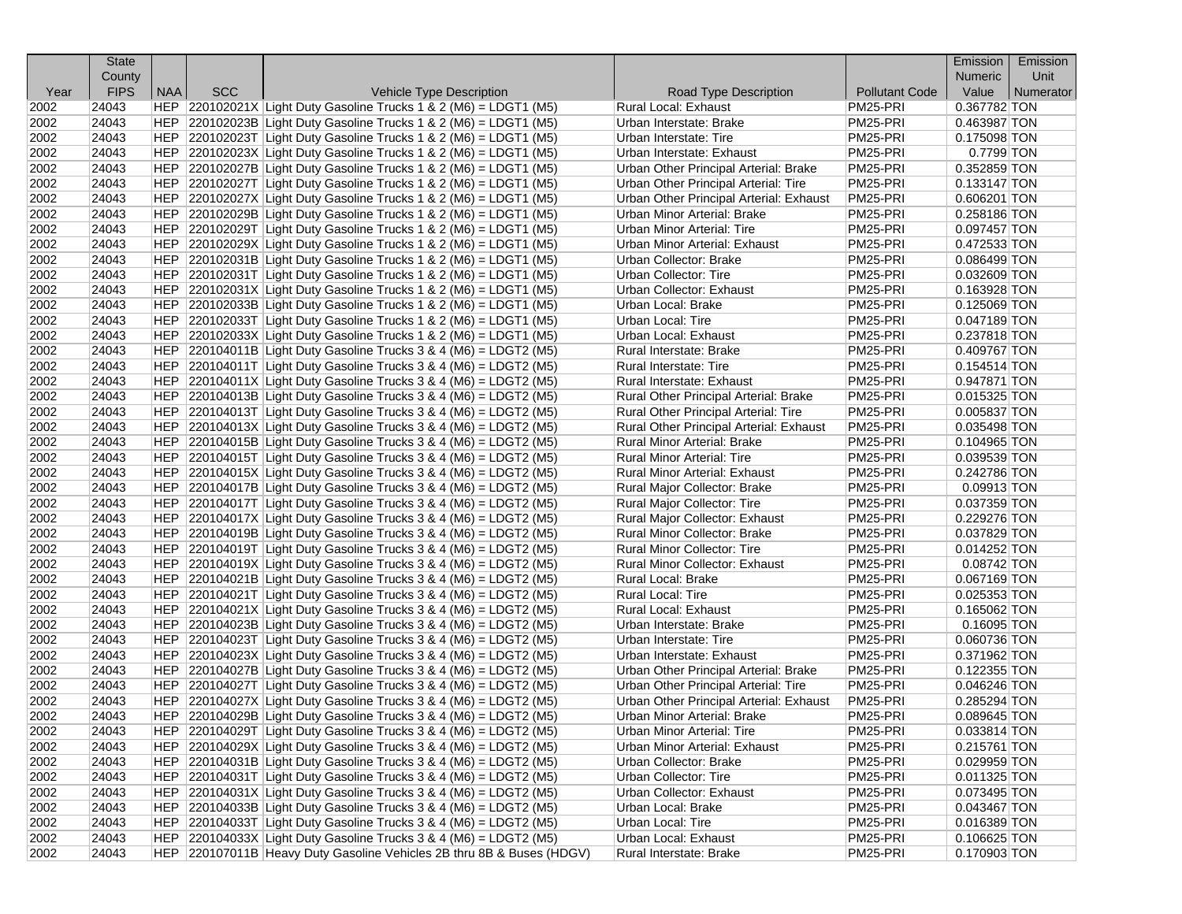| Year | State County FIPS | NAA | SCC | Vehicle Type Description | Road Type Description | Pollutant Code | Emission Numeric Value | Emission Unit Numerator |
|---|---|---|---|---|---|---|---|---|
| 2002 | 24043 | HEP | 220102021X | Light Duty Gasoline Trucks 1 & 2 (M6) = LDGT1 (M5) | Rural Local: Exhaust | PM25-PRI | 0.367782 | TON |
| 2002 | 24043 | HEP | 220102023B | Light Duty Gasoline Trucks 1 & 2 (M6) = LDGT1 (M5) | Urban Interstate: Brake | PM25-PRI | 0.463987 | TON |
| 2002 | 24043 | HEP | 220102023T | Light Duty Gasoline Trucks 1 & 2 (M6) = LDGT1 (M5) | Urban Interstate: Tire | PM25-PRI | 0.175098 | TON |
| 2002 | 24043 | HEP | 220102023X | Light Duty Gasoline Trucks 1 & 2 (M6) = LDGT1 (M5) | Urban Interstate: Exhaust | PM25-PRI | 0.7799 | TON |
| 2002 | 24043 | HEP | 220102027B | Light Duty Gasoline Trucks 1 & 2 (M6) = LDGT1 (M5) | Urban Other Principal Arterial: Brake | PM25-PRI | 0.352859 | TON |
| 2002 | 24043 | HEP | 220102027T | Light Duty Gasoline Trucks 1 & 2 (M6) = LDGT1 (M5) | Urban Other Principal Arterial: Tire | PM25-PRI | 0.133147 | TON |
| 2002 | 24043 | HEP | 220102027X | Light Duty Gasoline Trucks 1 & 2 (M6) = LDGT1 (M5) | Urban Other Principal Arterial: Exhaust | PM25-PRI | 0.606201 | TON |
| 2002 | 24043 | HEP | 220102029B | Light Duty Gasoline Trucks 1 & 2 (M6) = LDGT1 (M5) | Urban Minor Arterial: Brake | PM25-PRI | 0.258186 | TON |
| 2002 | 24043 | HEP | 220102029T | Light Duty Gasoline Trucks 1 & 2 (M6) = LDGT1 (M5) | Urban Minor Arterial: Tire | PM25-PRI | 0.097457 | TON |
| 2002 | 24043 | HEP | 220102029X | Light Duty Gasoline Trucks 1 & 2 (M6) = LDGT1 (M5) | Urban Minor Arterial: Exhaust | PM25-PRI | 0.472533 | TON |
| 2002 | 24043 | HEP | 220102031B | Light Duty Gasoline Trucks 1 & 2 (M6) = LDGT1 (M5) | Urban Collector: Brake | PM25-PRI | 0.086499 | TON |
| 2002 | 24043 | HEP | 220102031T | Light Duty Gasoline Trucks 1 & 2 (M6) = LDGT1 (M5) | Urban Collector: Tire | PM25-PRI | 0.032609 | TON |
| 2002 | 24043 | HEP | 220102031X | Light Duty Gasoline Trucks 1 & 2 (M6) = LDGT1 (M5) | Urban Collector: Exhaust | PM25-PRI | 0.163928 | TON |
| 2002 | 24043 | HEP | 220102033B | Light Duty Gasoline Trucks 1 & 2 (M6) = LDGT1 (M5) | Urban Local: Brake | PM25-PRI | 0.125069 | TON |
| 2002 | 24043 | HEP | 220102033T | Light Duty Gasoline Trucks 1 & 2 (M6) = LDGT1 (M5) | Urban Local: Tire | PM25-PRI | 0.047189 | TON |
| 2002 | 24043 | HEP | 220102033X | Light Duty Gasoline Trucks 1 & 2 (M6) = LDGT1 (M5) | Urban Local: Exhaust | PM25-PRI | 0.237818 | TON |
| 2002 | 24043 | HEP | 220104011B | Light Duty Gasoline Trucks 3 & 4 (M6) = LDGT2 (M5) | Rural Interstate: Brake | PM25-PRI | 0.409767 | TON |
| 2002 | 24043 | HEP | 220104011T | Light Duty Gasoline Trucks 3 & 4 (M6) = LDGT2 (M5) | Rural Interstate: Tire | PM25-PRI | 0.154514 | TON |
| 2002 | 24043 | HEP | 220104011X | Light Duty Gasoline Trucks 3 & 4 (M6) = LDGT2 (M5) | Rural Interstate: Exhaust | PM25-PRI | 0.947871 | TON |
| 2002 | 24043 | HEP | 220104013B | Light Duty Gasoline Trucks 3 & 4 (M6) = LDGT2 (M5) | Rural Other Principal Arterial: Brake | PM25-PRI | 0.015325 | TON |
| 2002 | 24043 | HEP | 220104013T | Light Duty Gasoline Trucks 3 & 4 (M6) = LDGT2 (M5) | Rural Other Principal Arterial: Tire | PM25-PRI | 0.005837 | TON |
| 2002 | 24043 | HEP | 220104013X | Light Duty Gasoline Trucks 3 & 4 (M6) = LDGT2 (M5) | Rural Other Principal Arterial: Exhaust | PM25-PRI | 0.035498 | TON |
| 2002 | 24043 | HEP | 220104015B | Light Duty Gasoline Trucks 3 & 4 (M6) = LDGT2 (M5) | Rural Minor Arterial: Brake | PM25-PRI | 0.104965 | TON |
| 2002 | 24043 | HEP | 220104015T | Light Duty Gasoline Trucks 3 & 4 (M6) = LDGT2 (M5) | Rural Minor Arterial: Tire | PM25-PRI | 0.039539 | TON |
| 2002 | 24043 | HEP | 220104015X | Light Duty Gasoline Trucks 3 & 4 (M6) = LDGT2 (M5) | Rural Minor Arterial: Exhaust | PM25-PRI | 0.242786 | TON |
| 2002 | 24043 | HEP | 220104017B | Light Duty Gasoline Trucks 3 & 4 (M6) = LDGT2 (M5) | Rural Major Collector: Brake | PM25-PRI | 0.09913 | TON |
| 2002 | 24043 | HEP | 220104017T | Light Duty Gasoline Trucks 3 & 4 (M6) = LDGT2 (M5) | Rural Major Collector: Tire | PM25-PRI | 0.037359 | TON |
| 2002 | 24043 | HEP | 220104017X | Light Duty Gasoline Trucks 3 & 4 (M6) = LDGT2 (M5) | Rural Major Collector: Exhaust | PM25-PRI | 0.229276 | TON |
| 2002 | 24043 | HEP | 220104019B | Light Duty Gasoline Trucks 3 & 4 (M6) = LDGT2 (M5) | Rural Minor Collector: Brake | PM25-PRI | 0.037829 | TON |
| 2002 | 24043 | HEP | 220104019T | Light Duty Gasoline Trucks 3 & 4 (M6) = LDGT2 (M5) | Rural Minor Collector: Tire | PM25-PRI | 0.014252 | TON |
| 2002 | 24043 | HEP | 220104019X | Light Duty Gasoline Trucks 3 & 4 (M6) = LDGT2 (M5) | Rural Minor Collector: Exhaust | PM25-PRI | 0.08742 | TON |
| 2002 | 24043 | HEP | 220104021B | Light Duty Gasoline Trucks 3 & 4 (M6) = LDGT2 (M5) | Rural Local: Brake | PM25-PRI | 0.067169 | TON |
| 2002 | 24043 | HEP | 220104021T | Light Duty Gasoline Trucks 3 & 4 (M6) = LDGT2 (M5) | Rural Local: Tire | PM25-PRI | 0.025353 | TON |
| 2002 | 24043 | HEP | 220104021X | Light Duty Gasoline Trucks 3 & 4 (M6) = LDGT2 (M5) | Rural Local: Exhaust | PM25-PRI | 0.165062 | TON |
| 2002 | 24043 | HEP | 220104023B | Light Duty Gasoline Trucks 3 & 4 (M6) = LDGT2 (M5) | Urban Interstate: Brake | PM25-PRI | 0.16095 | TON |
| 2002 | 24043 | HEP | 220104023T | Light Duty Gasoline Trucks 3 & 4 (M6) = LDGT2 (M5) | Urban Interstate: Tire | PM25-PRI | 0.060736 | TON |
| 2002 | 24043 | HEP | 220104023X | Light Duty Gasoline Trucks 3 & 4 (M6) = LDGT2 (M5) | Urban Interstate: Exhaust | PM25-PRI | 0.371962 | TON |
| 2002 | 24043 | HEP | 220104027B | Light Duty Gasoline Trucks 3 & 4 (M6) = LDGT2 (M5) | Urban Other Principal Arterial: Brake | PM25-PRI | 0.122355 | TON |
| 2002 | 24043 | HEP | 220104027T | Light Duty Gasoline Trucks 3 & 4 (M6) = LDGT2 (M5) | Urban Other Principal Arterial: Tire | PM25-PRI | 0.046246 | TON |
| 2002 | 24043 | HEP | 220104027X | Light Duty Gasoline Trucks 3 & 4 (M6) = LDGT2 (M5) | Urban Other Principal Arterial: Exhaust | PM25-PRI | 0.285294 | TON |
| 2002 | 24043 | HEP | 220104029B | Light Duty Gasoline Trucks 3 & 4 (M6) = LDGT2 (M5) | Urban Minor Arterial: Brake | PM25-PRI | 0.089645 | TON |
| 2002 | 24043 | HEP | 220104029T | Light Duty Gasoline Trucks 3 & 4 (M6) = LDGT2 (M5) | Urban Minor Arterial: Tire | PM25-PRI | 0.033814 | TON |
| 2002 | 24043 | HEP | 220104029X | Light Duty Gasoline Trucks 3 & 4 (M6) = LDGT2 (M5) | Urban Minor Arterial: Exhaust | PM25-PRI | 0.215761 | TON |
| 2002 | 24043 | HEP | 220104031B | Light Duty Gasoline Trucks 3 & 4 (M6) = LDGT2 (M5) | Urban Collector: Brake | PM25-PRI | 0.029959 | TON |
| 2002 | 24043 | HEP | 220104031T | Light Duty Gasoline Trucks 3 & 4 (M6) = LDGT2 (M5) | Urban Collector: Tire | PM25-PRI | 0.011325 | TON |
| 2002 | 24043 | HEP | 220104031X | Light Duty Gasoline Trucks 3 & 4 (M6) = LDGT2 (M5) | Urban Collector: Exhaust | PM25-PRI | 0.073495 | TON |
| 2002 | 24043 | HEP | 220104033B | Light Duty Gasoline Trucks 3 & 4 (M6) = LDGT2 (M5) | Urban Local: Brake | PM25-PRI | 0.043467 | TON |
| 2002 | 24043 | HEP | 220104033T | Light Duty Gasoline Trucks 3 & 4 (M6) = LDGT2 (M5) | Urban Local: Tire | PM25-PRI | 0.016389 | TON |
| 2002 | 24043 | HEP | 220104033X | Light Duty Gasoline Trucks 3 & 4 (M6) = LDGT2 (M5) | Urban Local: Exhaust | PM25-PRI | 0.106625 | TON |
| 2002 | 24043 | HEP | 220107011B | Heavy Duty Gasoline Vehicles 2B thru 8B & Buses (HDGV) | Rural Interstate: Brake | PM25-PRI | 0.170903 | TON |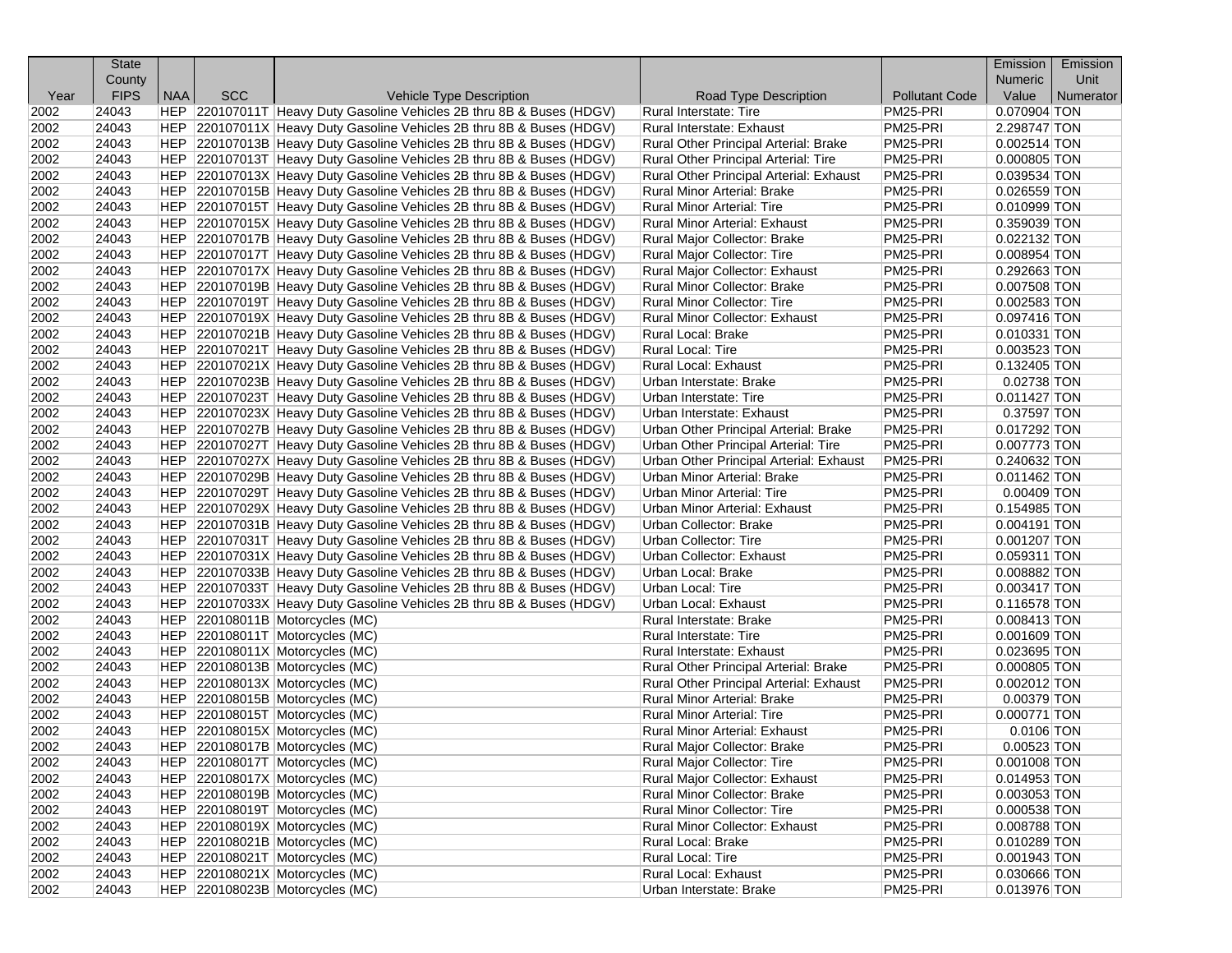| Year | State County FIPS | NAA | SCC | Vehicle Type Description | Road Type Description | Pollutant Code | Emission Numeric Value | Emission Unit Numerator |
|---|---|---|---|---|---|---|---|---|
| 2002 | 24043 | HEP | 220107011T | Heavy Duty Gasoline Vehicles 2B thru 8B & Buses (HDGV) | Rural Interstate: Tire | PM25-PRI | 0.070904 | TON |
| 2002 | 24043 | HEP | 220107011X | Heavy Duty Gasoline Vehicles 2B thru 8B & Buses (HDGV) | Rural Interstate: Exhaust | PM25-PRI | 2.298747 | TON |
| 2002 | 24043 | HEP | 220107013B | Heavy Duty Gasoline Vehicles 2B thru 8B & Buses (HDGV) | Rural Other Principal Arterial: Brake | PM25-PRI | 0.002514 | TON |
| 2002 | 24043 | HEP | 220107013T | Heavy Duty Gasoline Vehicles 2B thru 8B & Buses (HDGV) | Rural Other Principal Arterial: Tire | PM25-PRI | 0.000805 | TON |
| 2002 | 24043 | HEP | 220107013X | Heavy Duty Gasoline Vehicles 2B thru 8B & Buses (HDGV) | Rural Other Principal Arterial: Exhaust | PM25-PRI | 0.039534 | TON |
| 2002 | 24043 | HEP | 220107015B | Heavy Duty Gasoline Vehicles 2B thru 8B & Buses (HDGV) | Rural Minor Arterial: Brake | PM25-PRI | 0.026559 | TON |
| 2002 | 24043 | HEP | 220107015T | Heavy Duty Gasoline Vehicles 2B thru 8B & Buses (HDGV) | Rural Minor Arterial: Tire | PM25-PRI | 0.010999 | TON |
| 2002 | 24043 | HEP | 220107015X | Heavy Duty Gasoline Vehicles 2B thru 8B & Buses (HDGV) | Rural Minor Arterial: Exhaust | PM25-PRI | 0.359039 | TON |
| 2002 | 24043 | HEP | 220107017B | Heavy Duty Gasoline Vehicles 2B thru 8B & Buses (HDGV) | Rural Major Collector: Brake | PM25-PRI | 0.022132 | TON |
| 2002 | 24043 | HEP | 220107017T | Heavy Duty Gasoline Vehicles 2B thru 8B & Buses (HDGV) | Rural Major Collector: Tire | PM25-PRI | 0.008954 | TON |
| 2002 | 24043 | HEP | 220107017X | Heavy Duty Gasoline Vehicles 2B thru 8B & Buses (HDGV) | Rural Major Collector: Exhaust | PM25-PRI | 0.292663 | TON |
| 2002 | 24043 | HEP | 220107019B | Heavy Duty Gasoline Vehicles 2B thru 8B & Buses (HDGV) | Rural Minor Collector: Brake | PM25-PRI | 0.007508 | TON |
| 2002 | 24043 | HEP | 220107019T | Heavy Duty Gasoline Vehicles 2B thru 8B & Buses (HDGV) | Rural Minor Collector: Tire | PM25-PRI | 0.002583 | TON |
| 2002 | 24043 | HEP | 220107019X | Heavy Duty Gasoline Vehicles 2B thru 8B & Buses (HDGV) | Rural Minor Collector: Exhaust | PM25-PRI | 0.097416 | TON |
| 2002 | 24043 | HEP | 220107021B | Heavy Duty Gasoline Vehicles 2B thru 8B & Buses (HDGV) | Rural Local: Brake | PM25-PRI | 0.010331 | TON |
| 2002 | 24043 | HEP | 220107021T | Heavy Duty Gasoline Vehicles 2B thru 8B & Buses (HDGV) | Rural Local: Tire | PM25-PRI | 0.003523 | TON |
| 2002 | 24043 | HEP | 220107021X | Heavy Duty Gasoline Vehicles 2B thru 8B & Buses (HDGV) | Rural Local: Exhaust | PM25-PRI | 0.132405 | TON |
| 2002 | 24043 | HEP | 220107023B | Heavy Duty Gasoline Vehicles 2B thru 8B & Buses (HDGV) | Urban Interstate: Brake | PM25-PRI | 0.02738 | TON |
| 2002 | 24043 | HEP | 220107023T | Heavy Duty Gasoline Vehicles 2B thru 8B & Buses (HDGV) | Urban Interstate: Tire | PM25-PRI | 0.011427 | TON |
| 2002 | 24043 | HEP | 220107023X | Heavy Duty Gasoline Vehicles 2B thru 8B & Buses (HDGV) | Urban Interstate: Exhaust | PM25-PRI | 0.37597 | TON |
| 2002 | 24043 | HEP | 220107027B | Heavy Duty Gasoline Vehicles 2B thru 8B & Buses (HDGV) | Urban Other Principal Arterial: Brake | PM25-PRI | 0.017292 | TON |
| 2002 | 24043 | HEP | 220107027T | Heavy Duty Gasoline Vehicles 2B thru 8B & Buses (HDGV) | Urban Other Principal Arterial: Tire | PM25-PRI | 0.007773 | TON |
| 2002 | 24043 | HEP | 220107027X | Heavy Duty Gasoline Vehicles 2B thru 8B & Buses (HDGV) | Urban Other Principal Arterial: Exhaust | PM25-PRI | 0.240632 | TON |
| 2002 | 24043 | HEP | 220107029B | Heavy Duty Gasoline Vehicles 2B thru 8B & Buses (HDGV) | Urban Minor Arterial: Brake | PM25-PRI | 0.011462 | TON |
| 2002 | 24043 | HEP | 220107029T | Heavy Duty Gasoline Vehicles 2B thru 8B & Buses (HDGV) | Urban Minor Arterial: Tire | PM25-PRI | 0.00409 | TON |
| 2002 | 24043 | HEP | 220107029X | Heavy Duty Gasoline Vehicles 2B thru 8B & Buses (HDGV) | Urban Minor Arterial: Exhaust | PM25-PRI | 0.154985 | TON |
| 2002 | 24043 | HEP | 220107031B | Heavy Duty Gasoline Vehicles 2B thru 8B & Buses (HDGV) | Urban Collector: Brake | PM25-PRI | 0.004191 | TON |
| 2002 | 24043 | HEP | 220107031T | Heavy Duty Gasoline Vehicles 2B thru 8B & Buses (HDGV) | Urban Collector: Tire | PM25-PRI | 0.001207 | TON |
| 2002 | 24043 | HEP | 220107031X | Heavy Duty Gasoline Vehicles 2B thru 8B & Buses (HDGV) | Urban Collector: Exhaust | PM25-PRI | 0.059311 | TON |
| 2002 | 24043 | HEP | 220107033B | Heavy Duty Gasoline Vehicles 2B thru 8B & Buses (HDGV) | Urban Local: Brake | PM25-PRI | 0.008882 | TON |
| 2002 | 24043 | HEP | 220107033T | Heavy Duty Gasoline Vehicles 2B thru 8B & Buses (HDGV) | Urban Local: Tire | PM25-PRI | 0.003417 | TON |
| 2002 | 24043 | HEP | 220107033X | Heavy Duty Gasoline Vehicles 2B thru 8B & Buses (HDGV) | Urban Local: Exhaust | PM25-PRI | 0.116578 | TON |
| 2002 | 24043 | HEP | 220108011B | Motorcycles (MC) | Rural Interstate: Brake | PM25-PRI | 0.008413 | TON |
| 2002 | 24043 | HEP | 220108011T | Motorcycles (MC) | Rural Interstate: Tire | PM25-PRI | 0.001609 | TON |
| 2002 | 24043 | HEP | 220108011X | Motorcycles (MC) | Rural Interstate: Exhaust | PM25-PRI | 0.023695 | TON |
| 2002 | 24043 | HEP | 220108013B | Motorcycles (MC) | Rural Other Principal Arterial: Brake | PM25-PRI | 0.000805 | TON |
| 2002 | 24043 | HEP | 220108013X | Motorcycles (MC) | Rural Other Principal Arterial: Exhaust | PM25-PRI | 0.002012 | TON |
| 2002 | 24043 | HEP | 220108015B | Motorcycles (MC) | Rural Minor Arterial: Brake | PM25-PRI | 0.00379 | TON |
| 2002 | 24043 | HEP | 220108015T | Motorcycles (MC) | Rural Minor Arterial: Tire | PM25-PRI | 0.000771 | TON |
| 2002 | 24043 | HEP | 220108015X | Motorcycles (MC) | Rural Minor Arterial: Exhaust | PM25-PRI | 0.0106 | TON |
| 2002 | 24043 | HEP | 220108017B | Motorcycles (MC) | Rural Major Collector: Brake | PM25-PRI | 0.00523 | TON |
| 2002 | 24043 | HEP | 220108017T | Motorcycles (MC) | Rural Major Collector: Tire | PM25-PRI | 0.001008 | TON |
| 2002 | 24043 | HEP | 220108017X | Motorcycles (MC) | Rural Major Collector: Exhaust | PM25-PRI | 0.014953 | TON |
| 2002 | 24043 | HEP | 220108019B | Motorcycles (MC) | Rural Minor Collector: Brake | PM25-PRI | 0.003053 | TON |
| 2002 | 24043 | HEP | 220108019T | Motorcycles (MC) | Rural Minor Collector: Tire | PM25-PRI | 0.000538 | TON |
| 2002 | 24043 | HEP | 220108019X | Motorcycles (MC) | Rural Minor Collector: Exhaust | PM25-PRI | 0.008788 | TON |
| 2002 | 24043 | HEP | 220108021B | Motorcycles (MC) | Rural Local: Brake | PM25-PRI | 0.010289 | TON |
| 2002 | 24043 | HEP | 220108021T | Motorcycles (MC) | Rural Local: Tire | PM25-PRI | 0.001943 | TON |
| 2002 | 24043 | HEP | 220108021X | Motorcycles (MC) | Rural Local: Exhaust | PM25-PRI | 0.030666 | TON |
| 2002 | 24043 | HEP | 220108023B | Motorcycles (MC) | Urban Interstate: Brake | PM25-PRI | 0.013976 | TON |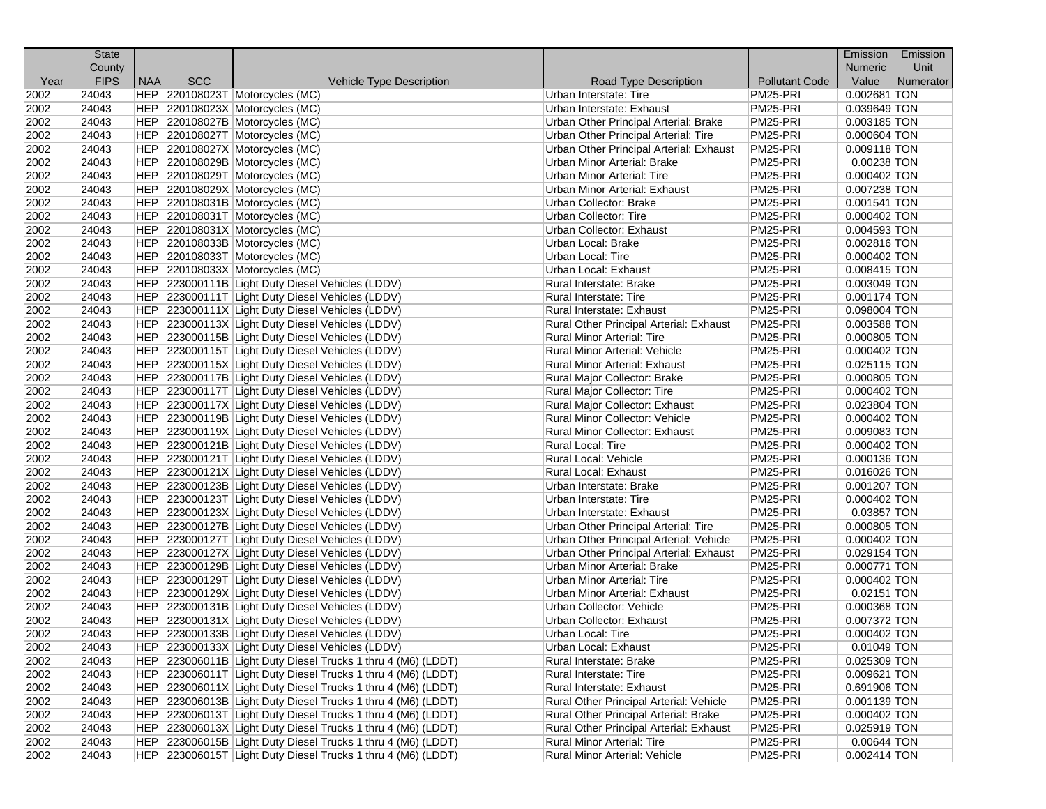| Year | State County FIPS | NAA | SCC | Vehicle Type Description | Road Type Description | Pollutant Code | Emission Numeric Value | Emission Unit Numerator |
|---|---|---|---|---|---|---|---|---|
| 2002 | 24043 | HEP | 220108023T | Motorcycles (MC) | Urban Interstate: Tire | PM25-PRI | 0.002681 | TON |
| 2002 | 24043 | HEP | 220108023X | Motorcycles (MC) | Urban Interstate: Exhaust | PM25-PRI | 0.039649 | TON |
| 2002 | 24043 | HEP | 220108027B | Motorcycles (MC) | Urban Other Principal Arterial: Brake | PM25-PRI | 0.003185 | TON |
| 2002 | 24043 | HEP | 220108027T | Motorcycles (MC) | Urban Other Principal Arterial: Tire | PM25-PRI | 0.000604 | TON |
| 2002 | 24043 | HEP | 220108027X | Motorcycles (MC) | Urban Other Principal Arterial: Exhaust | PM25-PRI | 0.009118 | TON |
| 2002 | 24043 | HEP | 220108029B | Motorcycles (MC) | Urban Minor Arterial: Brake | PM25-PRI | 0.00238 | TON |
| 2002 | 24043 | HEP | 220108029T | Motorcycles (MC) | Urban Minor Arterial: Tire | PM25-PRI | 0.000402 | TON |
| 2002 | 24043 | HEP | 220108029X | Motorcycles (MC) | Urban Minor Arterial: Exhaust | PM25-PRI | 0.007238 | TON |
| 2002 | 24043 | HEP | 220108031B | Motorcycles (MC) | Urban Collector: Brake | PM25-PRI | 0.001541 | TON |
| 2002 | 24043 | HEP | 220108031T | Motorcycles (MC) | Urban Collector: Tire | PM25-PRI | 0.000402 | TON |
| 2002 | 24043 | HEP | 220108031X | Motorcycles (MC) | Urban Collector: Exhaust | PM25-PRI | 0.004593 | TON |
| 2002 | 24043 | HEP | 220108033B | Motorcycles (MC) | Urban Local: Brake | PM25-PRI | 0.002816 | TON |
| 2002 | 24043 | HEP | 220108033T | Motorcycles (MC) | Urban Local: Tire | PM25-PRI | 0.000402 | TON |
| 2002 | 24043 | HEP | 220108033X | Motorcycles (MC) | Urban Local: Exhaust | PM25-PRI | 0.008415 | TON |
| 2002 | 24043 | HEP | 223000111B | Light Duty Diesel Vehicles (LDDV) | Rural Interstate: Brake | PM25-PRI | 0.003049 | TON |
| 2002 | 24043 | HEP | 223000111T | Light Duty Diesel Vehicles (LDDV) | Rural Interstate: Tire | PM25-PRI | 0.001174 | TON |
| 2002 | 24043 | HEP | 223000111X | Light Duty Diesel Vehicles (LDDV) | Rural Interstate: Exhaust | PM25-PRI | 0.098004 | TON |
| 2002 | 24043 | HEP | 223000113X | Light Duty Diesel Vehicles (LDDV) | Rural Other Principal Arterial: Exhaust | PM25-PRI | 0.003588 | TON |
| 2002 | 24043 | HEP | 223000115B | Light Duty Diesel Vehicles (LDDV) | Rural Minor Arterial: Tire | PM25-PRI | 0.000805 | TON |
| 2002 | 24043 | HEP | 223000115T | Light Duty Diesel Vehicles (LDDV) | Rural Minor Arterial: Vehicle | PM25-PRI | 0.000402 | TON |
| 2002 | 24043 | HEP | 223000115X | Light Duty Diesel Vehicles (LDDV) | Rural Minor Arterial: Exhaust | PM25-PRI | 0.025115 | TON |
| 2002 | 24043 | HEP | 223000117B | Light Duty Diesel Vehicles (LDDV) | Rural Major Collector: Brake | PM25-PRI | 0.000805 | TON |
| 2002 | 24043 | HEP | 223000117T | Light Duty Diesel Vehicles (LDDV) | Rural Major Collector: Tire | PM25-PRI | 0.000402 | TON |
| 2002 | 24043 | HEP | 223000117X | Light Duty Diesel Vehicles (LDDV) | Rural Major Collector: Exhaust | PM25-PRI | 0.023804 | TON |
| 2002 | 24043 | HEP | 223000119B | Light Duty Diesel Vehicles (LDDV) | Rural Minor Collector: Vehicle | PM25-PRI | 0.000402 | TON |
| 2002 | 24043 | HEP | 223000119X | Light Duty Diesel Vehicles (LDDV) | Rural Minor Collector: Exhaust | PM25-PRI | 0.009083 | TON |
| 2002 | 24043 | HEP | 223000121B | Light Duty Diesel Vehicles (LDDV) | Rural Local: Tire | PM25-PRI | 0.000402 | TON |
| 2002 | 24043 | HEP | 223000121T | Light Duty Diesel Vehicles (LDDV) | Rural Local: Vehicle | PM25-PRI | 0.000136 | TON |
| 2002 | 24043 | HEP | 223000121X | Light Duty Diesel Vehicles (LDDV) | Rural Local: Exhaust | PM25-PRI | 0.016026 | TON |
| 2002 | 24043 | HEP | 223000123B | Light Duty Diesel Vehicles (LDDV) | Urban Interstate: Brake | PM25-PRI | 0.001207 | TON |
| 2002 | 24043 | HEP | 223000123T | Light Duty Diesel Vehicles (LDDV) | Urban Interstate: Tire | PM25-PRI | 0.000402 | TON |
| 2002 | 24043 | HEP | 223000123X | Light Duty Diesel Vehicles (LDDV) | Urban Interstate: Exhaust | PM25-PRI | 0.03857 | TON |
| 2002 | 24043 | HEP | 223000127B | Light Duty Diesel Vehicles (LDDV) | Urban Other Principal Arterial: Tire | PM25-PRI | 0.000805 | TON |
| 2002 | 24043 | HEP | 223000127T | Light Duty Diesel Vehicles (LDDV) | Urban Other Principal Arterial: Vehicle | PM25-PRI | 0.000402 | TON |
| 2002 | 24043 | HEP | 223000127X | Light Duty Diesel Vehicles (LDDV) | Urban Other Principal Arterial: Exhaust | PM25-PRI | 0.029154 | TON |
| 2002 | 24043 | HEP | 223000129B | Light Duty Diesel Vehicles (LDDV) | Urban Minor Arterial: Brake | PM25-PRI | 0.000771 | TON |
| 2002 | 24043 | HEP | 223000129T | Light Duty Diesel Vehicles (LDDV) | Urban Minor Arterial: Tire | PM25-PRI | 0.000402 | TON |
| 2002 | 24043 | HEP | 223000129X | Light Duty Diesel Vehicles (LDDV) | Urban Minor Arterial: Exhaust | PM25-PRI | 0.02151 | TON |
| 2002 | 24043 | HEP | 223000131B | Light Duty Diesel Vehicles (LDDV) | Urban Collector: Vehicle | PM25-PRI | 0.000368 | TON |
| 2002 | 24043 | HEP | 223000131X | Light Duty Diesel Vehicles (LDDV) | Urban Collector: Exhaust | PM25-PRI | 0.007372 | TON |
| 2002 | 24043 | HEP | 223000133B | Light Duty Diesel Vehicles (LDDV) | Urban Local: Tire | PM25-PRI | 0.000402 | TON |
| 2002 | 24043 | HEP | 223000133X | Light Duty Diesel Vehicles (LDDV) | Urban Local: Exhaust | PM25-PRI | 0.01049 | TON |
| 2002 | 24043 | HEP | 223006011B | Light Duty Diesel Trucks 1 thru 4 (M6) (LDDT) | Rural Interstate: Brake | PM25-PRI | 0.025309 | TON |
| 2002 | 24043 | HEP | 223006011T | Light Duty Diesel Trucks 1 thru 4 (M6) (LDDT) | Rural Interstate: Tire | PM25-PRI | 0.009621 | TON |
| 2002 | 24043 | HEP | 223006011X | Light Duty Diesel Trucks 1 thru 4 (M6) (LDDT) | Rural Interstate: Exhaust | PM25-PRI | 0.691906 | TON |
| 2002 | 24043 | HEP | 223006013B | Light Duty Diesel Trucks 1 thru 4 (M6) (LDDT) | Rural Other Principal Arterial: Vehicle | PM25-PRI | 0.001139 | TON |
| 2002 | 24043 | HEP | 223006013T | Light Duty Diesel Trucks 1 thru 4 (M6) (LDDT) | Rural Other Principal Arterial: Brake | PM25-PRI | 0.000402 | TON |
| 2002 | 24043 | HEP | 223006013X | Light Duty Diesel Trucks 1 thru 4 (M6) (LDDT) | Rural Other Principal Arterial: Exhaust | PM25-PRI | 0.025919 | TON |
| 2002 | 24043 | HEP | 223006015B | Light Duty Diesel Trucks 1 thru 4 (M6) (LDDT) | Rural Minor Arterial: Tire | PM25-PRI | 0.00644 | TON |
| 2002 | 24043 | HEP | 223006015T | Light Duty Diesel Trucks 1 thru 4 (M6) (LDDT) | Rural Minor Arterial: Vehicle | PM25-PRI | 0.002414 | TON |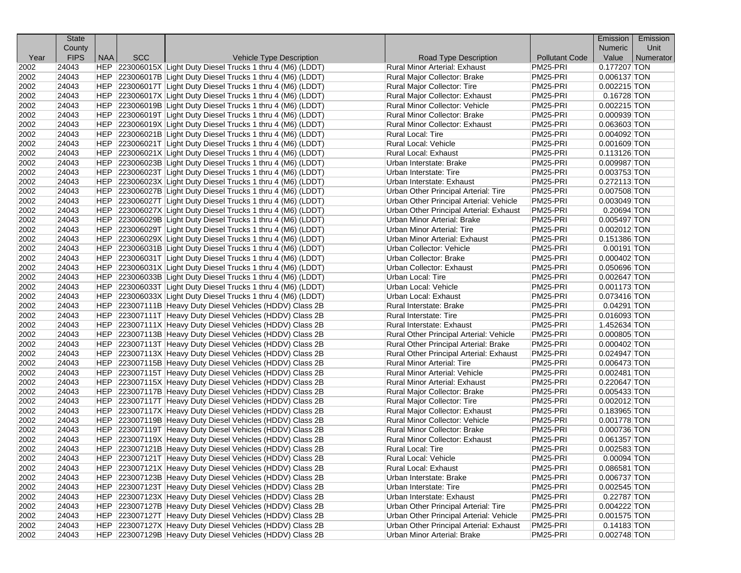| Year | State County FIPS | NAA | SCC | Vehicle Type Description | Road Type Description | Pollutant Code | Emission Numeric Value | Emission Unit Numerator |
|---|---|---|---|---|---|---|---|---|
| 2002 | 24043 | HEP | 223006015X | Light Duty Diesel Trucks 1 thru 4 (M6) (LDDT) | Rural Minor Arterial: Exhaust | PM25-PRI | 0.177207 | TON |
| 2002 | 24043 | HEP | 223006017B | Light Duty Diesel Trucks 1 thru 4 (M6) (LDDT) | Rural Major Collector: Brake | PM25-PRI | 0.006137 | TON |
| 2002 | 24043 | HEP | 223006017T | Light Duty Diesel Trucks 1 thru 4 (M6) (LDDT) | Rural Major Collector: Tire | PM25-PRI | 0.002215 | TON |
| 2002 | 24043 | HEP | 223006017X | Light Duty Diesel Trucks 1 thru 4 (M6) (LDDT) | Rural Major Collector: Exhaust | PM25-PRI | 0.16728 | TON |
| 2002 | 24043 | HEP | 223006019B | Light Duty Diesel Trucks 1 thru 4 (M6) (LDDT) | Rural Minor Collector: Vehicle | PM25-PRI | 0.002215 | TON |
| 2002 | 24043 | HEP | 223006019T | Light Duty Diesel Trucks 1 thru 4 (M6) (LDDT) | Rural Minor Collector: Brake | PM25-PRI | 0.000939 | TON |
| 2002 | 24043 | HEP | 223006019X | Light Duty Diesel Trucks 1 thru 4 (M6) (LDDT) | Rural Minor Collector: Exhaust | PM25-PRI | 0.063603 | TON |
| 2002 | 24043 | HEP | 223006021B | Light Duty Diesel Trucks 1 thru 4 (M6) (LDDT) | Rural Local: Tire | PM25-PRI | 0.004092 | TON |
| 2002 | 24043 | HEP | 223006021T | Light Duty Diesel Trucks 1 thru 4 (M6) (LDDT) | Rural Local: Vehicle | PM25-PRI | 0.001609 | TON |
| 2002 | 24043 | HEP | 223006021X | Light Duty Diesel Trucks 1 thru 4 (M6) (LDDT) | Rural Local: Exhaust | PM25-PRI | 0.113126 | TON |
| 2002 | 24043 | HEP | 223006023B | Light Duty Diesel Trucks 1 thru 4 (M6) (LDDT) | Urban Interstate: Brake | PM25-PRI | 0.009987 | TON |
| 2002 | 24043 | HEP | 223006023T | Light Duty Diesel Trucks 1 thru 4 (M6) (LDDT) | Urban Interstate: Tire | PM25-PRI | 0.003753 | TON |
| 2002 | 24043 | HEP | 223006023X | Light Duty Diesel Trucks 1 thru 4 (M6) (LDDT) | Urban Interstate: Exhaust | PM25-PRI | 0.272113 | TON |
| 2002 | 24043 | HEP | 223006027B | Light Duty Diesel Trucks 1 thru 4 (M6) (LDDT) | Urban Other Principal Arterial: Tire | PM25-PRI | 0.007508 | TON |
| 2002 | 24043 | HEP | 223006027T | Light Duty Diesel Trucks 1 thru 4 (M6) (LDDT) | Urban Other Principal Arterial: Vehicle | PM25-PRI | 0.003049 | TON |
| 2002 | 24043 | HEP | 223006027X | Light Duty Diesel Trucks 1 thru 4 (M6) (LDDT) | Urban Other Principal Arterial: Exhaust | PM25-PRI | 0.20694 | TON |
| 2002 | 24043 | HEP | 223006029B | Light Duty Diesel Trucks 1 thru 4 (M6) (LDDT) | Urban Minor Arterial: Brake | PM25-PRI | 0.005497 | TON |
| 2002 | 24043 | HEP | 223006029T | Light Duty Diesel Trucks 1 thru 4 (M6) (LDDT) | Urban Minor Arterial: Tire | PM25-PRI | 0.002012 | TON |
| 2002 | 24043 | HEP | 223006029X | Light Duty Diesel Trucks 1 thru 4 (M6) (LDDT) | Urban Minor Arterial: Exhaust | PM25-PRI | 0.151386 | TON |
| 2002 | 24043 | HEP | 223006031B | Light Duty Diesel Trucks 1 thru 4 (M6) (LDDT) | Urban Collector: Vehicle | PM25-PRI | 0.00191 | TON |
| 2002 | 24043 | HEP | 223006031T | Light Duty Diesel Trucks 1 thru 4 (M6) (LDDT) | Urban Collector: Brake | PM25-PRI | 0.000402 | TON |
| 2002 | 24043 | HEP | 223006031X | Light Duty Diesel Trucks 1 thru 4 (M6) (LDDT) | Urban Collector: Exhaust | PM25-PRI | 0.050696 | TON |
| 2002 | 24043 | HEP | 223006033B | Light Duty Diesel Trucks 1 thru 4 (M6) (LDDT) | Urban Local: Tire | PM25-PRI | 0.002647 | TON |
| 2002 | 24043 | HEP | 223006033T | Light Duty Diesel Trucks 1 thru 4 (M6) (LDDT) | Urban Local: Vehicle | PM25-PRI | 0.001173 | TON |
| 2002 | 24043 | HEP | 223006033X | Light Duty Diesel Trucks 1 thru 4 (M6) (LDDT) | Urban Local: Exhaust | PM25-PRI | 0.073416 | TON |
| 2002 | 24043 | HEP | 223007111B | Heavy Duty Diesel Vehicles (HDDV) Class 2B | Rural Interstate: Brake | PM25-PRI | 0.04291 | TON |
| 2002 | 24043 | HEP | 223007111T | Heavy Duty Diesel Vehicles (HDDV) Class 2B | Rural Interstate: Tire | PM25-PRI | 0.016093 | TON |
| 2002 | 24043 | HEP | 223007111X | Heavy Duty Diesel Vehicles (HDDV) Class 2B | Rural Interstate: Exhaust | PM25-PRI | 1.452634 | TON |
| 2002 | 24043 | HEP | 223007113B | Heavy Duty Diesel Vehicles (HDDV) Class 2B | Rural Other Principal Arterial: Vehicle | PM25-PRI | 0.000805 | TON |
| 2002 | 24043 | HEP | 223007113T | Heavy Duty Diesel Vehicles (HDDV) Class 2B | Rural Other Principal Arterial: Brake | PM25-PRI | 0.000402 | TON |
| 2002 | 24043 | HEP | 223007113X | Heavy Duty Diesel Vehicles (HDDV) Class 2B | Rural Other Principal Arterial: Exhaust | PM25-PRI | 0.024947 | TON |
| 2002 | 24043 | HEP | 223007115B | Heavy Duty Diesel Vehicles (HDDV) Class 2B | Rural Minor Arterial: Tire | PM25-PRI | 0.006473 | TON |
| 2002 | 24043 | HEP | 223007115T | Heavy Duty Diesel Vehicles (HDDV) Class 2B | Rural Minor Arterial: Vehicle | PM25-PRI | 0.002481 | TON |
| 2002 | 24043 | HEP | 223007115X | Heavy Duty Diesel Vehicles (HDDV) Class 2B | Rural Minor Arterial: Exhaust | PM25-PRI | 0.220647 | TON |
| 2002 | 24043 | HEP | 223007117B | Heavy Duty Diesel Vehicles (HDDV) Class 2B | Rural Major Collector: Brake | PM25-PRI | 0.005433 | TON |
| 2002 | 24043 | HEP | 223007117T | Heavy Duty Diesel Vehicles (HDDV) Class 2B | Rural Major Collector: Tire | PM25-PRI | 0.002012 | TON |
| 2002 | 24043 | HEP | 223007117X | Heavy Duty Diesel Vehicles (HDDV) Class 2B | Rural Major Collector: Exhaust | PM25-PRI | 0.183965 | TON |
| 2002 | 24043 | HEP | 223007119B | Heavy Duty Diesel Vehicles (HDDV) Class 2B | Rural Minor Collector: Vehicle | PM25-PRI | 0.001778 | TON |
| 2002 | 24043 | HEP | 223007119T | Heavy Duty Diesel Vehicles (HDDV) Class 2B | Rural Minor Collector: Brake | PM25-PRI | 0.000736 | TON |
| 2002 | 24043 | HEP | 223007119X | Heavy Duty Diesel Vehicles (HDDV) Class 2B | Rural Minor Collector: Exhaust | PM25-PRI | 0.061357 | TON |
| 2002 | 24043 | HEP | 223007121B | Heavy Duty Diesel Vehicles (HDDV) Class 2B | Rural Local: Tire | PM25-PRI | 0.002583 | TON |
| 2002 | 24043 | HEP | 223007121T | Heavy Duty Diesel Vehicles (HDDV) Class 2B | Rural Local: Vehicle | PM25-PRI | 0.00094 | TON |
| 2002 | 24043 | HEP | 223007121X | Heavy Duty Diesel Vehicles (HDDV) Class 2B | Rural Local: Exhaust | PM25-PRI | 0.086581 | TON |
| 2002 | 24043 | HEP | 223007123B | Heavy Duty Diesel Vehicles (HDDV) Class 2B | Urban Interstate: Brake | PM25-PRI | 0.006737 | TON |
| 2002 | 24043 | HEP | 223007123T | Heavy Duty Diesel Vehicles (HDDV) Class 2B | Urban Interstate: Tire | PM25-PRI | 0.002545 | TON |
| 2002 | 24043 | HEP | 223007123X | Heavy Duty Diesel Vehicles (HDDV) Class 2B | Urban Interstate: Exhaust | PM25-PRI | 0.22787 | TON |
| 2002 | 24043 | HEP | 223007127B | Heavy Duty Diesel Vehicles (HDDV) Class 2B | Urban Other Principal Arterial: Tire | PM25-PRI | 0.004222 | TON |
| 2002 | 24043 | HEP | 223007127T | Heavy Duty Diesel Vehicles (HDDV) Class 2B | Urban Other Principal Arterial: Vehicle | PM25-PRI | 0.001575 | TON |
| 2002 | 24043 | HEP | 223007127X | Heavy Duty Diesel Vehicles (HDDV) Class 2B | Urban Other Principal Arterial: Exhaust | PM25-PRI | 0.14183 | TON |
| 2002 | 24043 | HEP | 223007129B | Heavy Duty Diesel Vehicles (HDDV) Class 2B | Urban Minor Arterial: Brake | PM25-PRI | 0.002748 | TON |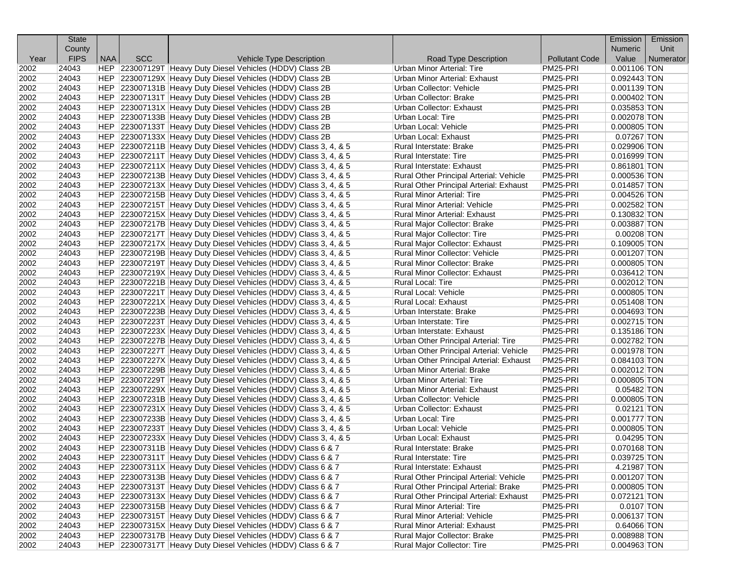| Year | State County FIPS | NAA | SCC | Vehicle Type Description | Road Type Description | Pollutant Code | Emission Numeric Value | Emission Unit Numerator |
|---|---|---|---|---|---|---|---|---|
| 2002 | 24043 | HEP | 223007129T | Heavy Duty Diesel Vehicles (HDDV) Class 2B | Urban Minor Arterial: Tire | PM25-PRI | 0.001106 | TON |
| 2002 | 24043 | HEP | 223007129X | Heavy Duty Diesel Vehicles (HDDV) Class 2B | Urban Minor Arterial: Exhaust | PM25-PRI | 0.092443 | TON |
| 2002 | 24043 | HEP | 223007131B | Heavy Duty Diesel Vehicles (HDDV) Class 2B | Urban Collector: Vehicle | PM25-PRI | 0.001139 | TON |
| 2002 | 24043 | HEP | 223007131T | Heavy Duty Diesel Vehicles (HDDV) Class 2B | Urban Collector: Brake | PM25-PRI | 0.000402 | TON |
| 2002 | 24043 | HEP | 223007131X | Heavy Duty Diesel Vehicles (HDDV) Class 2B | Urban Collector: Exhaust | PM25-PRI | 0.035853 | TON |
| 2002 | 24043 | HEP | 223007133B | Heavy Duty Diesel Vehicles (HDDV) Class 2B | Urban Local: Tire | PM25-PRI | 0.002078 | TON |
| 2002 | 24043 | HEP | 223007133T | Heavy Duty Diesel Vehicles (HDDV) Class 2B | Urban Local: Vehicle | PM25-PRI | 0.000805 | TON |
| 2002 | 24043 | HEP | 223007133X | Heavy Duty Diesel Vehicles (HDDV) Class 2B | Urban Local: Exhaust | PM25-PRI | 0.07267 | TON |
| 2002 | 24043 | HEP | 223007211B | Heavy Duty Diesel Vehicles (HDDV) Class 3, 4, & 5 | Rural Interstate: Brake | PM25-PRI | 0.029906 | TON |
| 2002 | 24043 | HEP | 223007211T | Heavy Duty Diesel Vehicles (HDDV) Class 3, 4, & 5 | Rural Interstate: Tire | PM25-PRI | 0.016999 | TON |
| 2002 | 24043 | HEP | 223007211X | Heavy Duty Diesel Vehicles (HDDV) Class 3, 4, & 5 | Rural Interstate: Exhaust | PM25-PRI | 0.861801 | TON |
| 2002 | 24043 | HEP | 223007213B | Heavy Duty Diesel Vehicles (HDDV) Class 3, 4, & 5 | Rural Other Principal Arterial: Vehicle | PM25-PRI | 0.000536 | TON |
| 2002 | 24043 | HEP | 223007213X | Heavy Duty Diesel Vehicles (HDDV) Class 3, 4, & 5 | Rural Other Principal Arterial: Exhaust | PM25-PRI | 0.014857 | TON |
| 2002 | 24043 | HEP | 223007215B | Heavy Duty Diesel Vehicles (HDDV) Class 3, 4, & 5 | Rural Minor Arterial: Tire | PM25-PRI | 0.004526 | TON |
| 2002 | 24043 | HEP | 223007215T | Heavy Duty Diesel Vehicles (HDDV) Class 3, 4, & 5 | Rural Minor Arterial: Vehicle | PM25-PRI | 0.002582 | TON |
| 2002 | 24043 | HEP | 223007215X | Heavy Duty Diesel Vehicles (HDDV) Class 3, 4, & 5 | Rural Minor Arterial: Exhaust | PM25-PRI | 0.130832 | TON |
| 2002 | 24043 | HEP | 223007217B | Heavy Duty Diesel Vehicles (HDDV) Class 3, 4, & 5 | Rural Major Collector: Brake | PM25-PRI | 0.003887 | TON |
| 2002 | 24043 | HEP | 223007217T | Heavy Duty Diesel Vehicles (HDDV) Class 3, 4, & 5 | Rural Major Collector: Tire | PM25-PRI | 0.00208 | TON |
| 2002 | 24043 | HEP | 223007217X | Heavy Duty Diesel Vehicles (HDDV) Class 3, 4, & 5 | Rural Major Collector: Exhaust | PM25-PRI | 0.109005 | TON |
| 2002 | 24043 | HEP | 223007219B | Heavy Duty Diesel Vehicles (HDDV) Class 3, 4, & 5 | Rural Minor Collector: Vehicle | PM25-PRI | 0.001207 | TON |
| 2002 | 24043 | HEP | 223007219T | Heavy Duty Diesel Vehicles (HDDV) Class 3, 4, & 5 | Rural Minor Collector: Brake | PM25-PRI | 0.000805 | TON |
| 2002 | 24043 | HEP | 223007219X | Heavy Duty Diesel Vehicles (HDDV) Class 3, 4, & 5 | Rural Minor Collector: Exhaust | PM25-PRI | 0.036412 | TON |
| 2002 | 24043 | HEP | 223007221B | Heavy Duty Diesel Vehicles (HDDV) Class 3, 4, & 5 | Rural Local: Tire | PM25-PRI | 0.002012 | TON |
| 2002 | 24043 | HEP | 223007221T | Heavy Duty Diesel Vehicles (HDDV) Class 3, 4, & 5 | Rural Local: Vehicle | PM25-PRI | 0.000805 | TON |
| 2002 | 24043 | HEP | 223007221X | Heavy Duty Diesel Vehicles (HDDV) Class 3, 4, & 5 | Rural Local: Exhaust | PM25-PRI | 0.051408 | TON |
| 2002 | 24043 | HEP | 223007223B | Heavy Duty Diesel Vehicles (HDDV) Class 3, 4, & 5 | Urban Interstate: Brake | PM25-PRI | 0.004693 | TON |
| 2002 | 24043 | HEP | 223007223T | Heavy Duty Diesel Vehicles (HDDV) Class 3, 4, & 5 | Urban Interstate: Tire | PM25-PRI | 0.002715 | TON |
| 2002 | 24043 | HEP | 223007223X | Heavy Duty Diesel Vehicles (HDDV) Class 3, 4, & 5 | Urban Interstate: Exhaust | PM25-PRI | 0.135186 | TON |
| 2002 | 24043 | HEP | 223007227B | Heavy Duty Diesel Vehicles (HDDV) Class 3, 4, & 5 | Urban Other Principal Arterial: Tire | PM25-PRI | 0.002782 | TON |
| 2002 | 24043 | HEP | 223007227T | Heavy Duty Diesel Vehicles (HDDV) Class 3, 4, & 5 | Urban Other Principal Arterial: Vehicle | PM25-PRI | 0.001978 | TON |
| 2002 | 24043 | HEP | 223007227X | Heavy Duty Diesel Vehicles (HDDV) Class 3, 4, & 5 | Urban Other Principal Arterial: Exhaust | PM25-PRI | 0.084103 | TON |
| 2002 | 24043 | HEP | 223007229B | Heavy Duty Diesel Vehicles (HDDV) Class 3, 4, & 5 | Urban Minor Arterial: Brake | PM25-PRI | 0.002012 | TON |
| 2002 | 24043 | HEP | 223007229T | Heavy Duty Diesel Vehicles (HDDV) Class 3, 4, & 5 | Urban Minor Arterial: Tire | PM25-PRI | 0.000805 | TON |
| 2002 | 24043 | HEP | 223007229X | Heavy Duty Diesel Vehicles (HDDV) Class 3, 4, & 5 | Urban Minor Arterial: Exhaust | PM25-PRI | 0.05482 | TON |
| 2002 | 24043 | HEP | 223007231B | Heavy Duty Diesel Vehicles (HDDV) Class 3, 4, & 5 | Urban Collector: Vehicle | PM25-PRI | 0.000805 | TON |
| 2002 | 24043 | HEP | 223007231X | Heavy Duty Diesel Vehicles (HDDV) Class 3, 4, & 5 | Urban Collector: Exhaust | PM25-PRI | 0.02121 | TON |
| 2002 | 24043 | HEP | 223007233B | Heavy Duty Diesel Vehicles (HDDV) Class 3, 4, & 5 | Urban Local: Tire | PM25-PRI | 0.001777 | TON |
| 2002 | 24043 | HEP | 223007233T | Heavy Duty Diesel Vehicles (HDDV) Class 3, 4, & 5 | Urban Local: Vehicle | PM25-PRI | 0.000805 | TON |
| 2002 | 24043 | HEP | 223007233X | Heavy Duty Diesel Vehicles (HDDV) Class 3, 4, & 5 | Urban Local: Exhaust | PM25-PRI | 0.04295 | TON |
| 2002 | 24043 | HEP | 223007311B | Heavy Duty Diesel Vehicles (HDDV) Class 6 & 7 | Rural Interstate: Brake | PM25-PRI | 0.070168 | TON |
| 2002 | 24043 | HEP | 223007311T | Heavy Duty Diesel Vehicles (HDDV) Class 6 & 7 | Rural Interstate: Tire | PM25-PRI | 0.039725 | TON |
| 2002 | 24043 | HEP | 223007311X | Heavy Duty Diesel Vehicles (HDDV) Class 6 & 7 | Rural Interstate: Exhaust | PM25-PRI | 4.21987 | TON |
| 2002 | 24043 | HEP | 223007313B | Heavy Duty Diesel Vehicles (HDDV) Class 6 & 7 | Rural Other Principal Arterial: Vehicle | PM25-PRI | 0.001207 | TON |
| 2002 | 24043 | HEP | 223007313T | Heavy Duty Diesel Vehicles (HDDV) Class 6 & 7 | Rural Other Principal Arterial: Brake | PM25-PRI | 0.000805 | TON |
| 2002 | 24043 | HEP | 223007313X | Heavy Duty Diesel Vehicles (HDDV) Class 6 & 7 | Rural Other Principal Arterial: Exhaust | PM25-PRI | 0.072121 | TON |
| 2002 | 24043 | HEP | 223007315B | Heavy Duty Diesel Vehicles (HDDV) Class 6 & 7 | Rural Minor Arterial: Tire | PM25-PRI | 0.0107 | TON |
| 2002 | 24043 | HEP | 223007315T | Heavy Duty Diesel Vehicles (HDDV) Class 6 & 7 | Rural Minor Arterial: Vehicle | PM25-PRI | 0.006137 | TON |
| 2002 | 24043 | HEP | 223007315X | Heavy Duty Diesel Vehicles (HDDV) Class 6 & 7 | Rural Minor Arterial: Exhaust | PM25-PRI | 0.64066 | TON |
| 2002 | 24043 | HEP | 223007317B | Heavy Duty Diesel Vehicles (HDDV) Class 6 & 7 | Rural Major Collector: Brake | PM25-PRI | 0.008988 | TON |
| 2002 | 24043 | HEP | 223007317T | Heavy Duty Diesel Vehicles (HDDV) Class 6 & 7 | Rural Major Collector: Tire | PM25-PRI | 0.004963 | TON |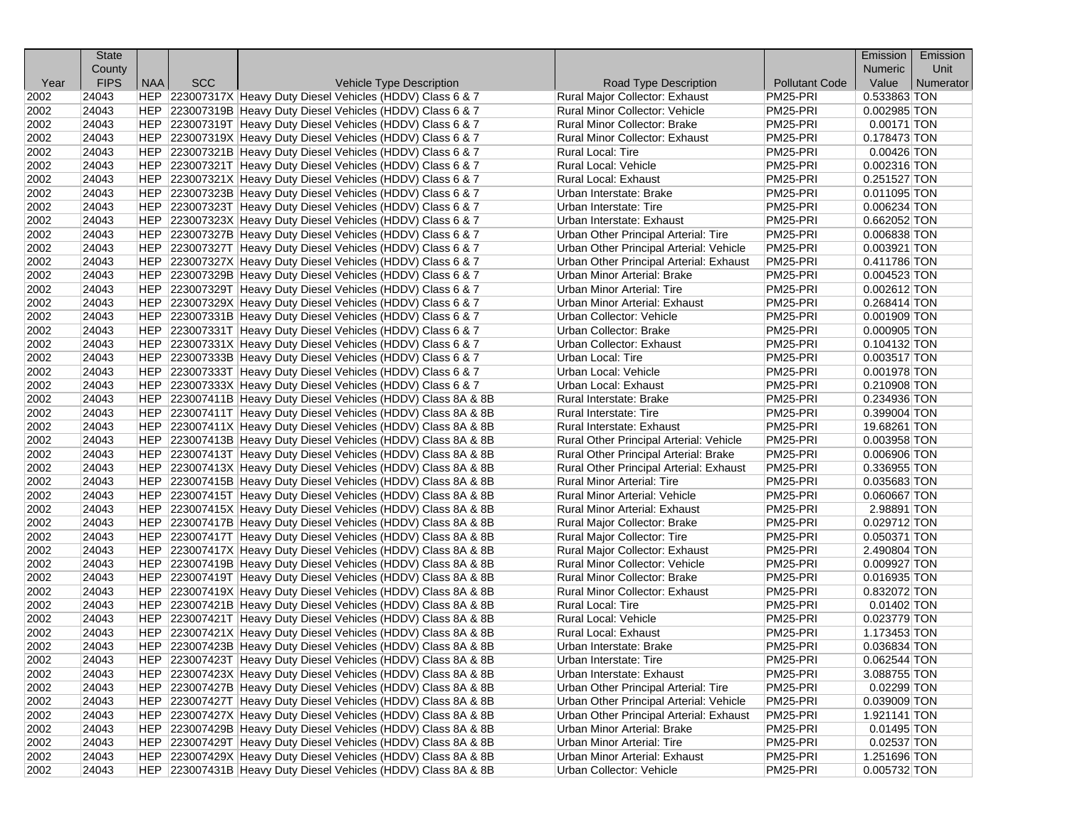| Year | State County FIPS | NAA | SCC | Vehicle Type Description | Road Type Description | Pollutant Code | Emission Numeric Value | Emission Unit Numerator |
|---|---|---|---|---|---|---|---|---|
| 2002 | 24043 | HEP | 223007317X | Heavy Duty Diesel Vehicles (HDDV) Class 6 & 7 | Rural Major Collector: Exhaust | PM25-PRI | 0.533863 | TON |
| 2002 | 24043 | HEP | 223007319B | Heavy Duty Diesel Vehicles (HDDV) Class 6 & 7 | Rural Minor Collector: Vehicle | PM25-PRI | 0.002985 | TON |
| 2002 | 24043 | HEP | 223007319T | Heavy Duty Diesel Vehicles (HDDV) Class 6 & 7 | Rural Minor Collector: Brake | PM25-PRI | 0.00171 | TON |
| 2002 | 24043 | HEP | 223007319X | Heavy Duty Diesel Vehicles (HDDV) Class 6 & 7 | Rural Minor Collector: Exhaust | PM25-PRI | 0.178473 | TON |
| 2002 | 24043 | HEP | 223007321B | Heavy Duty Diesel Vehicles (HDDV) Class 6 & 7 | Rural Local: Tire | PM25-PRI | 0.00426 | TON |
| 2002 | 24043 | HEP | 223007321T | Heavy Duty Diesel Vehicles (HDDV) Class 6 & 7 | Rural Local: Vehicle | PM25-PRI | 0.002316 | TON |
| 2002 | 24043 | HEP | 223007321X | Heavy Duty Diesel Vehicles (HDDV) Class 6 & 7 | Rural Local: Exhaust | PM25-PRI | 0.251527 | TON |
| 2002 | 24043 | HEP | 223007323B | Heavy Duty Diesel Vehicles (HDDV) Class 6 & 7 | Urban Interstate: Brake | PM25-PRI | 0.011095 | TON |
| 2002 | 24043 | HEP | 223007323T | Heavy Duty Diesel Vehicles (HDDV) Class 6 & 7 | Urban Interstate: Tire | PM25-PRI | 0.006234 | TON |
| 2002 | 24043 | HEP | 223007323X | Heavy Duty Diesel Vehicles (HDDV) Class 6 & 7 | Urban Interstate: Exhaust | PM25-PRI | 0.662052 | TON |
| 2002 | 24043 | HEP | 223007327B | Heavy Duty Diesel Vehicles (HDDV) Class 6 & 7 | Urban Other Principal Arterial: Tire | PM25-PRI | 0.006838 | TON |
| 2002 | 24043 | HEP | 223007327T | Heavy Duty Diesel Vehicles (HDDV) Class 6 & 7 | Urban Other Principal Arterial: Vehicle | PM25-PRI | 0.003921 | TON |
| 2002 | 24043 | HEP | 223007327X | Heavy Duty Diesel Vehicles (HDDV) Class 6 & 7 | Urban Other Principal Arterial: Exhaust | PM25-PRI | 0.411786 | TON |
| 2002 | 24043 | HEP | 223007329B | Heavy Duty Diesel Vehicles (HDDV) Class 6 & 7 | Urban Minor Arterial: Brake | PM25-PRI | 0.004523 | TON |
| 2002 | 24043 | HEP | 223007329T | Heavy Duty Diesel Vehicles (HDDV) Class 6 & 7 | Urban Minor Arterial: Tire | PM25-PRI | 0.002612 | TON |
| 2002 | 24043 | HEP | 223007329X | Heavy Duty Diesel Vehicles (HDDV) Class 6 & 7 | Urban Minor Arterial: Exhaust | PM25-PRI | 0.268414 | TON |
| 2002 | 24043 | HEP | 223007331B | Heavy Duty Diesel Vehicles (HDDV) Class 6 & 7 | Urban Collector: Vehicle | PM25-PRI | 0.001909 | TON |
| 2002 | 24043 | HEP | 223007331T | Heavy Duty Diesel Vehicles (HDDV) Class 6 & 7 | Urban Collector: Brake | PM25-PRI | 0.000905 | TON |
| 2002 | 24043 | HEP | 223007331X | Heavy Duty Diesel Vehicles (HDDV) Class 6 & 7 | Urban Collector: Exhaust | PM25-PRI | 0.104132 | TON |
| 2002 | 24043 | HEP | 223007333B | Heavy Duty Diesel Vehicles (HDDV) Class 6 & 7 | Urban Local: Tire | PM25-PRI | 0.003517 | TON |
| 2002 | 24043 | HEP | 223007333T | Heavy Duty Diesel Vehicles (HDDV) Class 6 & 7 | Urban Local: Vehicle | PM25-PRI | 0.001978 | TON |
| 2002 | 24043 | HEP | 223007333X | Heavy Duty Diesel Vehicles (HDDV) Class 6 & 7 | Urban Local: Exhaust | PM25-PRI | 0.210908 | TON |
| 2002 | 24043 | HEP | 223007411B | Heavy Duty Diesel Vehicles (HDDV) Class 8A & 8B | Rural Interstate: Brake | PM25-PRI | 0.234936 | TON |
| 2002 | 24043 | HEP | 223007411T | Heavy Duty Diesel Vehicles (HDDV) Class 8A & 8B | Rural Interstate: Tire | PM25-PRI | 0.399004 | TON |
| 2002 | 24043 | HEP | 223007411X | Heavy Duty Diesel Vehicles (HDDV) Class 8A & 8B | Rural Interstate: Exhaust | PM25-PRI | 19.68261 | TON |
| 2002 | 24043 | HEP | 223007413B | Heavy Duty Diesel Vehicles (HDDV) Class 8A & 8B | Rural Other Principal Arterial: Vehicle | PM25-PRI | 0.003958 | TON |
| 2002 | 24043 | HEP | 223007413T | Heavy Duty Diesel Vehicles (HDDV) Class 8A & 8B | Rural Other Principal Arterial: Brake | PM25-PRI | 0.006906 | TON |
| 2002 | 24043 | HEP | 223007413X | Heavy Duty Diesel Vehicles (HDDV) Class 8A & 8B | Rural Other Principal Arterial: Exhaust | PM25-PRI | 0.336955 | TON |
| 2002 | 24043 | HEP | 223007415B | Heavy Duty Diesel Vehicles (HDDV) Class 8A & 8B | Rural Minor Arterial: Tire | PM25-PRI | 0.035683 | TON |
| 2002 | 24043 | HEP | 223007415T | Heavy Duty Diesel Vehicles (HDDV) Class 8A & 8B | Rural Minor Arterial: Vehicle | PM25-PRI | 0.060667 | TON |
| 2002 | 24043 | HEP | 223007415X | Heavy Duty Diesel Vehicles (HDDV) Class 8A & 8B | Rural Minor Arterial: Exhaust | PM25-PRI | 2.98891 | TON |
| 2002 | 24043 | HEP | 223007417B | Heavy Duty Diesel Vehicles (HDDV) Class 8A & 8B | Rural Major Collector: Brake | PM25-PRI | 0.029712 | TON |
| 2002 | 24043 | HEP | 223007417T | Heavy Duty Diesel Vehicles (HDDV) Class 8A & 8B | Rural Major Collector: Tire | PM25-PRI | 0.050371 | TON |
| 2002 | 24043 | HEP | 223007417X | Heavy Duty Diesel Vehicles (HDDV) Class 8A & 8B | Rural Major Collector: Exhaust | PM25-PRI | 2.490804 | TON |
| 2002 | 24043 | HEP | 223007419B | Heavy Duty Diesel Vehicles (HDDV) Class 8A & 8B | Rural Minor Collector: Vehicle | PM25-PRI | 0.009927 | TON |
| 2002 | 24043 | HEP | 223007419T | Heavy Duty Diesel Vehicles (HDDV) Class 8A & 8B | Rural Minor Collector: Brake | PM25-PRI | 0.016935 | TON |
| 2002 | 24043 | HEP | 223007419X | Heavy Duty Diesel Vehicles (HDDV) Class 8A & 8B | Rural Minor Collector: Exhaust | PM25-PRI | 0.832072 | TON |
| 2002 | 24043 | HEP | 223007421B | Heavy Duty Diesel Vehicles (HDDV) Class 8A & 8B | Rural Local: Tire | PM25-PRI | 0.01402 | TON |
| 2002 | 24043 | HEP | 223007421T | Heavy Duty Diesel Vehicles (HDDV) Class 8A & 8B | Rural Local: Vehicle | PM25-PRI | 0.023779 | TON |
| 2002 | 24043 | HEP | 223007421X | Heavy Duty Diesel Vehicles (HDDV) Class 8A & 8B | Rural Local: Exhaust | PM25-PRI | 1.173453 | TON |
| 2002 | 24043 | HEP | 223007423B | Heavy Duty Diesel Vehicles (HDDV) Class 8A & 8B | Urban Interstate: Brake | PM25-PRI | 0.036834 | TON |
| 2002 | 24043 | HEP | 223007423T | Heavy Duty Diesel Vehicles (HDDV) Class 8A & 8B | Urban Interstate: Tire | PM25-PRI | 0.062544 | TON |
| 2002 | 24043 | HEP | 223007423X | Heavy Duty Diesel Vehicles (HDDV) Class 8A & 8B | Urban Interstate: Exhaust | PM25-PRI | 3.088755 | TON |
| 2002 | 24043 | HEP | 223007427B | Heavy Duty Diesel Vehicles (HDDV) Class 8A & 8B | Urban Other Principal Arterial: Tire | PM25-PRI | 0.02299 | TON |
| 2002 | 24043 | HEP | 223007427T | Heavy Duty Diesel Vehicles (HDDV) Class 8A & 8B | Urban Other Principal Arterial: Vehicle | PM25-PRI | 0.039009 | TON |
| 2002 | 24043 | HEP | 223007427X | Heavy Duty Diesel Vehicles (HDDV) Class 8A & 8B | Urban Other Principal Arterial: Exhaust | PM25-PRI | 1.921141 | TON |
| 2002 | 24043 | HEP | 223007429B | Heavy Duty Diesel Vehicles (HDDV) Class 8A & 8B | Urban Minor Arterial: Brake | PM25-PRI | 0.01495 | TON |
| 2002 | 24043 | HEP | 223007429T | Heavy Duty Diesel Vehicles (HDDV) Class 8A & 8B | Urban Minor Arterial: Tire | PM25-PRI | 0.02537 | TON |
| 2002 | 24043 | HEP | 223007429X | Heavy Duty Diesel Vehicles (HDDV) Class 8A & 8B | Urban Minor Arterial: Exhaust | PM25-PRI | 1.251696 | TON |
| 2002 | 24043 | HEP | 223007431B | Heavy Duty Diesel Vehicles (HDDV) Class 8A & 8B | Urban Collector: Vehicle | PM25-PRI | 0.005732 | TON |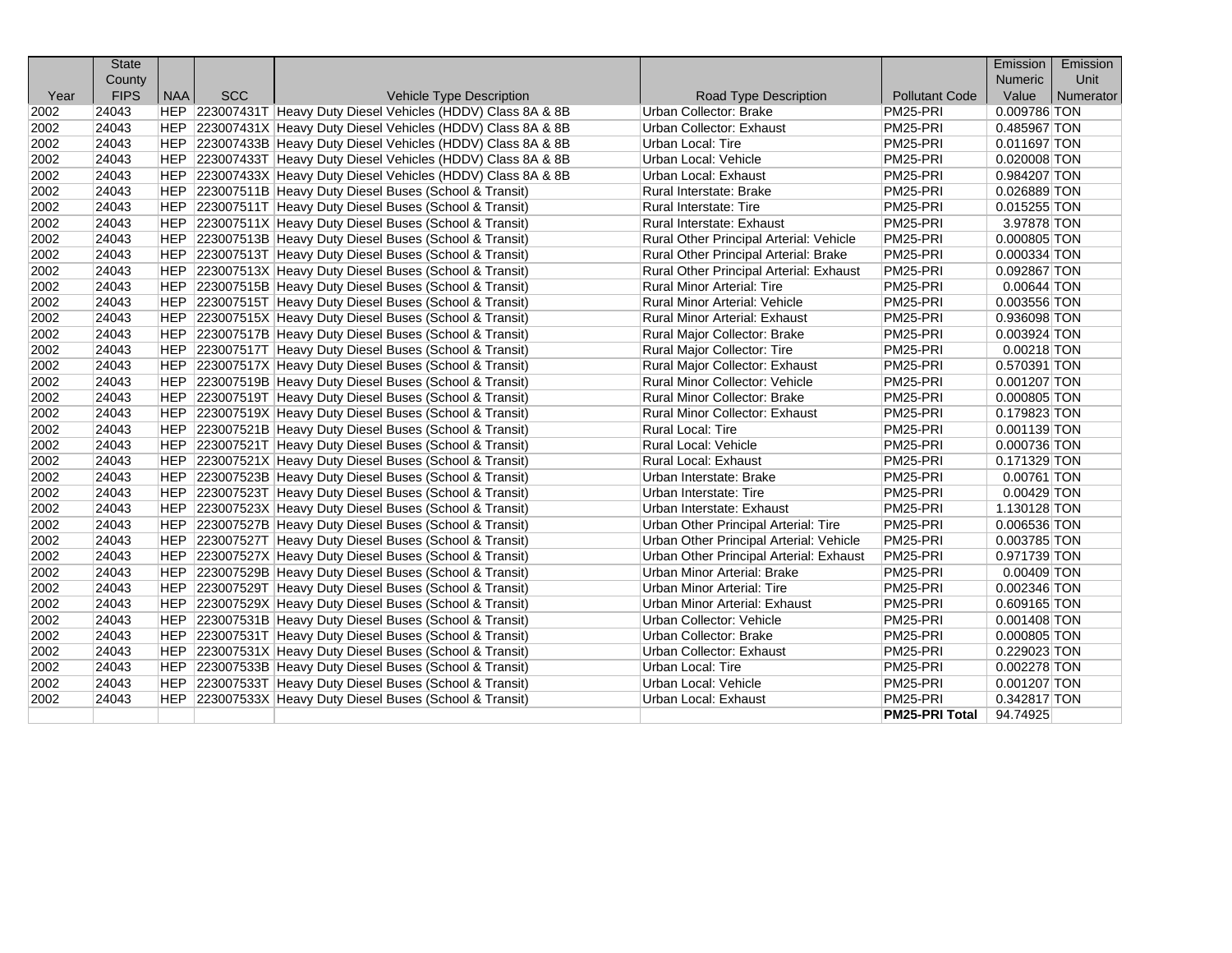| Year | State County FIPS | NAA | SCC | Vehicle Type Description | Road Type Description | Pollutant Code | Emission Numeric Value | Emission Unit Numerator |
|---|---|---|---|---|---|---|---|---|
| 2002 | 24043 | HEP | 223007431T | Heavy Duty Diesel Vehicles (HDDV) Class 8A & 8B | Urban Collector: Brake | PM25-PRI | 0.009786 | TON |
| 2002 | 24043 | HEP | 223007431X | Heavy Duty Diesel Vehicles (HDDV) Class 8A & 8B | Urban Collector: Exhaust | PM25-PRI | 0.485967 | TON |
| 2002 | 24043 | HEP | 223007433B | Heavy Duty Diesel Vehicles (HDDV) Class 8A & 8B | Urban Local: Tire | PM25-PRI | 0.011697 | TON |
| 2002 | 24043 | HEP | 223007433T | Heavy Duty Diesel Vehicles (HDDV) Class 8A & 8B | Urban Local: Vehicle | PM25-PRI | 0.020008 | TON |
| 2002 | 24043 | HEP | 223007433X | Heavy Duty Diesel Vehicles (HDDV) Class 8A & 8B | Urban Local: Exhaust | PM25-PRI | 0.984207 | TON |
| 2002 | 24043 | HEP | 223007511B | Heavy Duty Diesel Buses (School & Transit) | Rural Interstate: Brake | PM25-PRI | 0.026889 | TON |
| 2002 | 24043 | HEP | 223007511T | Heavy Duty Diesel Buses (School & Transit) | Rural Interstate: Tire | PM25-PRI | 0.015255 | TON |
| 2002 | 24043 | HEP | 223007511X | Heavy Duty Diesel Buses (School & Transit) | Rural Interstate: Exhaust | PM25-PRI | 3.97878 | TON |
| 2002 | 24043 | HEP | 223007513B | Heavy Duty Diesel Buses (School & Transit) | Rural Other Principal Arterial: Vehicle | PM25-PRI | 0.000805 | TON |
| 2002 | 24043 | HEP | 223007513T | Heavy Duty Diesel Buses (School & Transit) | Rural Other Principal Arterial: Brake | PM25-PRI | 0.000334 | TON |
| 2002 | 24043 | HEP | 223007513X | Heavy Duty Diesel Buses (School & Transit) | Rural Other Principal Arterial: Exhaust | PM25-PRI | 0.092867 | TON |
| 2002 | 24043 | HEP | 223007515B | Heavy Duty Diesel Buses (School & Transit) | Rural Minor Arterial: Tire | PM25-PRI | 0.00644 | TON |
| 2002 | 24043 | HEP | 223007515T | Heavy Duty Diesel Buses (School & Transit) | Rural Minor Arterial: Vehicle | PM25-PRI | 0.003556 | TON |
| 2002 | 24043 | HEP | 223007515X | Heavy Duty Diesel Buses (School & Transit) | Rural Minor Arterial: Exhaust | PM25-PRI | 0.936098 | TON |
| 2002 | 24043 | HEP | 223007517B | Heavy Duty Diesel Buses (School & Transit) | Rural Major Collector: Brake | PM25-PRI | 0.003924 | TON |
| 2002 | 24043 | HEP | 223007517T | Heavy Duty Diesel Buses (School & Transit) | Rural Major Collector: Tire | PM25-PRI | 0.00218 | TON |
| 2002 | 24043 | HEP | 223007517X | Heavy Duty Diesel Buses (School & Transit) | Rural Major Collector: Exhaust | PM25-PRI | 0.570391 | TON |
| 2002 | 24043 | HEP | 223007519B | Heavy Duty Diesel Buses (School & Transit) | Rural Minor Collector: Vehicle | PM25-PRI | 0.001207 | TON |
| 2002 | 24043 | HEP | 223007519T | Heavy Duty Diesel Buses (School & Transit) | Rural Minor Collector: Brake | PM25-PRI | 0.000805 | TON |
| 2002 | 24043 | HEP | 223007519X | Heavy Duty Diesel Buses (School & Transit) | Rural Minor Collector: Exhaust | PM25-PRI | 0.179823 | TON |
| 2002 | 24043 | HEP | 223007521B | Heavy Duty Diesel Buses (School & Transit) | Rural Local: Tire | PM25-PRI | 0.001139 | TON |
| 2002 | 24043 | HEP | 223007521T | Heavy Duty Diesel Buses (School & Transit) | Rural Local: Vehicle | PM25-PRI | 0.000736 | TON |
| 2002 | 24043 | HEP | 223007521X | Heavy Duty Diesel Buses (School & Transit) | Rural Local: Exhaust | PM25-PRI | 0.171329 | TON |
| 2002 | 24043 | HEP | 223007523B | Heavy Duty Diesel Buses (School & Transit) | Urban Interstate: Brake | PM25-PRI | 0.00761 | TON |
| 2002 | 24043 | HEP | 223007523T | Heavy Duty Diesel Buses (School & Transit) | Urban Interstate: Tire | PM25-PRI | 0.00429 | TON |
| 2002 | 24043 | HEP | 223007523X | Heavy Duty Diesel Buses (School & Transit) | Urban Interstate: Exhaust | PM25-PRI | 1.130128 | TON |
| 2002 | 24043 | HEP | 223007527B | Heavy Duty Diesel Buses (School & Transit) | Urban Other Principal Arterial: Tire | PM25-PRI | 0.006536 | TON |
| 2002 | 24043 | HEP | 223007527T | Heavy Duty Diesel Buses (School & Transit) | Urban Other Principal Arterial: Vehicle | PM25-PRI | 0.003785 | TON |
| 2002 | 24043 | HEP | 223007527X | Heavy Duty Diesel Buses (School & Transit) | Urban Other Principal Arterial: Exhaust | PM25-PRI | 0.971739 | TON |
| 2002 | 24043 | HEP | 223007529B | Heavy Duty Diesel Buses (School & Transit) | Urban Minor Arterial: Brake | PM25-PRI | 0.00409 | TON |
| 2002 | 24043 | HEP | 223007529T | Heavy Duty Diesel Buses (School & Transit) | Urban Minor Arterial: Tire | PM25-PRI | 0.002346 | TON |
| 2002 | 24043 | HEP | 223007529X | Heavy Duty Diesel Buses (School & Transit) | Urban Minor Arterial: Exhaust | PM25-PRI | 0.609165 | TON |
| 2002 | 24043 | HEP | 223007531B | Heavy Duty Diesel Buses (School & Transit) | Urban Collector: Vehicle | PM25-PRI | 0.001408 | TON |
| 2002 | 24043 | HEP | 223007531T | Heavy Duty Diesel Buses (School & Transit) | Urban Collector: Brake | PM25-PRI | 0.000805 | TON |
| 2002 | 24043 | HEP | 223007531X | Heavy Duty Diesel Buses (School & Transit) | Urban Collector: Exhaust | PM25-PRI | 0.229023 | TON |
| 2002 | 24043 | HEP | 223007533B | Heavy Duty Diesel Buses (School & Transit) | Urban Local: Tire | PM25-PRI | 0.002278 | TON |
| 2002 | 24043 | HEP | 223007533T | Heavy Duty Diesel Buses (School & Transit) | Urban Local: Vehicle | PM25-PRI | 0.001207 | TON |
| 2002 | 24043 | HEP | 223007533X | Heavy Duty Diesel Buses (School & Transit) | Urban Local: Exhaust | PM25-PRI | 0.342817 | TON |
| | | | | | | **PM25-PRI Total** | 94.74925 | |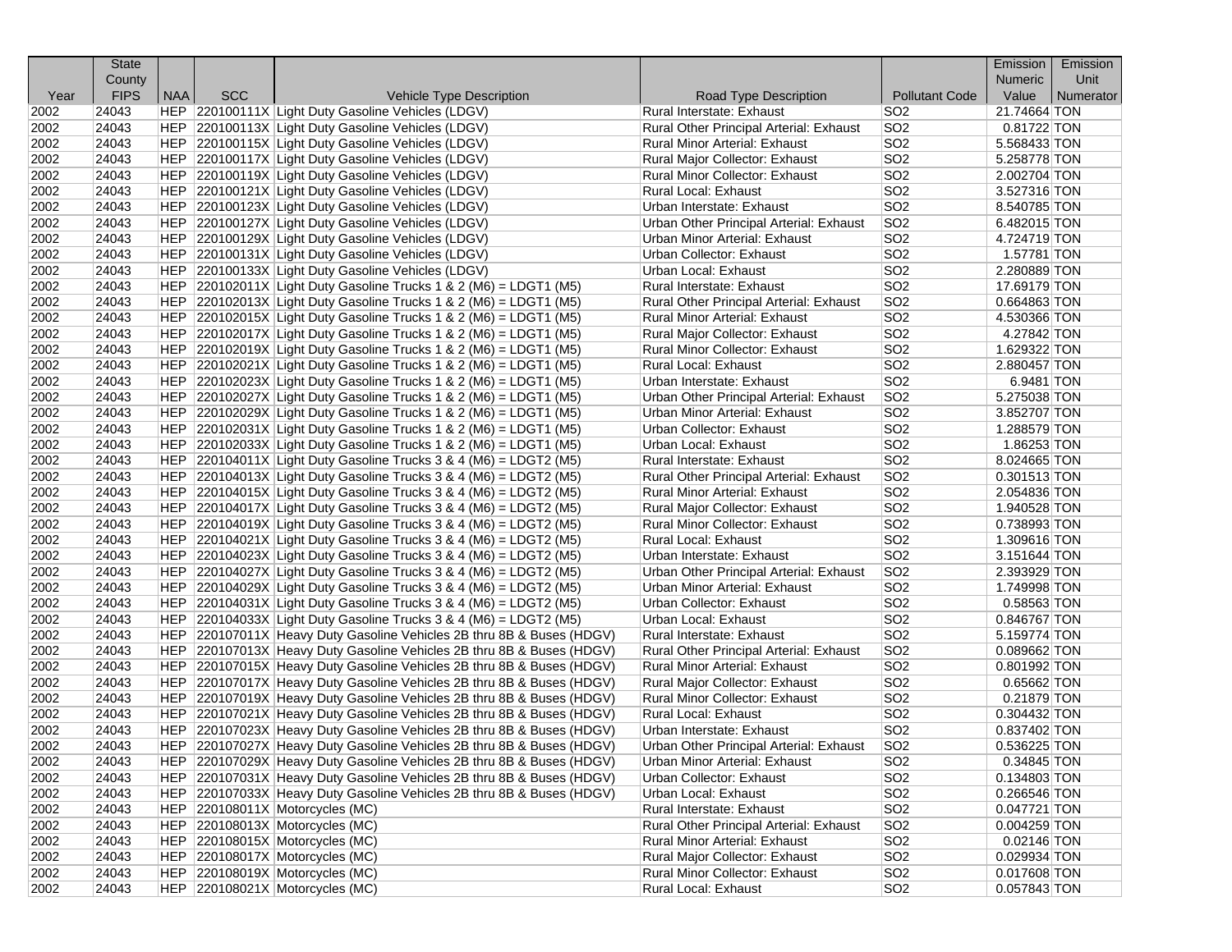| Year | State County FIPS | NAA | SCC | Vehicle Type Description | Road Type Description | Pollutant Code | Emission Numeric Value | Emission Unit Numerator |
|---|---|---|---|---|---|---|---|---|
| 2002 | 24043 | HEP | 220100111X | Light Duty Gasoline Vehicles (LDGV) | Rural Interstate: Exhaust | SO2 | 21.74664 | TON |
| 2002 | 24043 | HEP | 220100113X | Light Duty Gasoline Vehicles (LDGV) | Rural Other Principal Arterial: Exhaust | SO2 | 0.81722 | TON |
| 2002 | 24043 | HEP | 220100115X | Light Duty Gasoline Vehicles (LDGV) | Rural Minor Arterial: Exhaust | SO2 | 5.568433 | TON |
| 2002 | 24043 | HEP | 220100117X | Light Duty Gasoline Vehicles (LDGV) | Rural Major Collector: Exhaust | SO2 | 5.258778 | TON |
| 2002 | 24043 | HEP | 220100119X | Light Duty Gasoline Vehicles (LDGV) | Rural Minor Collector: Exhaust | SO2 | 2.002704 | TON |
| 2002 | 24043 | HEP | 220100121X | Light Duty Gasoline Vehicles (LDGV) | Rural Local: Exhaust | SO2 | 3.527316 | TON |
| 2002 | 24043 | HEP | 220100123X | Light Duty Gasoline Vehicles (LDGV) | Urban Interstate: Exhaust | SO2 | 8.540785 | TON |
| 2002 | 24043 | HEP | 220100127X | Light Duty Gasoline Vehicles (LDGV) | Urban Other Principal Arterial: Exhaust | SO2 | 6.482015 | TON |
| 2002 | 24043 | HEP | 220100129X | Light Duty Gasoline Vehicles (LDGV) | Urban Minor Arterial: Exhaust | SO2 | 4.724719 | TON |
| 2002 | 24043 | HEP | 220100131X | Light Duty Gasoline Vehicles (LDGV) | Urban Collector: Exhaust | SO2 | 1.57781 | TON |
| 2002 | 24043 | HEP | 220100133X | Light Duty Gasoline Vehicles (LDGV) | Urban Local: Exhaust | SO2 | 2.280889 | TON |
| 2002 | 24043 | HEP | 220102011X | Light Duty Gasoline Trucks 1 & 2 (M6) = LDGT1 (M5) | Rural Interstate: Exhaust | SO2 | 17.69179 | TON |
| 2002 | 24043 | HEP | 220102013X | Light Duty Gasoline Trucks 1 & 2 (M6) = LDGT1 (M5) | Rural Other Principal Arterial: Exhaust | SO2 | 0.664863 | TON |
| 2002 | 24043 | HEP | 220102015X | Light Duty Gasoline Trucks 1 & 2 (M6) = LDGT1 (M5) | Rural Minor Arterial: Exhaust | SO2 | 4.530366 | TON |
| 2002 | 24043 | HEP | 220102017X | Light Duty Gasoline Trucks 1 & 2 (M6) = LDGT1 (M5) | Rural Major Collector: Exhaust | SO2 | 4.27842 | TON |
| 2002 | 24043 | HEP | 220102019X | Light Duty Gasoline Trucks 1 & 2 (M6) = LDGT1 (M5) | Rural Minor Collector: Exhaust | SO2 | 1.629322 | TON |
| 2002 | 24043 | HEP | 220102021X | Light Duty Gasoline Trucks 1 & 2 (M6) = LDGT1 (M5) | Rural Local: Exhaust | SO2 | 2.880457 | TON |
| 2002 | 24043 | HEP | 220102023X | Light Duty Gasoline Trucks 1 & 2 (M6) = LDGT1 (M5) | Urban Interstate: Exhaust | SO2 | 6.9481 | TON |
| 2002 | 24043 | HEP | 220102027X | Light Duty Gasoline Trucks 1 & 2 (M6) = LDGT1 (M5) | Urban Other Principal Arterial: Exhaust | SO2 | 5.275038 | TON |
| 2002 | 24043 | HEP | 220102029X | Light Duty Gasoline Trucks 1 & 2 (M6) = LDGT1 (M5) | Urban Minor Arterial: Exhaust | SO2 | 3.852707 | TON |
| 2002 | 24043 | HEP | 220102031X | Light Duty Gasoline Trucks 1 & 2 (M6) = LDGT1 (M5) | Urban Collector: Exhaust | SO2 | 1.288579 | TON |
| 2002 | 24043 | HEP | 220102033X | Light Duty Gasoline Trucks 1 & 2 (M6) = LDGT1 (M5) | Urban Local: Exhaust | SO2 | 1.86253 | TON |
| 2002 | 24043 | HEP | 220104011X | Light Duty Gasoline Trucks 3 & 4 (M6) = LDGT2 (M5) | Rural Interstate: Exhaust | SO2 | 8.024665 | TON |
| 2002 | 24043 | HEP | 220104013X | Light Duty Gasoline Trucks 3 & 4 (M6) = LDGT2 (M5) | Rural Other Principal Arterial: Exhaust | SO2 | 0.301513 | TON |
| 2002 | 24043 | HEP | 220104015X | Light Duty Gasoline Trucks 3 & 4 (M6) = LDGT2 (M5) | Rural Minor Arterial: Exhaust | SO2 | 2.054836 | TON |
| 2002 | 24043 | HEP | 220104017X | Light Duty Gasoline Trucks 3 & 4 (M6) = LDGT2 (M5) | Rural Major Collector: Exhaust | SO2 | 1.940528 | TON |
| 2002 | 24043 | HEP | 220104019X | Light Duty Gasoline Trucks 3 & 4 (M6) = LDGT2 (M5) | Rural Minor Collector: Exhaust | SO2 | 0.738993 | TON |
| 2002 | 24043 | HEP | 220104021X | Light Duty Gasoline Trucks 3 & 4 (M6) = LDGT2 (M5) | Rural Local: Exhaust | SO2 | 1.309616 | TON |
| 2002 | 24043 | HEP | 220104023X | Light Duty Gasoline Trucks 3 & 4 (M6) = LDGT2 (M5) | Urban Interstate: Exhaust | SO2 | 3.151644 | TON |
| 2002 | 24043 | HEP | 220104027X | Light Duty Gasoline Trucks 3 & 4 (M6) = LDGT2 (M5) | Urban Other Principal Arterial: Exhaust | SO2 | 2.393929 | TON |
| 2002 | 24043 | HEP | 220104029X | Light Duty Gasoline Trucks 3 & 4 (M6) = LDGT2 (M5) | Urban Minor Arterial: Exhaust | SO2 | 1.749998 | TON |
| 2002 | 24043 | HEP | 220104031X | Light Duty Gasoline Trucks 3 & 4 (M6) = LDGT2 (M5) | Urban Collector: Exhaust | SO2 | 0.58563 | TON |
| 2002 | 24043 | HEP | 220104033X | Light Duty Gasoline Trucks 3 & 4 (M6) = LDGT2 (M5) | Urban Local: Exhaust | SO2 | 0.846767 | TON |
| 2002 | 24043 | HEP | 220107011X | Heavy Duty Gasoline Vehicles 2B thru 8B & Buses (HDGV) | Rural Interstate: Exhaust | SO2 | 5.159774 | TON |
| 2002 | 24043 | HEP | 220107013X | Heavy Duty Gasoline Vehicles 2B thru 8B & Buses (HDGV) | Rural Other Principal Arterial: Exhaust | SO2 | 0.089662 | TON |
| 2002 | 24043 | HEP | 220107015X | Heavy Duty Gasoline Vehicles 2B thru 8B & Buses (HDGV) | Rural Minor Arterial: Exhaust | SO2 | 0.801992 | TON |
| 2002 | 24043 | HEP | 220107017X | Heavy Duty Gasoline Vehicles 2B thru 8B & Buses (HDGV) | Rural Major Collector: Exhaust | SO2 | 0.65662 | TON |
| 2002 | 24043 | HEP | 220107019X | Heavy Duty Gasoline Vehicles 2B thru 8B & Buses (HDGV) | Rural Minor Collector: Exhaust | SO2 | 0.21879 | TON |
| 2002 | 24043 | HEP | 220107021X | Heavy Duty Gasoline Vehicles 2B thru 8B & Buses (HDGV) | Rural Local: Exhaust | SO2 | 0.304432 | TON |
| 2002 | 24043 | HEP | 220107023X | Heavy Duty Gasoline Vehicles 2B thru 8B & Buses (HDGV) | Urban Interstate: Exhaust | SO2 | 0.837402 | TON |
| 2002 | 24043 | HEP | 220107027X | Heavy Duty Gasoline Vehicles 2B thru 8B & Buses (HDGV) | Urban Other Principal Arterial: Exhaust | SO2 | 0.536225 | TON |
| 2002 | 24043 | HEP | 220107029X | Heavy Duty Gasoline Vehicles 2B thru 8B & Buses (HDGV) | Urban Minor Arterial: Exhaust | SO2 | 0.34845 | TON |
| 2002 | 24043 | HEP | 220107031X | Heavy Duty Gasoline Vehicles 2B thru 8B & Buses (HDGV) | Urban Collector: Exhaust | SO2 | 0.134803 | TON |
| 2002 | 24043 | HEP | 220107033X | Heavy Duty Gasoline Vehicles 2B thru 8B & Buses (HDGV) | Urban Local: Exhaust | SO2 | 0.266546 | TON |
| 2002 | 24043 | HEP | 220108011X | Motorcycles (MC) | Rural Interstate: Exhaust | SO2 | 0.047721 | TON |
| 2002 | 24043 | HEP | 220108013X | Motorcycles (MC) | Rural Other Principal Arterial: Exhaust | SO2 | 0.004259 | TON |
| 2002 | 24043 | HEP | 220108015X | Motorcycles (MC) | Rural Minor Arterial: Exhaust | SO2 | 0.02146 | TON |
| 2002 | 24043 | HEP | 220108017X | Motorcycles (MC) | Rural Major Collector: Exhaust | SO2 | 0.029934 | TON |
| 2002 | 24043 | HEP | 220108019X | Motorcycles (MC) | Rural Minor Collector: Exhaust | SO2 | 0.017608 | TON |
| 2002 | 24043 | HEP | 220108021X | Motorcycles (MC) | Rural Local: Exhaust | SO2 | 0.057843 | TON |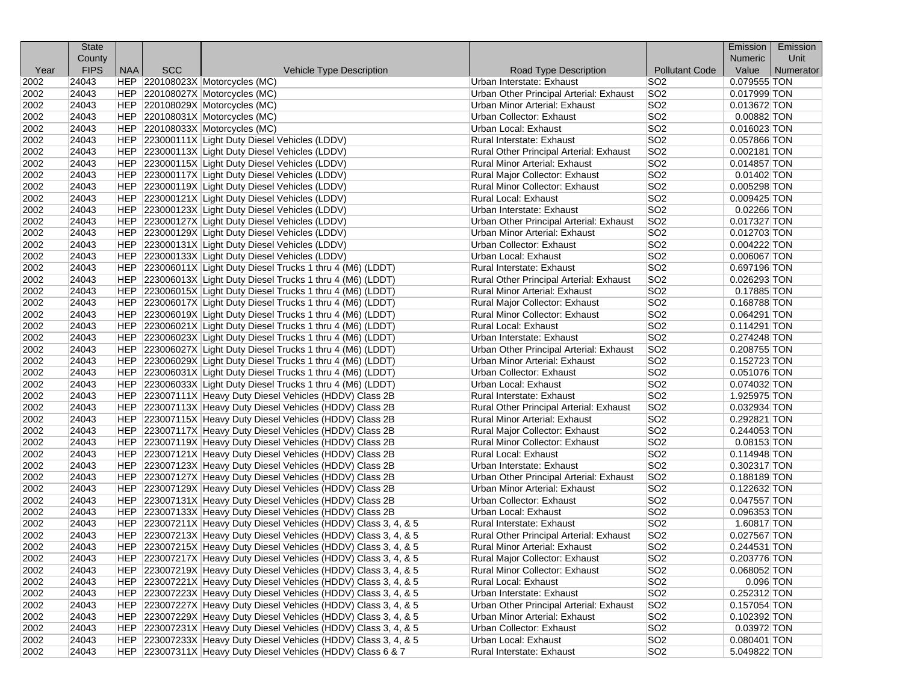| Year | State County FIPS | NAA | SCC | Vehicle Type Description | Road Type Description | Pollutant Code | Emission Numeric Value | Emission Unit Numerator |
|---|---|---|---|---|---|---|---|---|
| 2002 | 24043 | HEP | 220108023X | Motorcycles (MC) | Urban Interstate: Exhaust | SO2 | 0.079555 | TON |
| 2002 | 24043 | HEP | 220108027X | Motorcycles (MC) | Urban Other Principal Arterial: Exhaust | SO2 | 0.017999 | TON |
| 2002 | 24043 | HEP | 220108029X | Motorcycles (MC) | Urban Minor Arterial: Exhaust | SO2 | 0.013672 | TON |
| 2002 | 24043 | HEP | 220108031X | Motorcycles (MC) | Urban Collector: Exhaust | SO2 | 0.00882 | TON |
| 2002 | 24043 | HEP | 220108033X | Motorcycles (MC) | Urban Local: Exhaust | SO2 | 0.016023 | TON |
| 2002 | 24043 | HEP | 223000111X | Light Duty Diesel Vehicles (LDDV) | Rural Interstate: Exhaust | SO2 | 0.057866 | TON |
| 2002 | 24043 | HEP | 223000113X | Light Duty Diesel Vehicles (LDDV) | Rural Other Principal Arterial: Exhaust | SO2 | 0.002181 | TON |
| 2002 | 24043 | HEP | 223000115X | Light Duty Diesel Vehicles (LDDV) | Rural Minor Arterial: Exhaust | SO2 | 0.014857 | TON |
| 2002 | 24043 | HEP | 223000117X | Light Duty Diesel Vehicles (LDDV) | Rural Major Collector: Exhaust | SO2 | 0.01402 | TON |
| 2002 | 24043 | HEP | 223000119X | Light Duty Diesel Vehicles (LDDV) | Rural Minor Collector: Exhaust | SO2 | 0.005298 | TON |
| 2002 | 24043 | HEP | 223000121X | Light Duty Diesel Vehicles (LDDV) | Rural Local: Exhaust | SO2 | 0.009425 | TON |
| 2002 | 24043 | HEP | 223000123X | Light Duty Diesel Vehicles (LDDV) | Urban Interstate: Exhaust | SO2 | 0.02266 | TON |
| 2002 | 24043 | HEP | 223000127X | Light Duty Diesel Vehicles (LDDV) | Urban Other Principal Arterial: Exhaust | SO2 | 0.017327 | TON |
| 2002 | 24043 | HEP | 223000129X | Light Duty Diesel Vehicles (LDDV) | Urban Minor Arterial: Exhaust | SO2 | 0.012703 | TON |
| 2002 | 24043 | HEP | 223000131X | Light Duty Diesel Vehicles (LDDV) | Urban Collector: Exhaust | SO2 | 0.004222 | TON |
| 2002 | 24043 | HEP | 223000133X | Light Duty Diesel Vehicles (LDDV) | Urban Local: Exhaust | SO2 | 0.006067 | TON |
| 2002 | 24043 | HEP | 223006011X | Light Duty Diesel Trucks 1 thru 4 (M6) (LDDT) | Rural Interstate: Exhaust | SO2 | 0.697196 | TON |
| 2002 | 24043 | HEP | 223006013X | Light Duty Diesel Trucks 1 thru 4 (M6) (LDDT) | Rural Other Principal Arterial: Exhaust | SO2 | 0.026293 | TON |
| 2002 | 24043 | HEP | 223006015X | Light Duty Diesel Trucks 1 thru 4 (M6) (LDDT) | Rural Minor Arterial: Exhaust | SO2 | 0.17885 | TON |
| 2002 | 24043 | HEP | 223006017X | Light Duty Diesel Trucks 1 thru 4 (M6) (LDDT) | Rural Major Collector: Exhaust | SO2 | 0.168788 | TON |
| 2002 | 24043 | HEP | 223006019X | Light Duty Diesel Trucks 1 thru 4 (M6) (LDDT) | Rural Minor Collector: Exhaust | SO2 | 0.064291 | TON |
| 2002 | 24043 | HEP | 223006021X | Light Duty Diesel Trucks 1 thru 4 (M6) (LDDT) | Rural Local: Exhaust | SO2 | 0.114291 | TON |
| 2002 | 24043 | HEP | 223006023X | Light Duty Diesel Trucks 1 thru 4 (M6) (LDDT) | Urban Interstate: Exhaust | SO2 | 0.274248 | TON |
| 2002 | 24043 | HEP | 223006027X | Light Duty Diesel Trucks 1 thru 4 (M6) (LDDT) | Urban Other Principal Arterial: Exhaust | SO2 | 0.208755 | TON |
| 2002 | 24043 | HEP | 223006029X | Light Duty Diesel Trucks 1 thru 4 (M6) (LDDT) | Urban Minor Arterial: Exhaust | SO2 | 0.152723 | TON |
| 2002 | 24043 | HEP | 223006031X | Light Duty Diesel Trucks 1 thru 4 (M6) (LDDT) | Urban Collector: Exhaust | SO2 | 0.051076 | TON |
| 2002 | 24043 | HEP | 223006033X | Light Duty Diesel Trucks 1 thru 4 (M6) (LDDT) | Urban Local: Exhaust | SO2 | 0.074032 | TON |
| 2002 | 24043 | HEP | 223007111X | Heavy Duty Diesel Vehicles (HDDV) Class 2B | Rural Interstate: Exhaust | SO2 | 1.925975 | TON |
| 2002 | 24043 | HEP | 223007113X | Heavy Duty Diesel Vehicles (HDDV) Class 2B | Rural Other Principal Arterial: Exhaust | SO2 | 0.032934 | TON |
| 2002 | 24043 | HEP | 223007115X | Heavy Duty Diesel Vehicles (HDDV) Class 2B | Rural Minor Arterial: Exhaust | SO2 | 0.292821 | TON |
| 2002 | 24043 | HEP | 223007117X | Heavy Duty Diesel Vehicles (HDDV) Class 2B | Rural Major Collector: Exhaust | SO2 | 0.244053 | TON |
| 2002 | 24043 | HEP | 223007119X | Heavy Duty Diesel Vehicles (HDDV) Class 2B | Rural Minor Collector: Exhaust | SO2 | 0.08153 | TON |
| 2002 | 24043 | HEP | 223007121X | Heavy Duty Diesel Vehicles (HDDV) Class 2B | Rural Local: Exhaust | SO2 | 0.114948 | TON |
| 2002 | 24043 | HEP | 223007123X | Heavy Duty Diesel Vehicles (HDDV) Class 2B | Urban Interstate: Exhaust | SO2 | 0.302317 | TON |
| 2002 | 24043 | HEP | 223007127X | Heavy Duty Diesel Vehicles (HDDV) Class 2B | Urban Other Principal Arterial: Exhaust | SO2 | 0.188189 | TON |
| 2002 | 24043 | HEP | 223007129X | Heavy Duty Diesel Vehicles (HDDV) Class 2B | Urban Minor Arterial: Exhaust | SO2 | 0.122632 | TON |
| 2002 | 24043 | HEP | 223007131X | Heavy Duty Diesel Vehicles (HDDV) Class 2B | Urban Collector: Exhaust | SO2 | 0.047557 | TON |
| 2002 | 24043 | HEP | 223007133X | Heavy Duty Diesel Vehicles (HDDV) Class 2B | Urban Local: Exhaust | SO2 | 0.096353 | TON |
| 2002 | 24043 | HEP | 223007211X | Heavy Duty Diesel Vehicles (HDDV) Class 3, 4, & 5 | Rural Interstate: Exhaust | SO2 | 1.60817 | TON |
| 2002 | 24043 | HEP | 223007213X | Heavy Duty Diesel Vehicles (HDDV) Class 3, 4, & 5 | Rural Other Principal Arterial: Exhaust | SO2 | 0.027567 | TON |
| 2002 | 24043 | HEP | 223007215X | Heavy Duty Diesel Vehicles (HDDV) Class 3, 4, & 5 | Rural Minor Arterial: Exhaust | SO2 | 0.244531 | TON |
| 2002 | 24043 | HEP | 223007217X | Heavy Duty Diesel Vehicles (HDDV) Class 3, 4, & 5 | Rural Major Collector: Exhaust | SO2 | 0.203776 | TON |
| 2002 | 24043 | HEP | 223007219X | Heavy Duty Diesel Vehicles (HDDV) Class 3, 4, & 5 | Rural Minor Collector: Exhaust | SO2 | 0.068052 | TON |
| 2002 | 24043 | HEP | 223007221X | Heavy Duty Diesel Vehicles (HDDV) Class 3, 4, & 5 | Rural Local: Exhaust | SO2 | 0.096 | TON |
| 2002 | 24043 | HEP | 223007223X | Heavy Duty Diesel Vehicles (HDDV) Class 3, 4, & 5 | Urban Interstate: Exhaust | SO2 | 0.252312 | TON |
| 2002 | 24043 | HEP | 223007227X | Heavy Duty Diesel Vehicles (HDDV) Class 3, 4, & 5 | Urban Other Principal Arterial: Exhaust | SO2 | 0.157054 | TON |
| 2002 | 24043 | HEP | 223007229X | Heavy Duty Diesel Vehicles (HDDV) Class 3, 4, & 5 | Urban Minor Arterial: Exhaust | SO2 | 0.102392 | TON |
| 2002 | 24043 | HEP | 223007231X | Heavy Duty Diesel Vehicles (HDDV) Class 3, 4, & 5 | Urban Collector: Exhaust | SO2 | 0.03972 | TON |
| 2002 | 24043 | HEP | 223007233X | Heavy Duty Diesel Vehicles (HDDV) Class 3, 4, & 5 | Urban Local: Exhaust | SO2 | 0.080401 | TON |
| 2002 | 24043 | HEP | 223007311X | Heavy Duty Diesel Vehicles (HDDV) Class 6 & 7 | Rural Interstate: Exhaust | SO2 | 5.049822 | TON |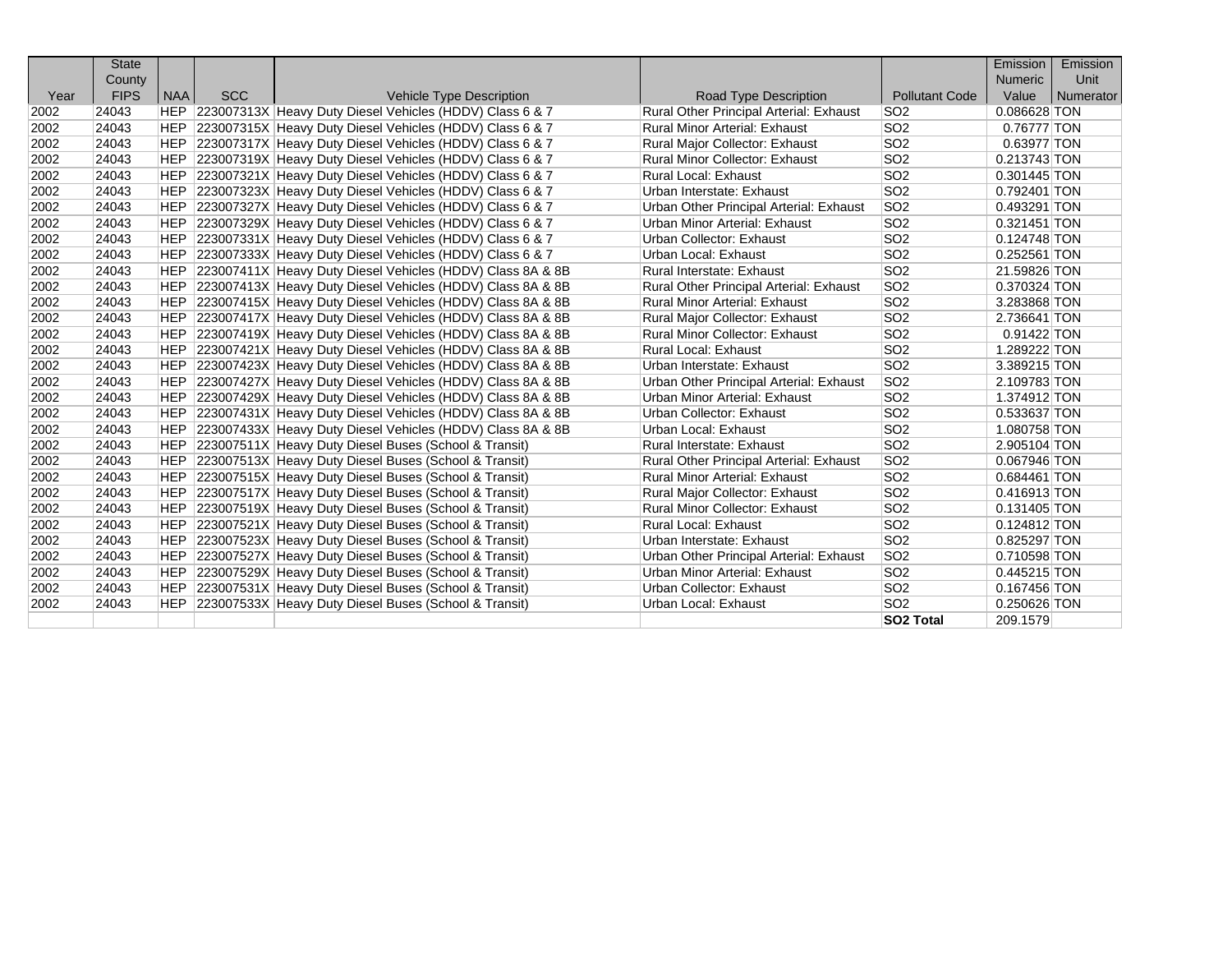| Year | State County FIPS | NAA | SCC | Vehicle Type Description | Road Type Description | Pollutant Code | Emission Numeric Value | Emission Unit Numerator |
|---|---|---|---|---|---|---|---|---|
| 2002 | 24043 | HEP | 223007313X | Heavy Duty Diesel Vehicles (HDDV) Class 6 & 7 | Rural Other Principal Arterial: Exhaust | SO2 | 0.086628 | TON |
| 2002 | 24043 | HEP | 223007315X | Heavy Duty Diesel Vehicles (HDDV) Class 6 & 7 | Rural Minor Arterial: Exhaust | SO2 | 0.76777 | TON |
| 2002 | 24043 | HEP | 223007317X | Heavy Duty Diesel Vehicles (HDDV) Class 6 & 7 | Rural Major Collector: Exhaust | SO2 | 0.63977 | TON |
| 2002 | 24043 | HEP | 223007319X | Heavy Duty Diesel Vehicles (HDDV) Class 6 & 7 | Rural Minor Collector: Exhaust | SO2 | 0.213743 | TON |
| 2002 | 24043 | HEP | 223007321X | Heavy Duty Diesel Vehicles (HDDV) Class 6 & 7 | Rural Local: Exhaust | SO2 | 0.301445 | TON |
| 2002 | 24043 | HEP | 223007323X | Heavy Duty Diesel Vehicles (HDDV) Class 6 & 7 | Urban Interstate: Exhaust | SO2 | 0.792401 | TON |
| 2002 | 24043 | HEP | 223007327X | Heavy Duty Diesel Vehicles (HDDV) Class 6 & 7 | Urban Other Principal Arterial: Exhaust | SO2 | 0.493291 | TON |
| 2002 | 24043 | HEP | 223007329X | Heavy Duty Diesel Vehicles (HDDV) Class 6 & 7 | Urban Minor Arterial: Exhaust | SO2 | 0.321451 | TON |
| 2002 | 24043 | HEP | 223007331X | Heavy Duty Diesel Vehicles (HDDV) Class 6 & 7 | Urban Collector: Exhaust | SO2 | 0.124748 | TON |
| 2002 | 24043 | HEP | 223007333X | Heavy Duty Diesel Vehicles (HDDV) Class 6 & 7 | Urban Local: Exhaust | SO2 | 0.252561 | TON |
| 2002 | 24043 | HEP | 223007411X | Heavy Duty Diesel Vehicles (HDDV) Class 8A & 8B | Rural Interstate: Exhaust | SO2 | 21.59826 | TON |
| 2002 | 24043 | HEP | 223007413X | Heavy Duty Diesel Vehicles (HDDV) Class 8A & 8B | Rural Other Principal Arterial: Exhaust | SO2 | 0.370324 | TON |
| 2002 | 24043 | HEP | 223007415X | Heavy Duty Diesel Vehicles (HDDV) Class 8A & 8B | Rural Minor Arterial: Exhaust | SO2 | 3.283868 | TON |
| 2002 | 24043 | HEP | 223007417X | Heavy Duty Diesel Vehicles (HDDV) Class 8A & 8B | Rural Major Collector: Exhaust | SO2 | 2.736641 | TON |
| 2002 | 24043 | HEP | 223007419X | Heavy Duty Diesel Vehicles (HDDV) Class 8A & 8B | Rural Minor Collector: Exhaust | SO2 | 0.91422 | TON |
| 2002 | 24043 | HEP | 223007421X | Heavy Duty Diesel Vehicles (HDDV) Class 8A & 8B | Rural Local: Exhaust | SO2 | 1.289222 | TON |
| 2002 | 24043 | HEP | 223007423X | Heavy Duty Diesel Vehicles (HDDV) Class 8A & 8B | Urban Interstate: Exhaust | SO2 | 3.389215 | TON |
| 2002 | 24043 | HEP | 223007427X | Heavy Duty Diesel Vehicles (HDDV) Class 8A & 8B | Urban Other Principal Arterial: Exhaust | SO2 | 2.109783 | TON |
| 2002 | 24043 | HEP | 223007429X | Heavy Duty Diesel Vehicles (HDDV) Class 8A & 8B | Urban Minor Arterial: Exhaust | SO2 | 1.374912 | TON |
| 2002 | 24043 | HEP | 223007431X | Heavy Duty Diesel Vehicles (HDDV) Class 8A & 8B | Urban Collector: Exhaust | SO2 | 0.533637 | TON |
| 2002 | 24043 | HEP | 223007433X | Heavy Duty Diesel Vehicles (HDDV) Class 8A & 8B | Urban Local: Exhaust | SO2 | 1.080758 | TON |
| 2002 | 24043 | HEP | 223007511X | Heavy Duty Diesel Buses (School & Transit) | Rural Interstate: Exhaust | SO2 | 2.905104 | TON |
| 2002 | 24043 | HEP | 223007513X | Heavy Duty Diesel Buses (School & Transit) | Rural Other Principal Arterial: Exhaust | SO2 | 0.067946 | TON |
| 2002 | 24043 | HEP | 223007515X | Heavy Duty Diesel Buses (School & Transit) | Rural Minor Arterial: Exhaust | SO2 | 0.684461 | TON |
| 2002 | 24043 | HEP | 223007517X | Heavy Duty Diesel Buses (School & Transit) | Rural Major Collector: Exhaust | SO2 | 0.416913 | TON |
| 2002 | 24043 | HEP | 223007519X | Heavy Duty Diesel Buses (School & Transit) | Rural Minor Collector: Exhaust | SO2 | 0.131405 | TON |
| 2002 | 24043 | HEP | 223007521X | Heavy Duty Diesel Buses (School & Transit) | Rural Local: Exhaust | SO2 | 0.124812 | TON |
| 2002 | 24043 | HEP | 223007523X | Heavy Duty Diesel Buses (School & Transit) | Urban Interstate: Exhaust | SO2 | 0.825297 | TON |
| 2002 | 24043 | HEP | 223007527X | Heavy Duty Diesel Buses (School & Transit) | Urban Other Principal Arterial: Exhaust | SO2 | 0.710598 | TON |
| 2002 | 24043 | HEP | 223007529X | Heavy Duty Diesel Buses (School & Transit) | Urban Minor Arterial: Exhaust | SO2 | 0.445215 | TON |
| 2002 | 24043 | HEP | 223007531X | Heavy Duty Diesel Buses (School & Transit) | Urban Collector: Exhaust | SO2 | 0.167456 | TON |
| 2002 | 24043 | HEP | 223007533X | Heavy Duty Diesel Buses (School & Transit) | Urban Local: Exhaust | SO2 | 0.250626 | TON |
| | | | | | | **SO2 Total** | 209.1579 | |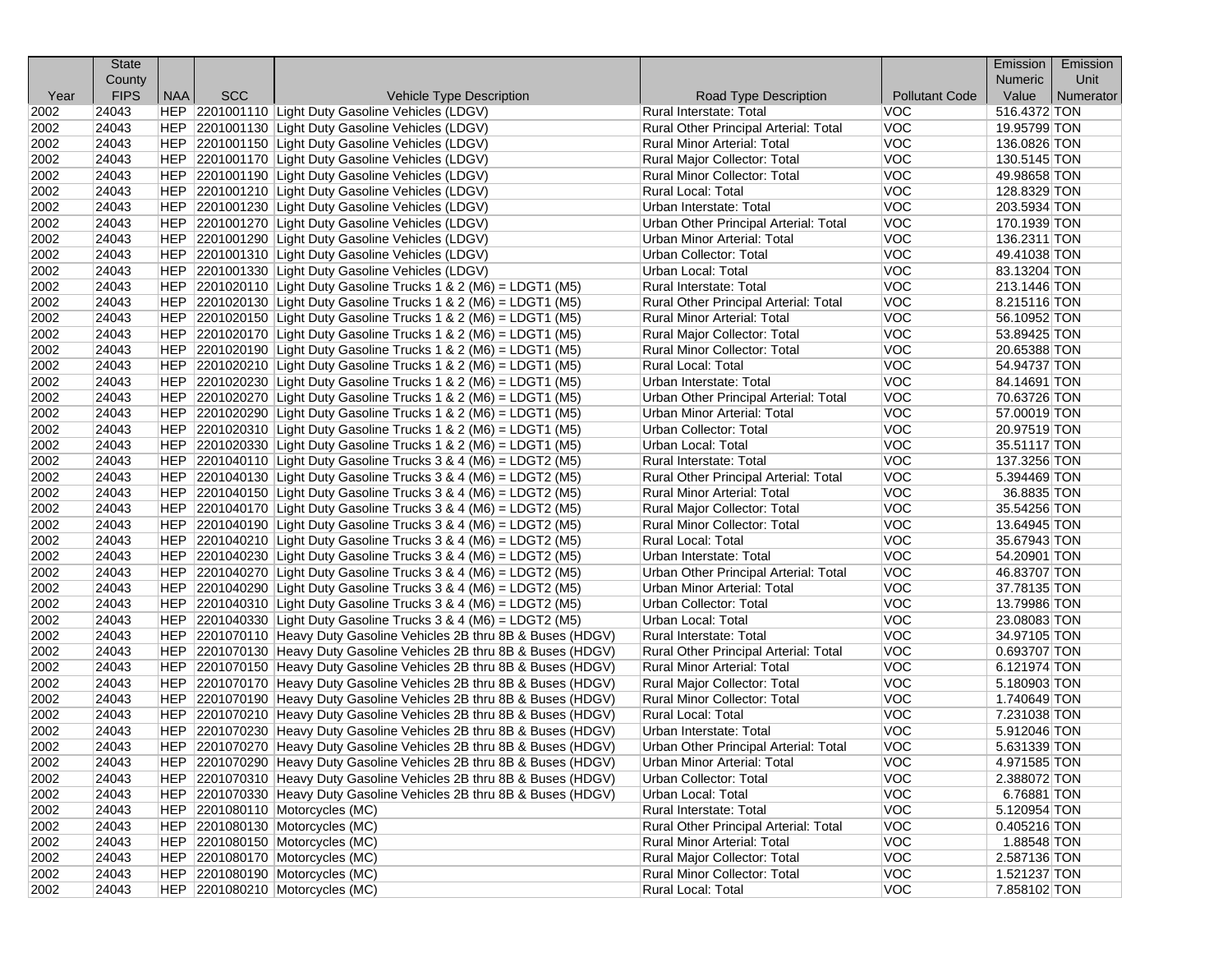| Year | State County FIPS | NAA | SCC | Vehicle Type Description | Road Type Description | Pollutant Code | Emission Numeric Value | Emission Unit Numerator |
|---|---|---|---|---|---|---|---|---|
| 2002 | 24043 | HEP | 2201001110 | Light Duty Gasoline Vehicles (LDGV) | Rural Interstate: Total | VOC | 516.4372 | TON |
| 2002 | 24043 | HEP | 2201001130 | Light Duty Gasoline Vehicles (LDGV) | Rural Other Principal Arterial: Total | VOC | 19.95799 | TON |
| 2002 | 24043 | HEP | 2201001150 | Light Duty Gasoline Vehicles (LDGV) | Rural Minor Arterial: Total | VOC | 136.0826 | TON |
| 2002 | 24043 | HEP | 2201001170 | Light Duty Gasoline Vehicles (LDGV) | Rural Major Collector: Total | VOC | 130.5145 | TON |
| 2002 | 24043 | HEP | 2201001190 | Light Duty Gasoline Vehicles (LDGV) | Rural Minor Collector: Total | VOC | 49.98658 | TON |
| 2002 | 24043 | HEP | 2201001210 | Light Duty Gasoline Vehicles (LDGV) | Rural Local: Total | VOC | 128.8329 | TON |
| 2002 | 24043 | HEP | 2201001230 | Light Duty Gasoline Vehicles (LDGV) | Urban Interstate: Total | VOC | 203.5934 | TON |
| 2002 | 24043 | HEP | 2201001270 | Light Duty Gasoline Vehicles (LDGV) | Urban Other Principal Arterial: Total | VOC | 170.1939 | TON |
| 2002 | 24043 | HEP | 2201001290 | Light Duty Gasoline Vehicles (LDGV) | Urban Minor Arterial: Total | VOC | 136.2311 | TON |
| 2002 | 24043 | HEP | 2201001310 | Light Duty Gasoline Vehicles (LDGV) | Urban Collector: Total | VOC | 49.41038 | TON |
| 2002 | 24043 | HEP | 2201001330 | Light Duty Gasoline Vehicles (LDGV) | Urban Local: Total | VOC | 83.13204 | TON |
| 2002 | 24043 | HEP | 2201020110 | Light Duty Gasoline Trucks 1 & 2 (M6) = LDGT1 (M5) | Rural Interstate: Total | VOC | 213.1446 | TON |
| 2002 | 24043 | HEP | 2201020130 | Light Duty Gasoline Trucks 1 & 2 (M6) = LDGT1 (M5) | Rural Other Principal Arterial: Total | VOC | 8.215116 | TON |
| 2002 | 24043 | HEP | 2201020150 | Light Duty Gasoline Trucks 1 & 2 (M6) = LDGT1 (M5) | Rural Minor Arterial: Total | VOC | 56.10952 | TON |
| 2002 | 24043 | HEP | 2201020170 | Light Duty Gasoline Trucks 1 & 2 (M6) = LDGT1 (M5) | Rural Major Collector: Total | VOC | 53.89425 | TON |
| 2002 | 24043 | HEP | 2201020190 | Light Duty Gasoline Trucks 1 & 2 (M6) = LDGT1 (M5) | Rural Minor Collector: Total | VOC | 20.65388 | TON |
| 2002 | 24043 | HEP | 2201020210 | Light Duty Gasoline Trucks 1 & 2 (M6) = LDGT1 (M5) | Rural Local: Total | VOC | 54.94737 | TON |
| 2002 | 24043 | HEP | 2201020230 | Light Duty Gasoline Trucks 1 & 2 (M6) = LDGT1 (M5) | Urban Interstate: Total | VOC | 84.14691 | TON |
| 2002 | 24043 | HEP | 2201020270 | Light Duty Gasoline Trucks 1 & 2 (M6) = LDGT1 (M5) | Urban Other Principal Arterial: Total | VOC | 70.63726 | TON |
| 2002 | 24043 | HEP | 2201020290 | Light Duty Gasoline Trucks 1 & 2 (M6) = LDGT1 (M5) | Urban Minor Arterial: Total | VOC | 57.00019 | TON |
| 2002 | 24043 | HEP | 2201020310 | Light Duty Gasoline Trucks 1 & 2 (M6) = LDGT1 (M5) | Urban Collector: Total | VOC | 20.97519 | TON |
| 2002 | 24043 | HEP | 2201020330 | Light Duty Gasoline Trucks 1 & 2 (M6) = LDGT1 (M5) | Urban Local: Total | VOC | 35.51117 | TON |
| 2002 | 24043 | HEP | 2201040110 | Light Duty Gasoline Trucks 3 & 4 (M6) = LDGT2 (M5) | Rural Interstate: Total | VOC | 137.3256 | TON |
| 2002 | 24043 | HEP | 2201040130 | Light Duty Gasoline Trucks 3 & 4 (M6) = LDGT2 (M5) | Rural Other Principal Arterial: Total | VOC | 5.394469 | TON |
| 2002 | 24043 | HEP | 2201040150 | Light Duty Gasoline Trucks 3 & 4 (M6) = LDGT2 (M5) | Rural Minor Arterial: Total | VOC | 36.8835 | TON |
| 2002 | 24043 | HEP | 2201040170 | Light Duty Gasoline Trucks 3 & 4 (M6) = LDGT2 (M5) | Rural Major Collector: Total | VOC | 35.54256 | TON |
| 2002 | 24043 | HEP | 2201040190 | Light Duty Gasoline Trucks 3 & 4 (M6) = LDGT2 (M5) | Rural Minor Collector: Total | VOC | 13.64945 | TON |
| 2002 | 24043 | HEP | 2201040210 | Light Duty Gasoline Trucks 3 & 4 (M6) = LDGT2 (M5) | Rural Local: Total | VOC | 35.67943 | TON |
| 2002 | 24043 | HEP | 2201040230 | Light Duty Gasoline Trucks 3 & 4 (M6) = LDGT2 (M5) | Urban Interstate: Total | VOC | 54.20901 | TON |
| 2002 | 24043 | HEP | 2201040270 | Light Duty Gasoline Trucks 3 & 4 (M6) = LDGT2 (M5) | Urban Other Principal Arterial: Total | VOC | 46.83707 | TON |
| 2002 | 24043 | HEP | 2201040290 | Light Duty Gasoline Trucks 3 & 4 (M6) = LDGT2 (M5) | Urban Minor Arterial: Total | VOC | 37.78135 | TON |
| 2002 | 24043 | HEP | 2201040310 | Light Duty Gasoline Trucks 3 & 4 (M6) = LDGT2 (M5) | Urban Collector: Total | VOC | 13.79986 | TON |
| 2002 | 24043 | HEP | 2201040330 | Light Duty Gasoline Trucks 3 & 4 (M6) = LDGT2 (M5) | Urban Local: Total | VOC | 23.08083 | TON |
| 2002 | 24043 | HEP | 2201070110 | Heavy Duty Gasoline Vehicles 2B thru 8B & Buses (HDGV) | Rural Interstate: Total | VOC | 34.97105 | TON |
| 2002 | 24043 | HEP | 2201070130 | Heavy Duty Gasoline Vehicles 2B thru 8B & Buses (HDGV) | Rural Other Principal Arterial: Total | VOC | 0.693707 | TON |
| 2002 | 24043 | HEP | 2201070150 | Heavy Duty Gasoline Vehicles 2B thru 8B & Buses (HDGV) | Rural Minor Arterial: Total | VOC | 6.121974 | TON |
| 2002 | 24043 | HEP | 2201070170 | Heavy Duty Gasoline Vehicles 2B thru 8B & Buses (HDGV) | Rural Major Collector: Total | VOC | 5.180903 | TON |
| 2002 | 24043 | HEP | 2201070190 | Heavy Duty Gasoline Vehicles 2B thru 8B & Buses (HDGV) | Rural Minor Collector: Total | VOC | 1.740649 | TON |
| 2002 | 24043 | HEP | 2201070210 | Heavy Duty Gasoline Vehicles 2B thru 8B & Buses (HDGV) | Rural Local: Total | VOC | 7.231038 | TON |
| 2002 | 24043 | HEP | 2201070230 | Heavy Duty Gasoline Vehicles 2B thru 8B & Buses (HDGV) | Urban Interstate: Total | VOC | 5.912046 | TON |
| 2002 | 24043 | HEP | 2201070270 | Heavy Duty Gasoline Vehicles 2B thru 8B & Buses (HDGV) | Urban Other Principal Arterial: Total | VOC | 5.631339 | TON |
| 2002 | 24043 | HEP | 2201070290 | Heavy Duty Gasoline Vehicles 2B thru 8B & Buses (HDGV) | Urban Minor Arterial: Total | VOC | 4.971585 | TON |
| 2002 | 24043 | HEP | 2201070310 | Heavy Duty Gasoline Vehicles 2B thru 8B & Buses (HDGV) | Urban Collector: Total | VOC | 2.388072 | TON |
| 2002 | 24043 | HEP | 2201070330 | Heavy Duty Gasoline Vehicles 2B thru 8B & Buses (HDGV) | Urban Local: Total | VOC | 6.76881 | TON |
| 2002 | 24043 | HEP | 2201080110 | Motorcycles (MC) | Rural Interstate: Total | VOC | 5.120954 | TON |
| 2002 | 24043 | HEP | 2201080130 | Motorcycles (MC) | Rural Other Principal Arterial: Total | VOC | 0.405216 | TON |
| 2002 | 24043 | HEP | 2201080150 | Motorcycles (MC) | Rural Minor Arterial: Total | VOC | 1.88548 | TON |
| 2002 | 24043 | HEP | 2201080170 | Motorcycles (MC) | Rural Major Collector: Total | VOC | 2.587136 | TON |
| 2002 | 24043 | HEP | 2201080190 | Motorcycles (MC) | Rural Minor Collector: Total | VOC | 1.521237 | TON |
| 2002 | 24043 | HEP | 2201080210 | Motorcycles (MC) | Rural Local: Total | VOC | 7.858102 | TON |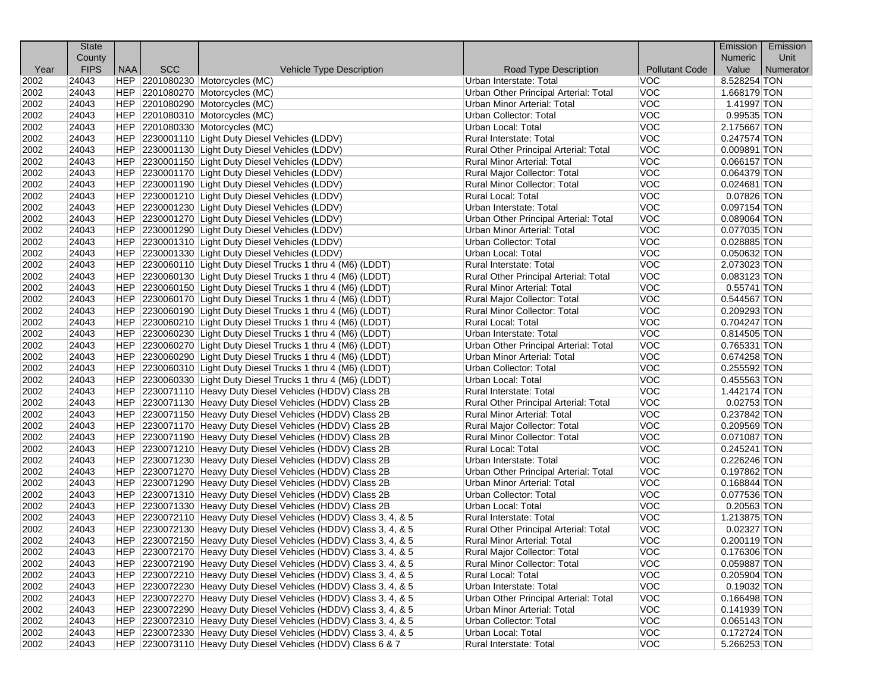| Year | State County FIPS | NAA | SCC | Vehicle Type Description | Road Type Description | Pollutant Code | Emission Numeric Value | Emission Unit Numerator |
|---|---|---|---|---|---|---|---|---|
| 2002 | 24043 | HEP | 2201080230 | Motorcycles (MC) | Urban Interstate: Total | VOC | 8.528254 | TON |
| 2002 | 24043 | HEP | 2201080270 | Motorcycles (MC) | Urban Other Principal Arterial: Total | VOC | 1.668179 | TON |
| 2002 | 24043 | HEP | 2201080290 | Motorcycles (MC) | Urban Minor Arterial: Total | VOC | 1.41997 | TON |
| 2002 | 24043 | HEP | 2201080310 | Motorcycles (MC) | Urban Collector: Total | VOC | 0.99535 | TON |
| 2002 | 24043 | HEP | 2201080330 | Motorcycles (MC) | Urban Local: Total | VOC | 2.175667 | TON |
| 2002 | 24043 | HEP | 2230001110 | Light Duty Diesel Vehicles (LDDV) | Rural Interstate: Total | VOC | 0.247574 | TON |
| 2002 | 24043 | HEP | 2230001130 | Light Duty Diesel Vehicles (LDDV) | Rural Other Principal Arterial: Total | VOC | 0.009891 | TON |
| 2002 | 24043 | HEP | 2230001150 | Light Duty Diesel Vehicles (LDDV) | Rural Minor Arterial: Total | VOC | 0.066157 | TON |
| 2002 | 24043 | HEP | 2230001170 | Light Duty Diesel Vehicles (LDDV) | Rural Major Collector: Total | VOC | 0.064379 | TON |
| 2002 | 24043 | HEP | 2230001190 | Light Duty Diesel Vehicles (LDDV) | Rural Minor Collector: Total | VOC | 0.024681 | TON |
| 2002 | 24043 | HEP | 2230001210 | Light Duty Diesel Vehicles (LDDV) | Rural Local: Total | VOC | 0.07826 | TON |
| 2002 | 24043 | HEP | 2230001230 | Light Duty Diesel Vehicles (LDDV) | Urban Interstate: Total | VOC | 0.097154 | TON |
| 2002 | 24043 | HEP | 2230001270 | Light Duty Diesel Vehicles (LDDV) | Urban Other Principal Arterial: Total | VOC | 0.089064 | TON |
| 2002 | 24043 | HEP | 2230001290 | Light Duty Diesel Vehicles (LDDV) | Urban Minor Arterial: Total | VOC | 0.077035 | TON |
| 2002 | 24043 | HEP | 2230001310 | Light Duty Diesel Vehicles (LDDV) | Urban Collector: Total | VOC | 0.028885 | TON |
| 2002 | 24043 | HEP | 2230001330 | Light Duty Diesel Vehicles (LDDV) | Urban Local: Total | VOC | 0.050632 | TON |
| 2002 | 24043 | HEP | 2230060110 | Light Duty Diesel Trucks 1 thru 4 (M6) (LDDT) | Rural Interstate: Total | VOC | 2.073023 | TON |
| 2002 | 24043 | HEP | 2230060130 | Light Duty Diesel Trucks 1 thru 4 (M6) (LDDT) | Rural Other Principal Arterial: Total | VOC | 0.083123 | TON |
| 2002 | 24043 | HEP | 2230060150 | Light Duty Diesel Trucks 1 thru 4 (M6) (LDDT) | Rural Minor Arterial: Total | VOC | 0.55741 | TON |
| 2002 | 24043 | HEP | 2230060170 | Light Duty Diesel Trucks 1 thru 4 (M6) (LDDT) | Rural Major Collector: Total | VOC | 0.544567 | TON |
| 2002 | 24043 | HEP | 2230060190 | Light Duty Diesel Trucks 1 thru 4 (M6) (LDDT) | Rural Minor Collector: Total | VOC | 0.209293 | TON |
| 2002 | 24043 | HEP | 2230060210 | Light Duty Diesel Trucks 1 thru 4 (M6) (LDDT) | Rural Local: Total | VOC | 0.704247 | TON |
| 2002 | 24043 | HEP | 2230060230 | Light Duty Diesel Trucks 1 thru 4 (M6) (LDDT) | Urban Interstate: Total | VOC | 0.814505 | TON |
| 2002 | 24043 | HEP | 2230060270 | Light Duty Diesel Trucks 1 thru 4 (M6) (LDDT) | Urban Other Principal Arterial: Total | VOC | 0.765331 | TON |
| 2002 | 24043 | HEP | 2230060290 | Light Duty Diesel Trucks 1 thru 4 (M6) (LDDT) | Urban Minor Arterial: Total | VOC | 0.674258 | TON |
| 2002 | 24043 | HEP | 2230060310 | Light Duty Diesel Trucks 1 thru 4 (M6) (LDDT) | Urban Collector: Total | VOC | 0.255592 | TON |
| 2002 | 24043 | HEP | 2230060330 | Light Duty Diesel Trucks 1 thru 4 (M6) (LDDT) | Urban Local: Total | VOC | 0.455563 | TON |
| 2002 | 24043 | HEP | 2230071110 | Heavy Duty Diesel Vehicles (HDDV) Class 2B | Rural Interstate: Total | VOC | 1.442174 | TON |
| 2002 | 24043 | HEP | 2230071130 | Heavy Duty Diesel Vehicles (HDDV) Class 2B | Rural Other Principal Arterial: Total | VOC | 0.02753 | TON |
| 2002 | 24043 | HEP | 2230071150 | Heavy Duty Diesel Vehicles (HDDV) Class 2B | Rural Minor Arterial: Total | VOC | 0.237842 | TON |
| 2002 | 24043 | HEP | 2230071170 | Heavy Duty Diesel Vehicles (HDDV) Class 2B | Rural Major Collector: Total | VOC | 0.209569 | TON |
| 2002 | 24043 | HEP | 2230071190 | Heavy Duty Diesel Vehicles (HDDV) Class 2B | Rural Minor Collector: Total | VOC | 0.071087 | TON |
| 2002 | 24043 | HEP | 2230071210 | Heavy Duty Diesel Vehicles (HDDV) Class 2B | Rural Local: Total | VOC | 0.245241 | TON |
| 2002 | 24043 | HEP | 2230071230 | Heavy Duty Diesel Vehicles (HDDV) Class 2B | Urban Interstate: Total | VOC | 0.226246 | TON |
| 2002 | 24043 | HEP | 2230071270 | Heavy Duty Diesel Vehicles (HDDV) Class 2B | Urban Other Principal Arterial: Total | VOC | 0.197862 | TON |
| 2002 | 24043 | HEP | 2230071290 | Heavy Duty Diesel Vehicles (HDDV) Class 2B | Urban Minor Arterial: Total | VOC | 0.168844 | TON |
| 2002 | 24043 | HEP | 2230071310 | Heavy Duty Diesel Vehicles (HDDV) Class 2B | Urban Collector: Total | VOC | 0.077536 | TON |
| 2002 | 24043 | HEP | 2230071330 | Heavy Duty Diesel Vehicles (HDDV) Class 2B | Urban Local: Total | VOC | 0.20563 | TON |
| 2002 | 24043 | HEP | 2230072110 | Heavy Duty Diesel Vehicles (HDDV) Class 3, 4, & 5 | Rural Interstate: Total | VOC | 1.213875 | TON |
| 2002 | 24043 | HEP | 2230072130 | Heavy Duty Diesel Vehicles (HDDV) Class 3, 4, & 5 | Rural Other Principal Arterial: Total | VOC | 0.02327 | TON |
| 2002 | 24043 | HEP | 2230072150 | Heavy Duty Diesel Vehicles (HDDV) Class 3, 4, & 5 | Rural Minor Arterial: Total | VOC | 0.200119 | TON |
| 2002 | 24043 | HEP | 2230072170 | Heavy Duty Diesel Vehicles (HDDV) Class 3, 4, & 5 | Rural Major Collector: Total | VOC | 0.176306 | TON |
| 2002 | 24043 | HEP | 2230072190 | Heavy Duty Diesel Vehicles (HDDV) Class 3, 4, & 5 | Rural Minor Collector: Total | VOC | 0.059887 | TON |
| 2002 | 24043 | HEP | 2230072210 | Heavy Duty Diesel Vehicles (HDDV) Class 3, 4, & 5 | Rural Local: Total | VOC | 0.205904 | TON |
| 2002 | 24043 | HEP | 2230072230 | Heavy Duty Diesel Vehicles (HDDV) Class 3, 4, & 5 | Urban Interstate: Total | VOC | 0.19032 | TON |
| 2002 | 24043 | HEP | 2230072270 | Heavy Duty Diesel Vehicles (HDDV) Class 3, 4, & 5 | Urban Other Principal Arterial: Total | VOC | 0.166498 | TON |
| 2002 | 24043 | HEP | 2230072290 | Heavy Duty Diesel Vehicles (HDDV) Class 3, 4, & 5 | Urban Minor Arterial: Total | VOC | 0.141939 | TON |
| 2002 | 24043 | HEP | 2230072310 | Heavy Duty Diesel Vehicles (HDDV) Class 3, 4, & 5 | Urban Collector: Total | VOC | 0.065143 | TON |
| 2002 | 24043 | HEP | 2230072330 | Heavy Duty Diesel Vehicles (HDDV) Class 3, 4, & 5 | Urban Local: Total | VOC | 0.172724 | TON |
| 2002 | 24043 | HEP | 2230073110 | Heavy Duty Diesel Vehicles (HDDV) Class 6 & 7 | Rural Interstate: Total | VOC | 5.266253 | TON |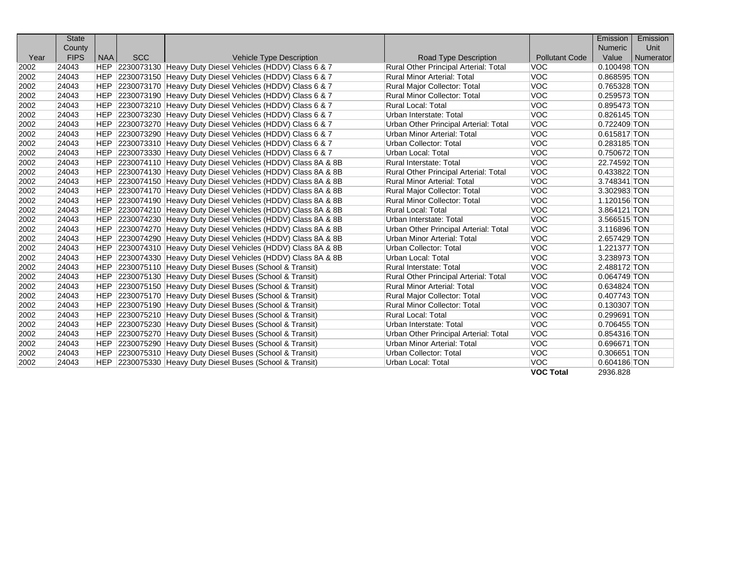| Year | State County FIPS | NAA | SCC | Vehicle Type Description | Road Type Description | Pollutant Code | Emission Numeric Value | Emission Unit Numerator |
|---|---|---|---|---|---|---|---|---|
| 2002 | 24043 | HEP | 2230073130 | Heavy Duty Diesel Vehicles (HDDV) Class 6 & 7 | Rural Other Principal Arterial: Total | VOC | 0.100498 | TON |
| 2002 | 24043 | HEP | 2230073150 | Heavy Duty Diesel Vehicles (HDDV) Class 6 & 7 | Rural Minor Arterial: Total | VOC | 0.868595 | TON |
| 2002 | 24043 | HEP | 2230073170 | Heavy Duty Diesel Vehicles (HDDV) Class 6 & 7 | Rural Major Collector: Total | VOC | 0.765328 | TON |
| 2002 | 24043 | HEP | 2230073190 | Heavy Duty Diesel Vehicles (HDDV) Class 6 & 7 | Rural Minor Collector: Total | VOC | 0.259573 | TON |
| 2002 | 24043 | HEP | 2230073210 | Heavy Duty Diesel Vehicles (HDDV) Class 6 & 7 | Rural Local: Total | VOC | 0.895473 | TON |
| 2002 | 24043 | HEP | 2230073230 | Heavy Duty Diesel Vehicles (HDDV) Class 6 & 7 | Urban Interstate: Total | VOC | 0.826145 | TON |
| 2002 | 24043 | HEP | 2230073270 | Heavy Duty Diesel Vehicles (HDDV) Class 6 & 7 | Urban Other Principal Arterial: Total | VOC | 0.722409 | TON |
| 2002 | 24043 | HEP | 2230073290 | Heavy Duty Diesel Vehicles (HDDV) Class 6 & 7 | Urban Minor Arterial: Total | VOC | 0.615817 | TON |
| 2002 | 24043 | HEP | 2230073310 | Heavy Duty Diesel Vehicles (HDDV) Class 6 & 7 | Urban Collector: Total | VOC | 0.283185 | TON |
| 2002 | 24043 | HEP | 2230073330 | Heavy Duty Diesel Vehicles (HDDV) Class 6 & 7 | Urban Local: Total | VOC | 0.750672 | TON |
| 2002 | 24043 | HEP | 2230074110 | Heavy Duty Diesel Vehicles (HDDV) Class 8A & 8B | Rural Interstate: Total | VOC | 22.74592 | TON |
| 2002 | 24043 | HEP | 2230074130 | Heavy Duty Diesel Vehicles (HDDV) Class 8A & 8B | Rural Other Principal Arterial: Total | VOC | 0.433822 | TON |
| 2002 | 24043 | HEP | 2230074150 | Heavy Duty Diesel Vehicles (HDDV) Class 8A & 8B | Rural Minor Arterial: Total | VOC | 3.748341 | TON |
| 2002 | 24043 | HEP | 2230074170 | Heavy Duty Diesel Vehicles (HDDV) Class 8A & 8B | Rural Major Collector: Total | VOC | 3.302983 | TON |
| 2002 | 24043 | HEP | 2230074190 | Heavy Duty Diesel Vehicles (HDDV) Class 8A & 8B | Rural Minor Collector: Total | VOC | 1.120156 | TON |
| 2002 | 24043 | HEP | 2230074210 | Heavy Duty Diesel Vehicles (HDDV) Class 8A & 8B | Rural Local: Total | VOC | 3.864121 | TON |
| 2002 | 24043 | HEP | 2230074230 | Heavy Duty Diesel Vehicles (HDDV) Class 8A & 8B | Urban Interstate: Total | VOC | 3.566515 | TON |
| 2002 | 24043 | HEP | 2230074270 | Heavy Duty Diesel Vehicles (HDDV) Class 8A & 8B | Urban Other Principal Arterial: Total | VOC | 3.116896 | TON |
| 2002 | 24043 | HEP | 2230074290 | Heavy Duty Diesel Vehicles (HDDV) Class 8A & 8B | Urban Minor Arterial: Total | VOC | 2.657429 | TON |
| 2002 | 24043 | HEP | 2230074310 | Heavy Duty Diesel Vehicles (HDDV) Class 8A & 8B | Urban Collector: Total | VOC | 1.221377 | TON |
| 2002 | 24043 | HEP | 2230074330 | Heavy Duty Diesel Vehicles (HDDV) Class 8A & 8B | Urban Local: Total | VOC | 3.238973 | TON |
| 2002 | 24043 | HEP | 2230075110 | Heavy Duty Diesel Buses (School & Transit) | Rural Interstate: Total | VOC | 2.488172 | TON |
| 2002 | 24043 | HEP | 2230075130 | Heavy Duty Diesel Buses (School & Transit) | Rural Other Principal Arterial: Total | VOC | 0.064749 | TON |
| 2002 | 24043 | HEP | 2230075150 | Heavy Duty Diesel Buses (School & Transit) | Rural Minor Arterial: Total | VOC | 0.634824 | TON |
| 2002 | 24043 | HEP | 2230075170 | Heavy Duty Diesel Buses (School & Transit) | Rural Major Collector: Total | VOC | 0.407743 | TON |
| 2002 | 24043 | HEP | 2230075190 | Heavy Duty Diesel Buses (School & Transit) | Rural Minor Collector: Total | VOC | 0.130307 | TON |
| 2002 | 24043 | HEP | 2230075210 | Heavy Duty Diesel Buses (School & Transit) | Rural Local: Total | VOC | 0.299691 | TON |
| 2002 | 24043 | HEP | 2230075230 | Heavy Duty Diesel Buses (School & Transit) | Urban Interstate: Total | VOC | 0.706455 | TON |
| 2002 | 24043 | HEP | 2230075270 | Heavy Duty Diesel Buses (School & Transit) | Urban Other Principal Arterial: Total | VOC | 0.854316 | TON |
| 2002 | 24043 | HEP | 2230075290 | Heavy Duty Diesel Buses (School & Transit) | Urban Minor Arterial: Total | VOC | 0.696671 | TON |
| 2002 | 24043 | HEP | 2230075310 | Heavy Duty Diesel Buses (School & Transit) | Urban Collector: Total | VOC | 0.306651 | TON |
| 2002 | 24043 | HEP | 2230075330 | Heavy Duty Diesel Buses (School & Transit) | Urban Local: Total | VOC | 0.604186 | TON |
| | | | | | | **VOC Total** | 2936.828 | |